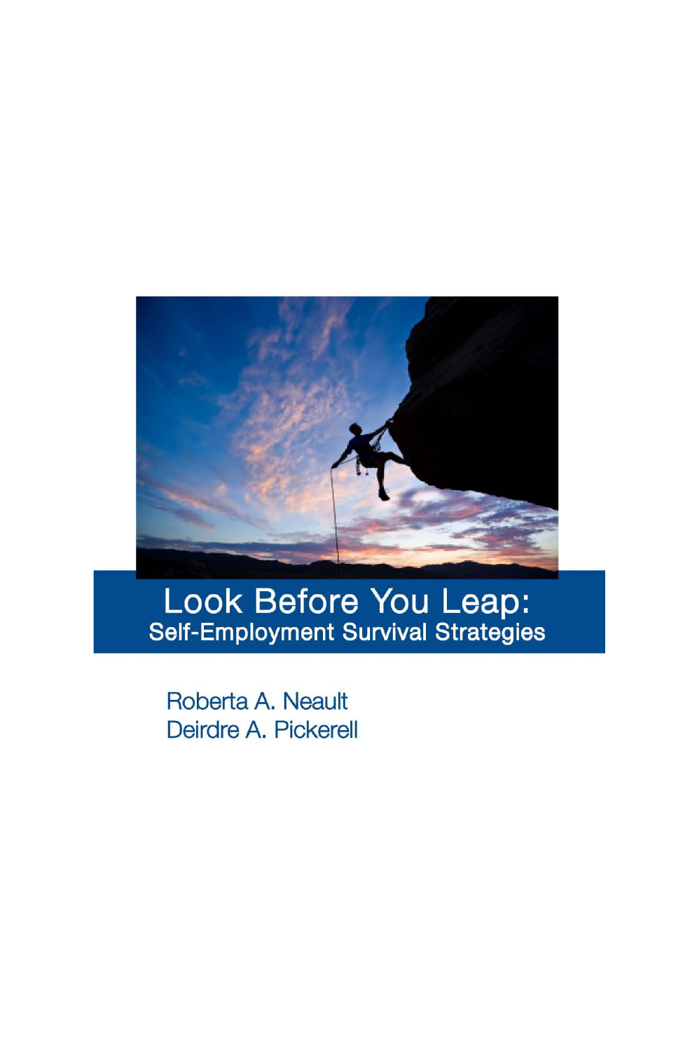# Look Before You Leap:

## Self-Employment Survival Strategies

Roberta A. Neault
Deirdre A. Pickerell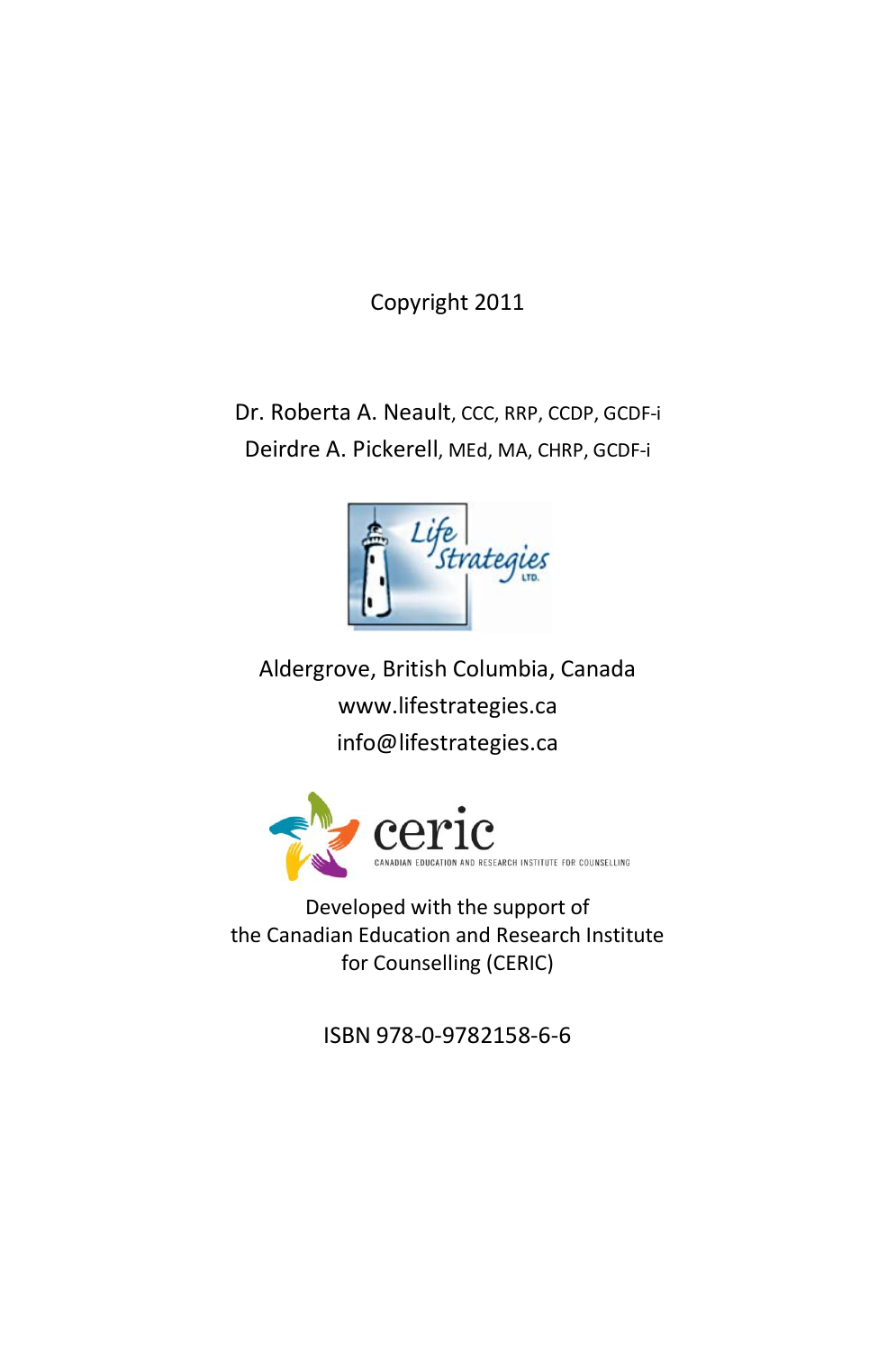Copyright 2011

Dr. Roberta A. Neault, CCC, RRP, CCDP, GCDF-i
Deirdre A. Pickerell, MEd, MA, CHRP, GCDF-i

Aldergrove, British Columbia, Canada
www.lifestrategies.ca
info@lifestrategies.ca

Developed with the support of
the Canadian Education and Research Institute
for Counselling (CERIC)

ISBN 978-0-9782158-6-6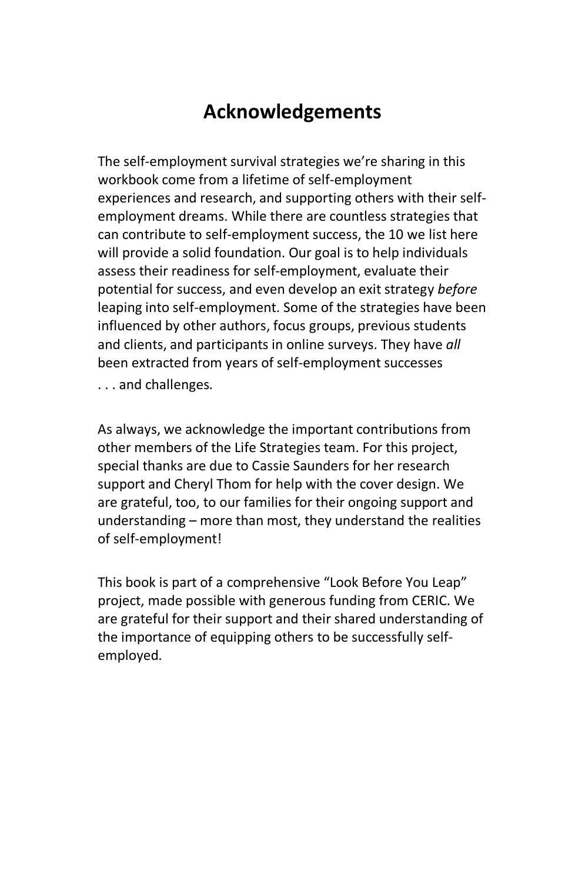# Acknowledgements

The self-employment survival strategies we're sharing in this workbook come from a lifetime of self-employment experiences and research, and supporting others with their self-employment dreams. While there are countless strategies that can contribute to self-employment success, the 10 we list here will provide a solid foundation. Our goal is to help individuals assess their readiness for self-employment, evaluate their potential for success, and even develop an exit strategy *before* leaping into self-employment. Some of the strategies have been influenced by other authors, focus groups, previous students and clients, and participants in online surveys. They have *all* been extracted from years of self-employment successes . . . and challenges.

As always, we acknowledge the important contributions from other members of the Life Strategies team. For this project, special thanks are due to Cassie Saunders for her research support and Cheryl Thom for help with the cover design. We are grateful, too, to our families for their ongoing support and understanding – more than most, they understand the realities of self-employment!

This book is part of a comprehensive "Look Before You Leap" project, made possible with generous funding from CERIC. We are grateful for their support and their shared understanding of the importance of equipping others to be successfully self-employed.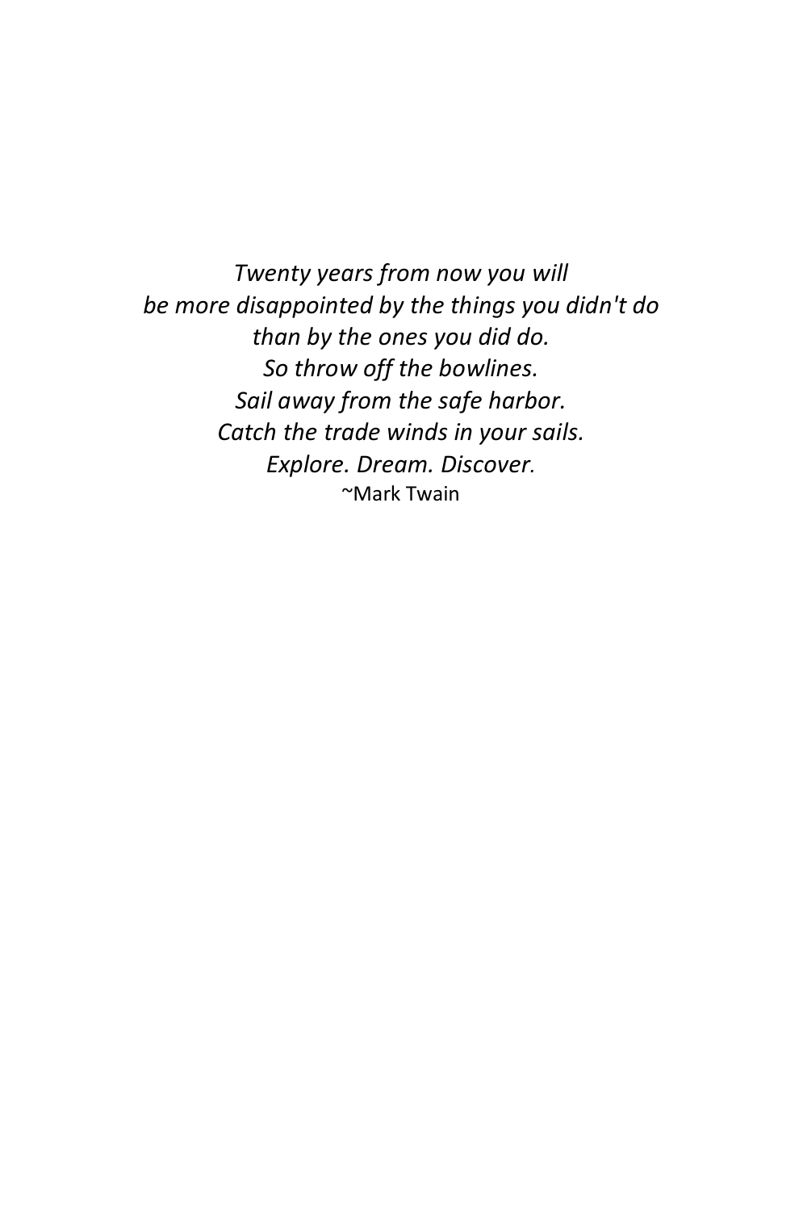*Twenty years from now you will*
*be more disappointed by the things you didn't do*
*than by the ones you did do.*
*So throw off the bowlines.*
*Sail away from the safe harbor.*
*Catch the trade winds in your sails.*
*Explore. Dream. Discover.*
~Mark Twain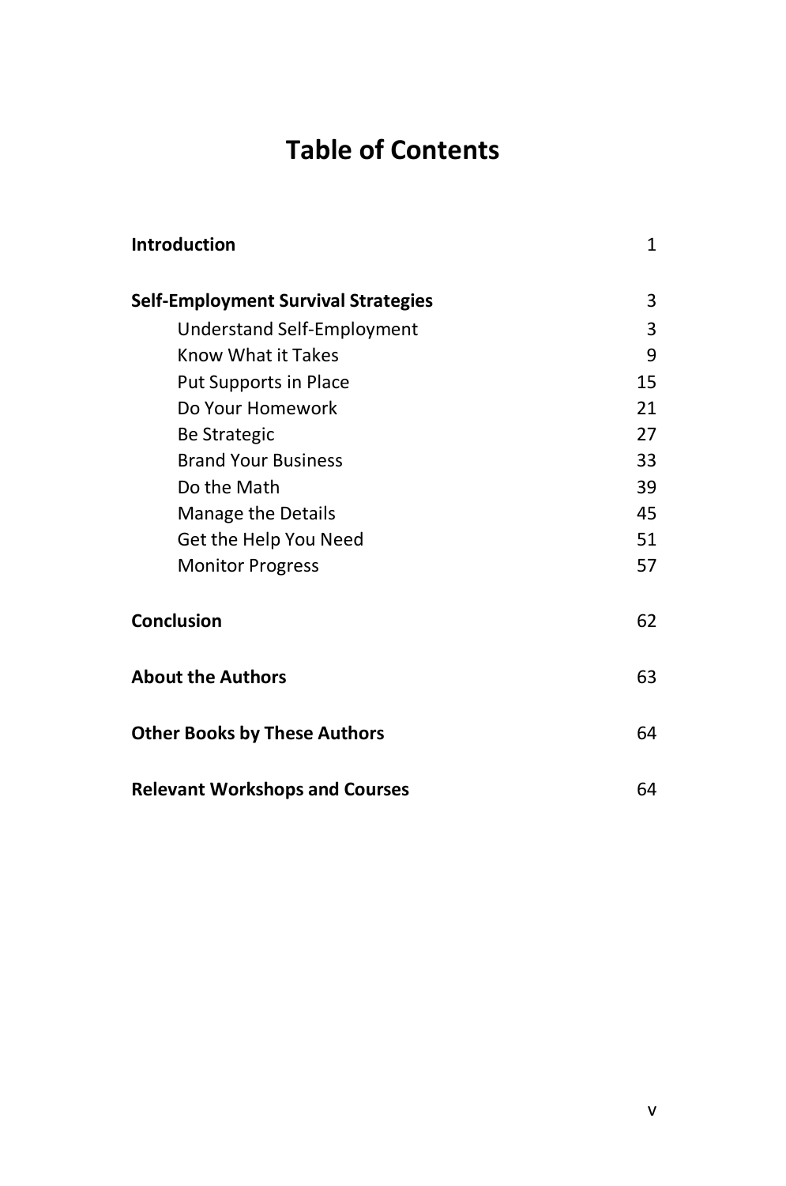# Table of Contents

**Introduction** 1

**Self-Employment Survival Strategies** 3

- Understand Self-Employment 3
- Know What it Takes 9
- Put Supports in Place 15
- Do Your Homework 21
- Be Strategic 27
- Brand Your Business 33
- Do the Math 39
- Manage the Details 45
- Get the Help You Need 51
- Monitor Progress 57

**Conclusion** 62

**About the Authors** 63

**Other Books by These Authors** 64

**Relevant Workshops and Courses** 64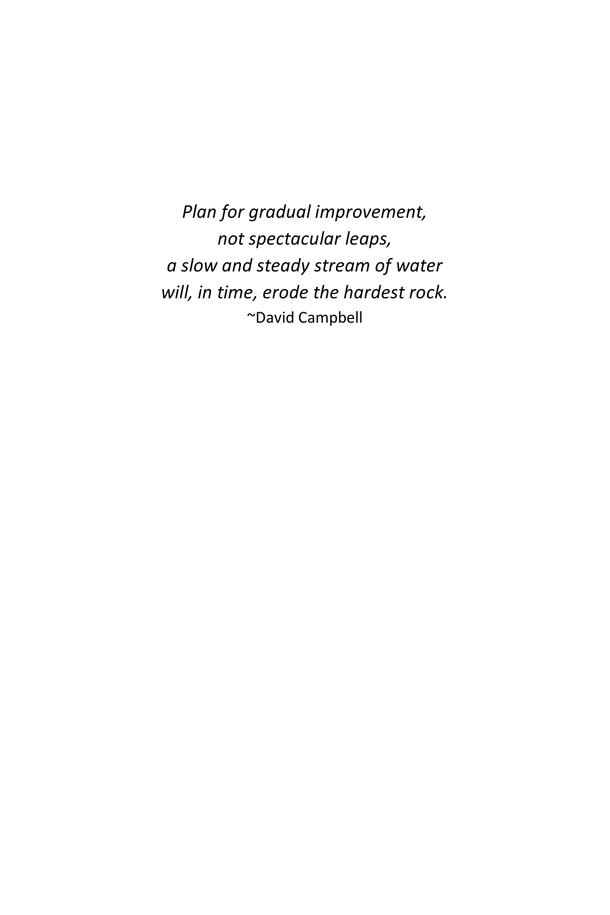*Plan for gradual improvement,*
*not spectacular leaps,*
*a slow and steady stream of water*
*will, in time, erode the hardest rock.*

~David Campbell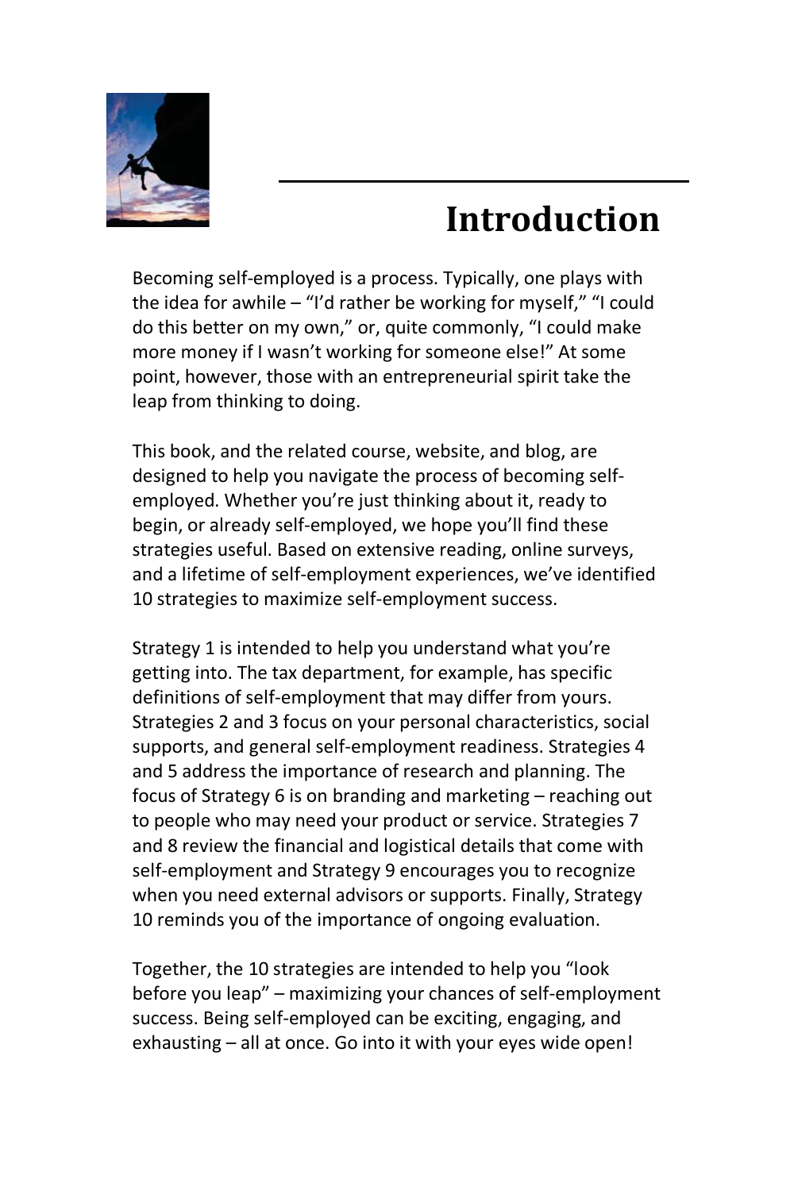# Introduction

Becoming self-employed is a process. Typically, one plays with the idea for awhile – "I'd rather be working for myself," "I could do this better on my own," or, quite commonly, "I could make more money if I wasn't working for someone else!" At some point, however, those with an entrepreneurial spirit take the leap from thinking to doing.

This book, and the related course, website, and blog, are designed to help you navigate the process of becoming self-employed. Whether you're just thinking about it, ready to begin, or already self-employed, we hope you'll find these strategies useful. Based on extensive reading, online surveys, and a lifetime of self-employment experiences, we've identified 10 strategies to maximize self-employment success.

Strategy 1 is intended to help you understand what you're getting into. The tax department, for example, has specific definitions of self-employment that may differ from yours. Strategies 2 and 3 focus on your personal characteristics, social supports, and general self-employment readiness. Strategies 4 and 5 address the importance of research and planning. The focus of Strategy 6 is on branding and marketing – reaching out to people who may need your product or service. Strategies 7 and 8 review the financial and logistical details that come with self-employment and Strategy 9 encourages you to recognize when you need external advisors or supports. Finally, Strategy 10 reminds you of the importance of ongoing evaluation.

Together, the 10 strategies are intended to help you "look before you leap" – maximizing your chances of self-employment success. Being self-employed can be exciting, engaging, and exhausting – all at once. Go into it with your eyes wide open!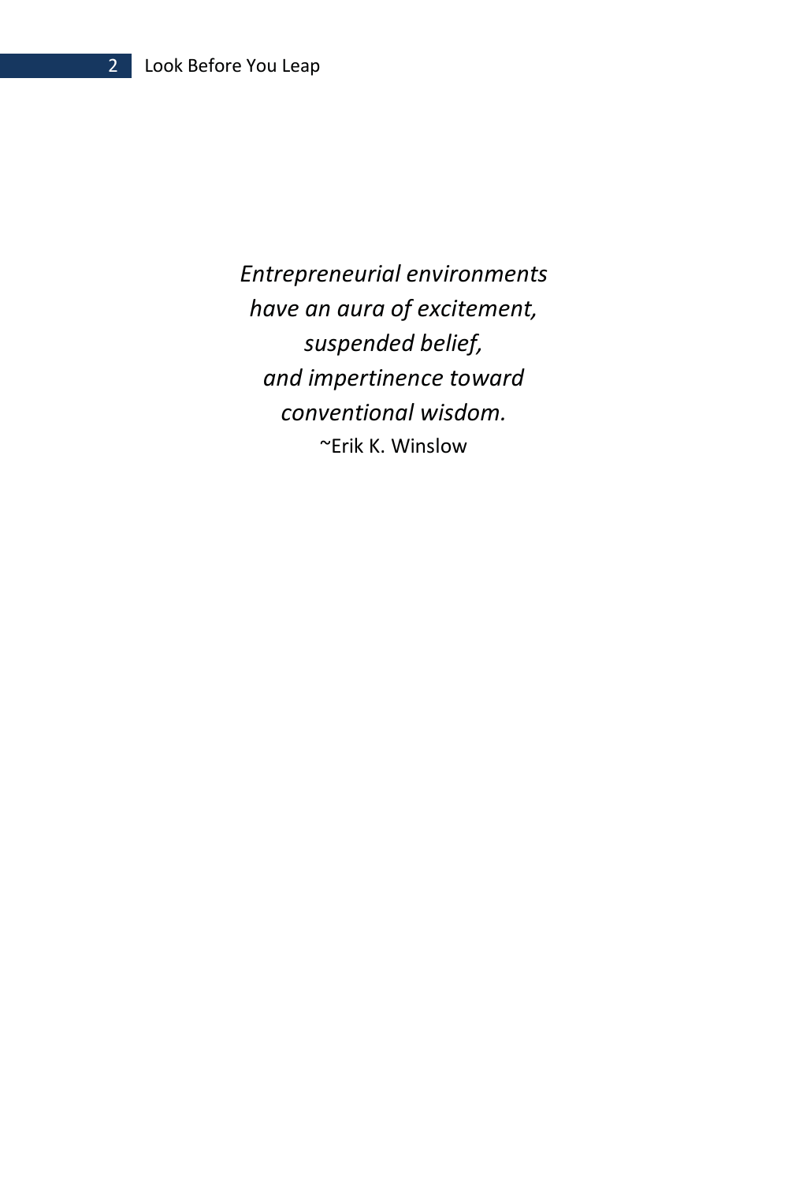*Entrepreneurial environments*
*have an aura of excitement,*
*suspended belief,*
*and impertinence toward*
*conventional wisdom.*
~Erik K. Winslow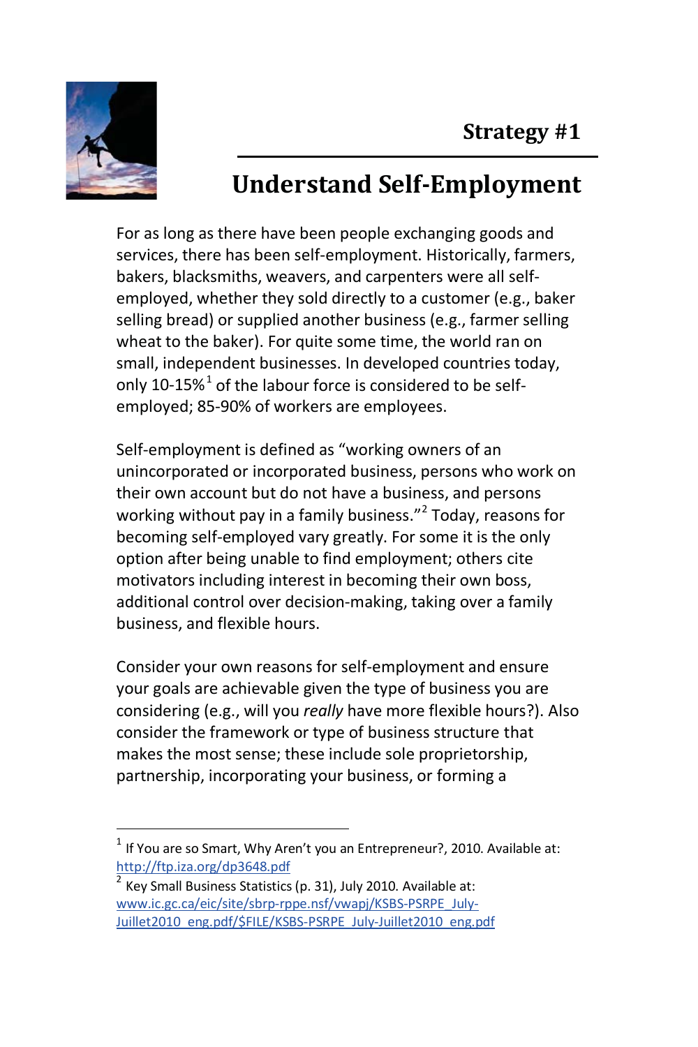Strategy #1

# Understand Self-Employment

For as long as there have been people exchanging goods and services, there has been self-employment. Historically, farmers, bakers, blacksmiths, weavers, and carpenters were all self-employed, whether they sold directly to a customer (e.g., baker selling bread) or supplied another business (e.g., farmer selling wheat to the baker). For quite some time, the world ran on small, independent businesses. In developed countries today, only 10-15%[1] of the labour force is considered to be self-employed; 85-90% of workers are employees.

Self-employment is defined as "working owners of an unincorporated or incorporated business, persons who work on their own account but do not have a business, and persons working without pay in a family business."[2] Today, reasons for becoming self-employed vary greatly. For some it is the only option after being unable to find employment; others cite motivators including interest in becoming their own boss, additional control over decision-making, taking over a family business, and flexible hours.

Consider your own reasons for self-employment and ensure your goals are achievable given the type of business you are considering (e.g., will you *really* have more flexible hours?). Also consider the framework or type of business structure that makes the most sense; these include sole proprietorship, partnership, incorporating your business, or forming a

---

[1] If You are so Smart, Why Aren't you an Entrepreneur?, 2010. Available at: http://ftp.iza.org/dp3648.pdf

[2] Key Small Business Statistics (p. 31), July 2010. Available at: www.ic.gc.ca/eic/site/sbrp-rppe.nsf/vwapj/KSBS-PSRPE_July-Juillet2010_eng.pdf/$FILE/KSBS-PSRPE_July-Juillet2010_eng.pdf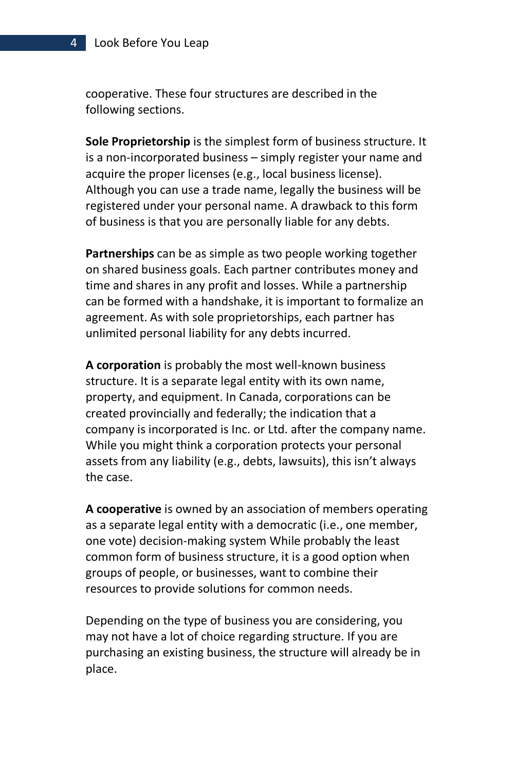cooperative. These four structures are described in the following sections.

**Sole Proprietorship** is the simplest form of business structure. It is a non-incorporated business – simply register your name and acquire the proper licenses (e.g., local business license). Although you can use a trade name, legally the business will be registered under your personal name. A drawback to this form of business is that you are personally liable for any debts.

**Partnerships** can be as simple as two people working together on shared business goals. Each partner contributes money and time and shares in any profit and losses. While a partnership can be formed with a handshake, it is important to formalize an agreement. As with sole proprietorships, each partner has unlimited personal liability for any debts incurred.

**A corporation** is probably the most well-known business structure. It is a separate legal entity with its own name, property, and equipment. In Canada, corporations can be created provincially and federally; the indication that a company is incorporated is Inc. or Ltd. after the company name. While you might think a corporation protects your personal assets from any liability (e.g., debts, lawsuits), this isn't always the case.

**A cooperative** is owned by an association of members operating as a separate legal entity with a democratic (i.e., one member, one vote) decision-making system While probably the least common form of business structure, it is a good option when groups of people, or businesses, want to combine their resources to provide solutions for common needs.

Depending on the type of business you are considering, you may not have a lot of choice regarding structure. If you are purchasing an existing business, the structure will already be in place.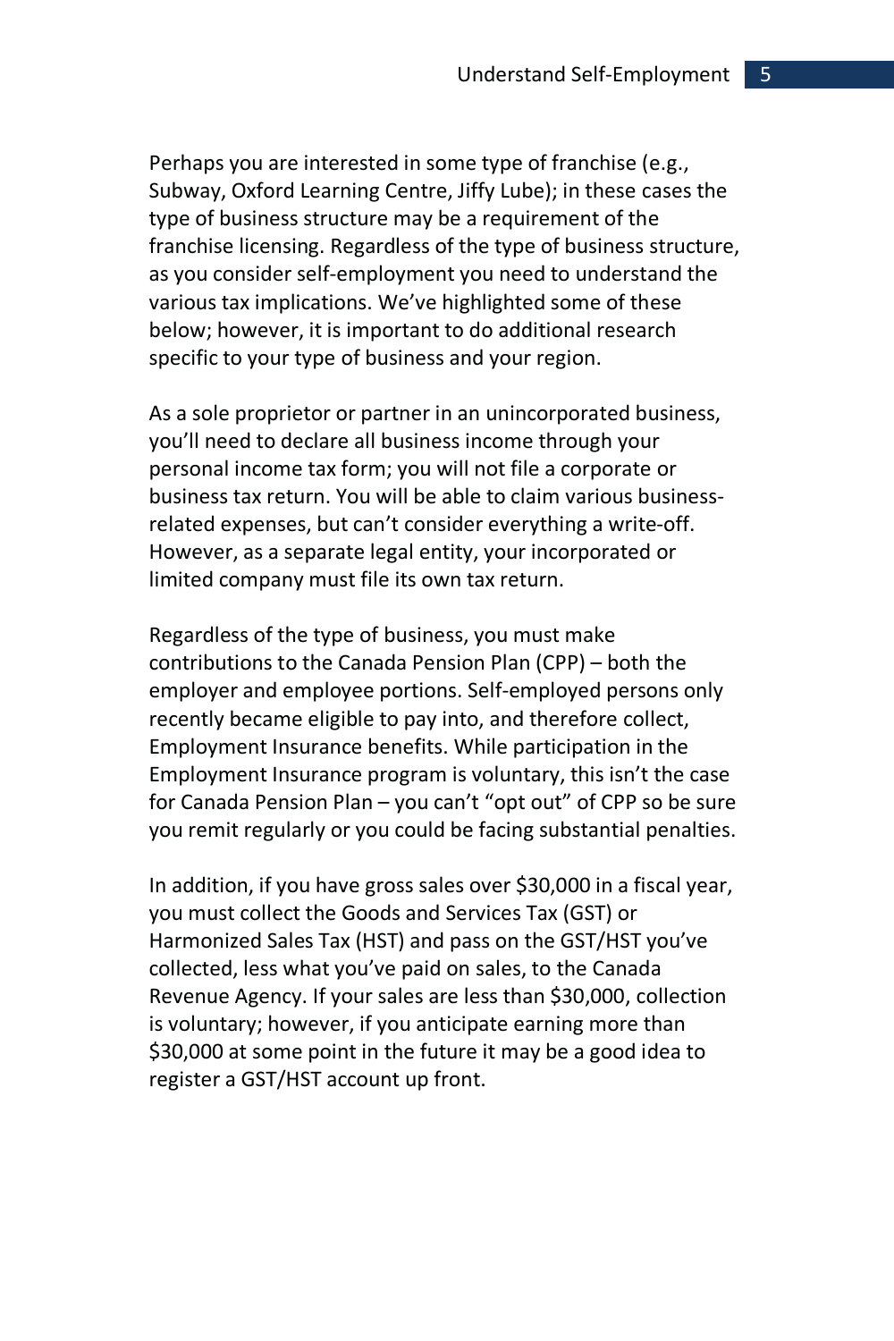Perhaps you are interested in some type of franchise (e.g., Subway, Oxford Learning Centre, Jiffy Lube); in these cases the type of business structure may be a requirement of the franchise licensing. Regardless of the type of business structure, as you consider self-employment you need to understand the various tax implications. We've highlighted some of these below; however, it is important to do additional research specific to your type of business and your region.

As a sole proprietor or partner in an unincorporated business, you'll need to declare all business income through your personal income tax form; you will not file a corporate or business tax return. You will be able to claim various business-related expenses, but can't consider everything a write-off. However, as a separate legal entity, your incorporated or limited company must file its own tax return.

Regardless of the type of business, you must make contributions to the Canada Pension Plan (CPP) – both the employer and employee portions. Self-employed persons only recently became eligible to pay into, and therefore collect, Employment Insurance benefits. While participation in the Employment Insurance program is voluntary, this isn't the case for Canada Pension Plan – you can't "opt out" of CPP so be sure you remit regularly or you could be facing substantial penalties.

In addition, if you have gross sales over $30,000 in a fiscal year, you must collect the Goods and Services Tax (GST) or Harmonized Sales Tax (HST) and pass on the GST/HST you've collected, less what you've paid on sales, to the Canada Revenue Agency. If your sales are less than $30,000, collection is voluntary; however, if you anticipate earning more than $30,000 at some point in the future it may be a good idea to register a GST/HST account up front.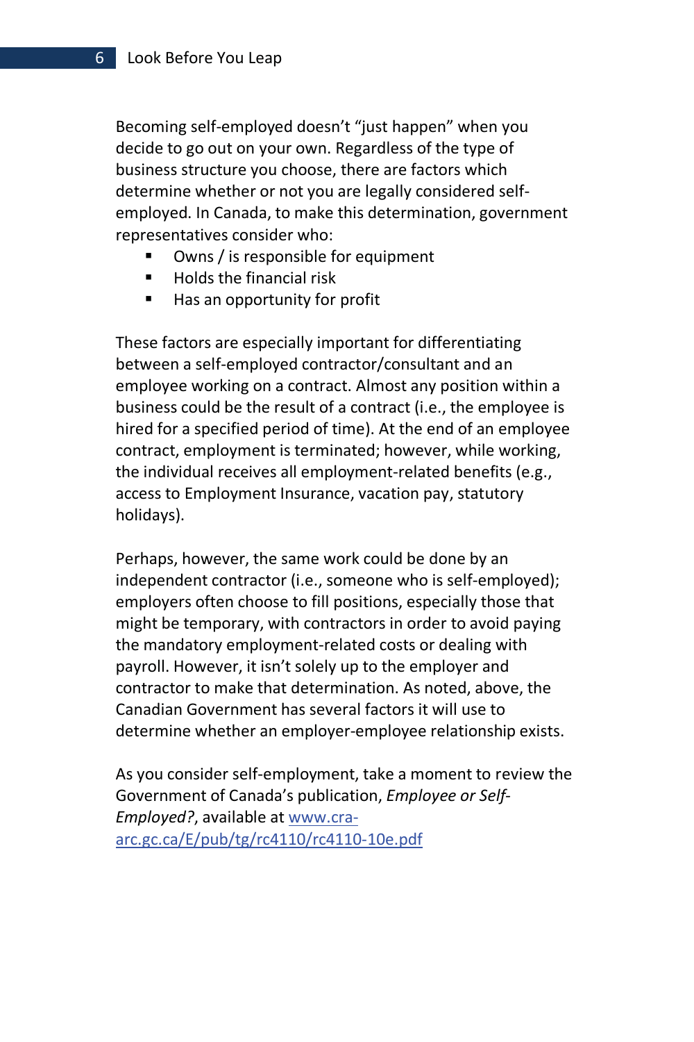Becoming self-employed doesn't "just happen" when you decide to go out on your own. Regardless of the type of business structure you choose, there are factors which determine whether or not you are legally considered self-employed. In Canada, to make this determination, government representatives consider who:

- Owns / is responsible for equipment
- Holds the financial risk
- Has an opportunity for profit

These factors are especially important for differentiating between a self-employed contractor/consultant and an employee working on a contract. Almost any position within a business could be the result of a contract (i.e., the employee is hired for a specified period of time). At the end of an employee contract, employment is terminated; however, while working, the individual receives all employment-related benefits (e.g., access to Employment Insurance, vacation pay, statutory holidays).

Perhaps, however, the same work could be done by an independent contractor (i.e., someone who is self-employed); employers often choose to fill positions, especially those that might be temporary, with contractors in order to avoid paying the mandatory employment-related costs or dealing with payroll. However, it isn't solely up to the employer and contractor to make that determination. As noted, above, the Canadian Government has several factors it will use to determine whether an employer-employee relationship exists.

As you consider self-employment, take a moment to review the Government of Canada's publication, *Employee or Self-Employed?*, available at [www.cra-arc.gc.ca/E/pub/tg/rc4110/rc4110-10e.pdf](www.cra-arc.gc.ca/E/pub/tg/rc4110/rc4110-10e.pdf)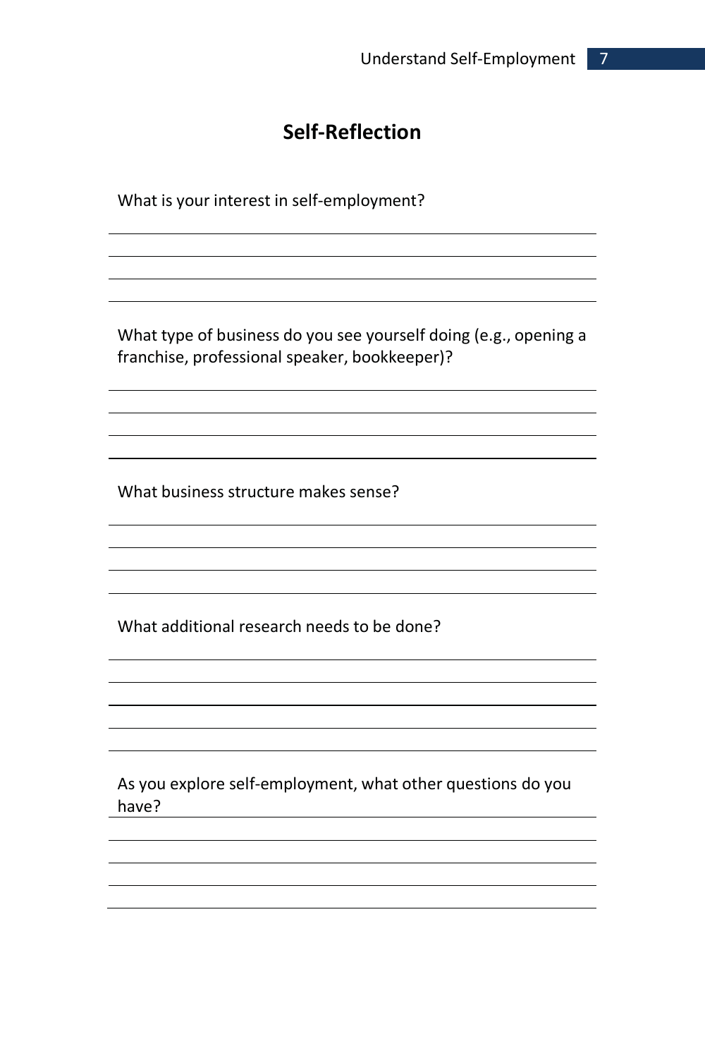## Self-Reflection

What is your interest in self-employment?

What type of business do you see yourself doing (e.g., opening a franchise, professional speaker, bookkeeper)?

What business structure makes sense?

What additional research needs to be done?

As you explore self-employment, what other questions do you have?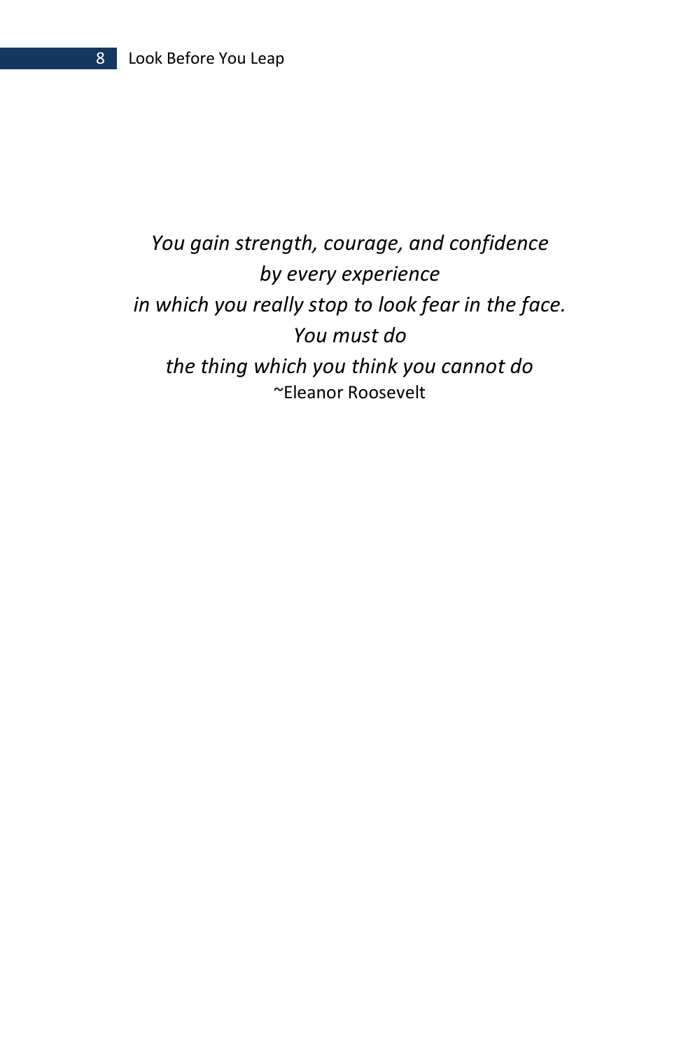*You gain strength, courage, and confidence*
*by every experience*
*in which you really stop to look fear in the face.*
*You must do*
*the thing which you think you cannot do*
~Eleanor Roosevelt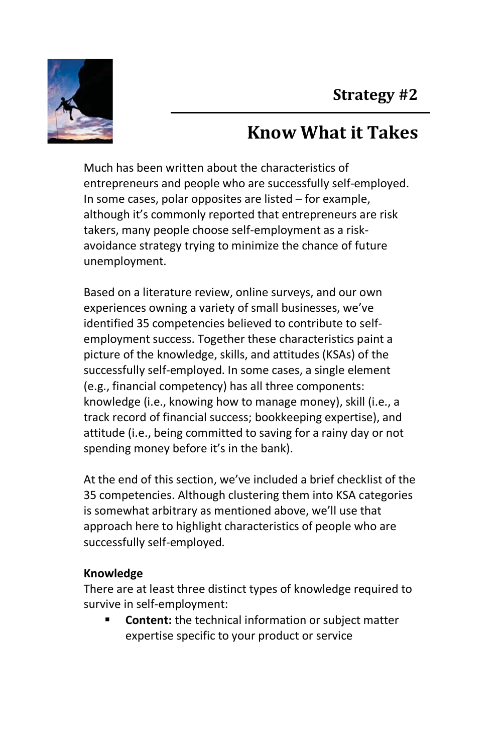## Strategy #2

# Know What it Takes

Much has been written about the characteristics of entrepreneurs and people who are successfully self-employed. In some cases, polar opposites are listed – for example, although it's commonly reported that entrepreneurs are risk takers, many people choose self-employment as a risk-avoidance strategy trying to minimize the chance of future unemployment.

Based on a literature review, online surveys, and our own experiences owning a variety of small businesses, we've identified 35 competencies believed to contribute to self-employment success. Together these characteristics paint a picture of the knowledge, skills, and attitudes (KSAs) of the successfully self-employed. In some cases, a single element (e.g., financial competency) has all three components: knowledge (i.e., knowing how to manage money), skill (i.e., a track record of financial success; bookkeeping expertise), and attitude (i.e., being committed to saving for a rainy day or not spending money before it's in the bank).

At the end of this section, we've included a brief checklist of the 35 competencies. Although clustering them into KSA categories is somewhat arbitrary as mentioned above, we'll use that approach here to highlight characteristics of people who are successfully self-employed.

**Knowledge**

There are at least three distinct types of knowledge required to survive in self-employment:

- **Content:** the technical information or subject matter expertise specific to your product or service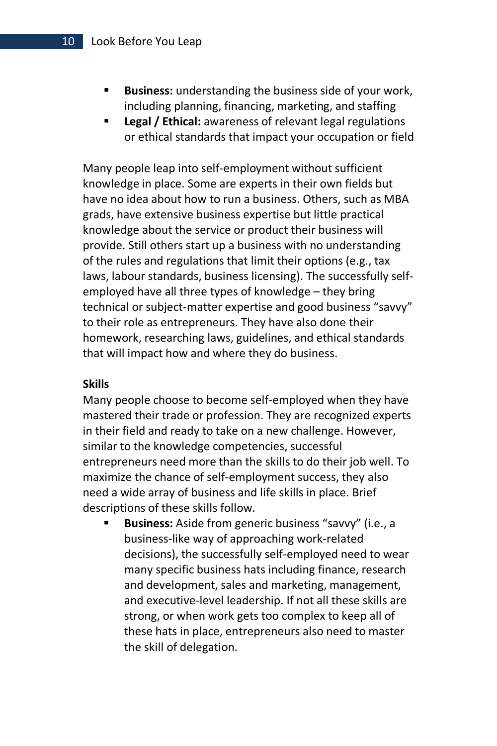- **Business:** understanding the business side of your work, including planning, financing, marketing, and staffing
- **Legal / Ethical:** awareness of relevant legal regulations or ethical standards that impact your occupation or field

Many people leap into self-employment without sufficient knowledge in place. Some are experts in their own fields but have no idea about how to run a business. Others, such as MBA grads, have extensive business expertise but little practical knowledge about the service or product their business will provide. Still others start up a business with no understanding of the rules and regulations that limit their options (e.g., tax laws, labour standards, business licensing). The successfully self-employed have all three types of knowledge – they bring technical or subject-matter expertise and good business "savvy" to their role as entrepreneurs. They have also done their homework, researching laws, guidelines, and ethical standards that will impact how and where they do business.

**Skills**

Many people choose to become self-employed when they have mastered their trade or profession. They are recognized experts in their field and ready to take on a new challenge. However, similar to the knowledge competencies, successful entrepreneurs need more than the skills to do their job well. To maximize the chance of self-employment success, they also need a wide array of business and life skills in place. Brief descriptions of these skills follow.

- **Business:** Aside from generic business "savvy" (i.e., a business-like way of approaching work-related decisions), the successfully self-employed need to wear many specific business hats including finance, research and development, sales and marketing, management, and executive-level leadership. If not all these skills are strong, or when work gets too complex to keep all of these hats in place, entrepreneurs also need to master the skill of delegation.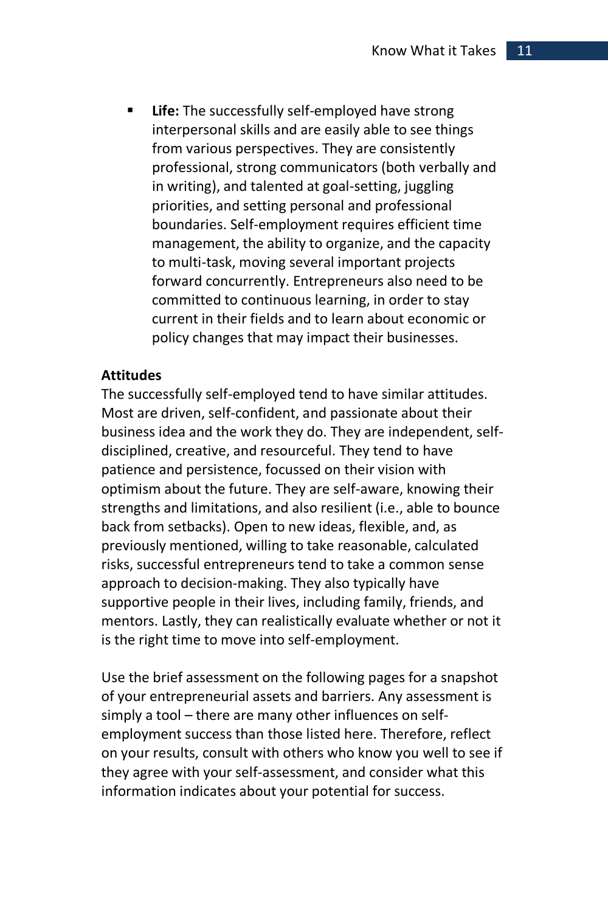- **Life:** The successfully self-employed have strong interpersonal skills and are easily able to see things from various perspectives. They are consistently professional, strong communicators (both verbally and in writing), and talented at goal-setting, juggling priorities, and setting personal and professional boundaries. Self-employment requires efficient time management, the ability to organize, and the capacity to multi-task, moving several important projects forward concurrently. Entrepreneurs also need to be committed to continuous learning, in order to stay current in their fields and to learn about economic or policy changes that may impact their businesses.

**Attitudes**

The successfully self-employed tend to have similar attitudes. Most are driven, self-confident, and passionate about their business idea and the work they do. They are independent, self-disciplined, creative, and resourceful. They tend to have patience and persistence, focussed on their vision with optimism about the future. They are self-aware, knowing their strengths and limitations, and also resilient (i.e., able to bounce back from setbacks). Open to new ideas, flexible, and, as previously mentioned, willing to take reasonable, calculated risks, successful entrepreneurs tend to take a common sense approach to decision-making. They also typically have supportive people in their lives, including family, friends, and mentors. Lastly, they can realistically evaluate whether or not it is the right time to move into self-employment.

Use the brief assessment on the following pages for a snapshot of your entrepreneurial assets and barriers. Any assessment is simply a tool – there are many other influences on self-employment success than those listed here. Therefore, reflect on your results, consult with others who know you well to see if they agree with your self-assessment, and consider what this information indicates about your potential for success.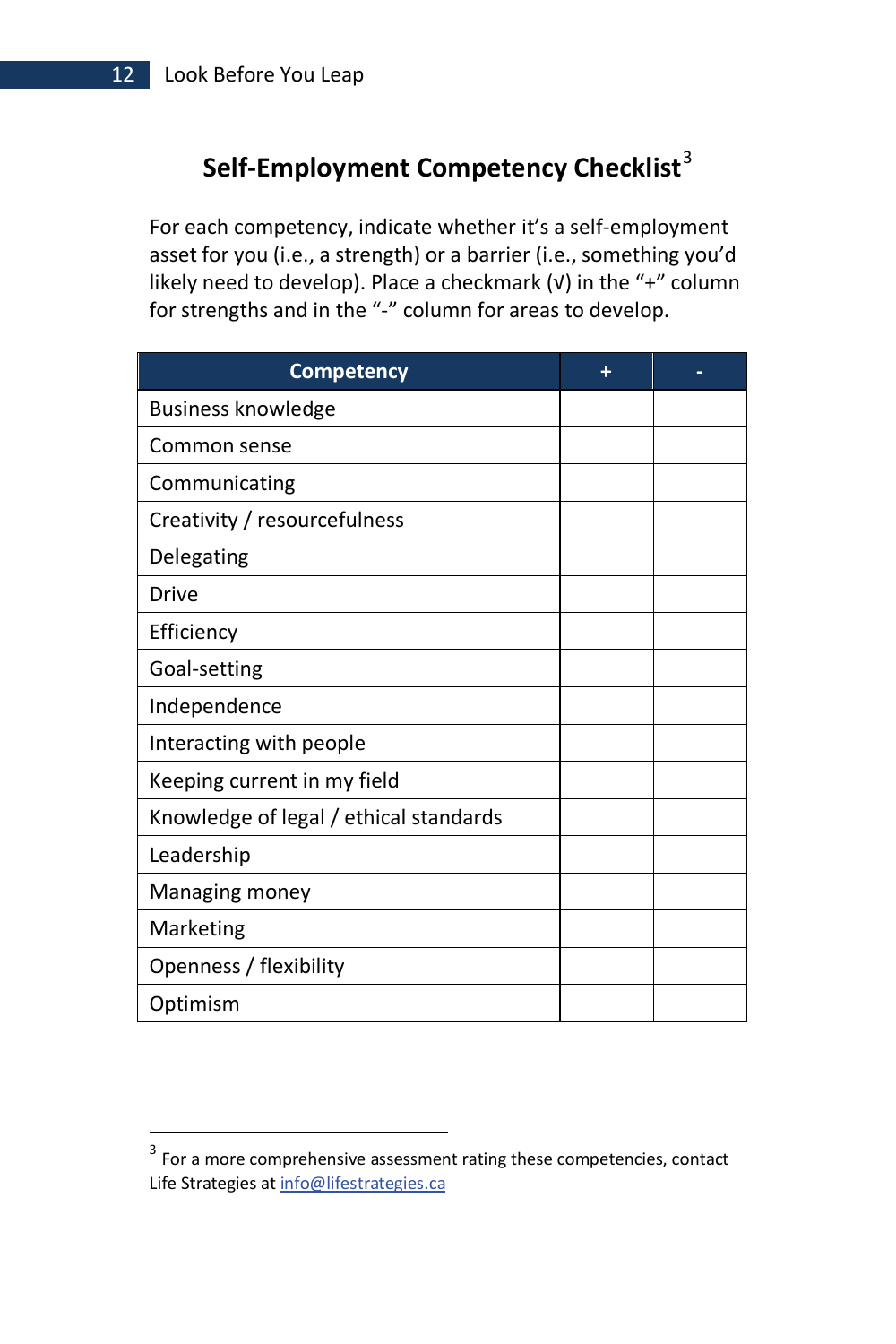## Self-Employment Competency Checklist[3]

For each competency, indicate whether it's a self-employment asset for you (i.e., a strength) or a barrier (i.e., something you'd likely need to develop). Place a checkmark (√) in the "+" column for strengths and in the "-" column for areas to develop.

| Competency | + | - |
|---|---|---|
| Business knowledge | | |
| Common sense | | |
| Communicating | | |
| Creativity / resourcefulness | | |
| Delegating | | |
| Drive | | |
| Efficiency | | |
| Goal-setting | | |
| Independence | | |
| Interacting with people | | |
| Keeping current in my field | | |
| Knowledge of legal / ethical standards | | |
| Leadership | | |
| Managing money | | |
| Marketing | | |
| Openness / flexibility | | |
| Optimism | | |

---

[3] For a more comprehensive assessment rating these competencies, contact Life Strategies at info@lifestrategies.ca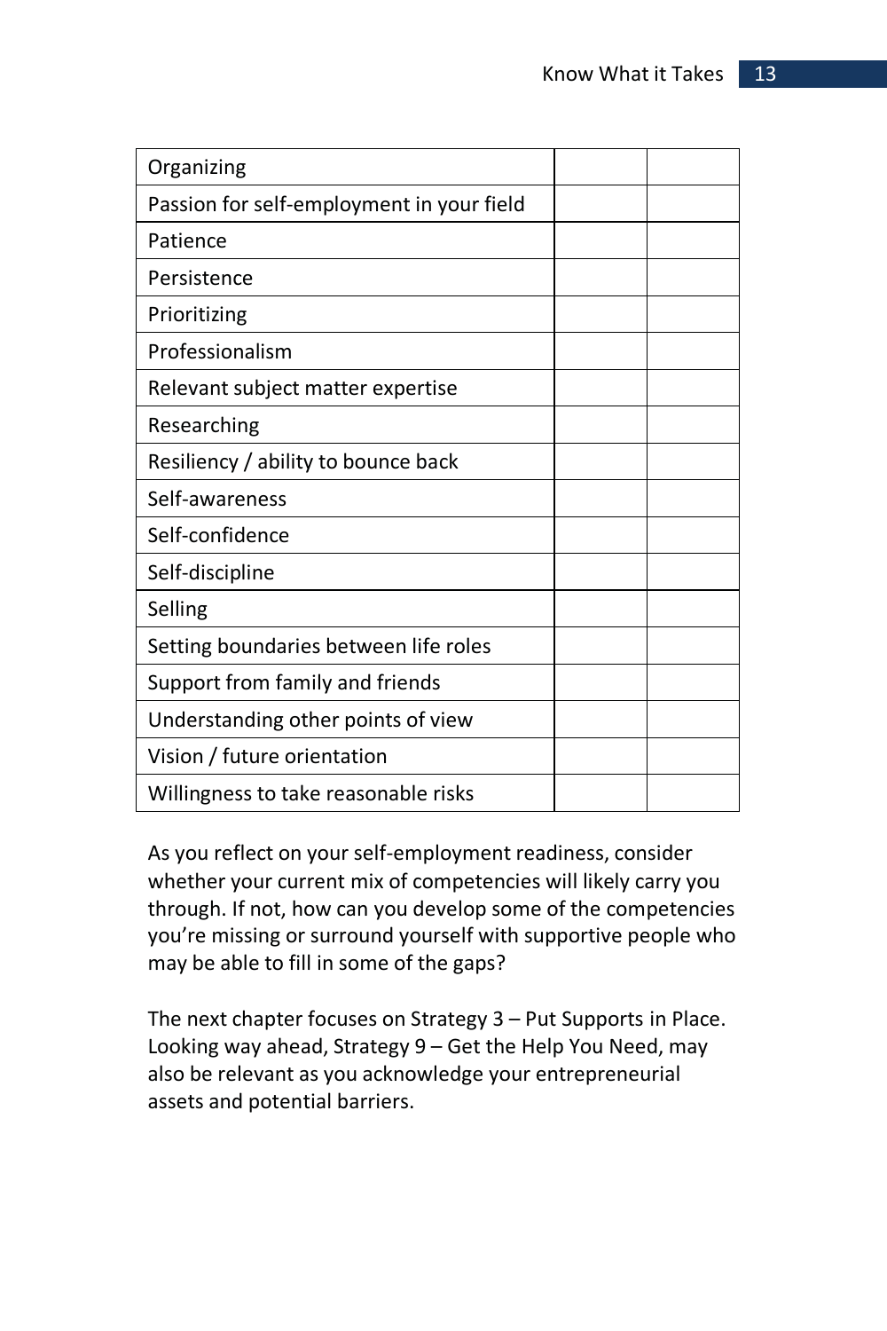| | | |
|---|---|---|
| Organizing | | |
| Passion for self-employment in your field | | |
| Patience | | |
| Persistence | | |
| Prioritizing | | |
| Professionalism | | |
| Relevant subject matter expertise | | |
| Researching | | |
| Resiliency / ability to bounce back | | |
| Self-awareness | | |
| Self-confidence | | |
| Self-discipline | | |
| Selling | | |
| Setting boundaries between life roles | | |
| Support from family and friends | | |
| Understanding other points of view | | |
| Vision / future orientation | | |
| Willingness to take reasonable risks | | |

As you reflect on your self-employment readiness, consider whether your current mix of competencies will likely carry you through. If not, how can you develop some of the competencies you're missing or surround yourself with supportive people who may be able to fill in some of the gaps?

The next chapter focuses on Strategy 3 – Put Supports in Place. Looking way ahead, Strategy 9 – Get the Help You Need, may also be relevant as you acknowledge your entrepreneurial assets and potential barriers.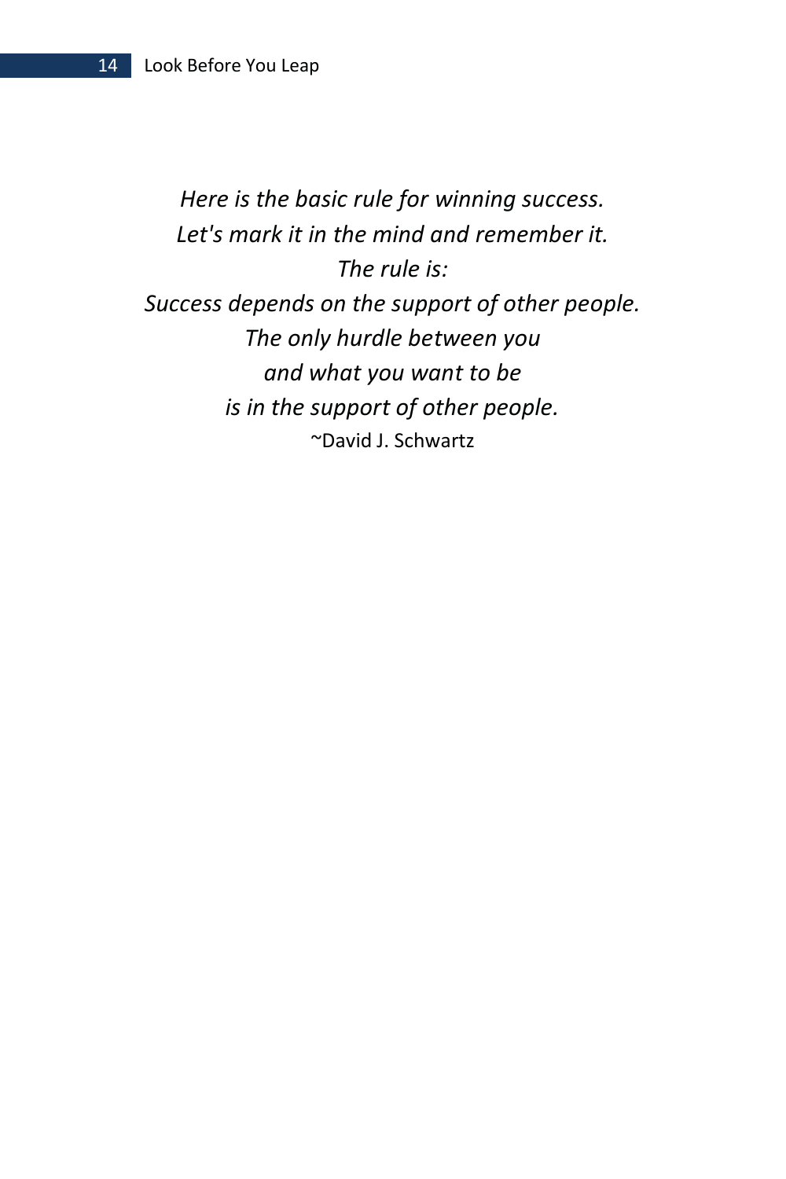*Here is the basic rule for winning success.*
*Let's mark it in the mind and remember it.*
*The rule is:*
*Success depends on the support of other people.*
*The only hurdle between you*
*and what you want to be*
*is in the support of other people.*

~David J. Schwartz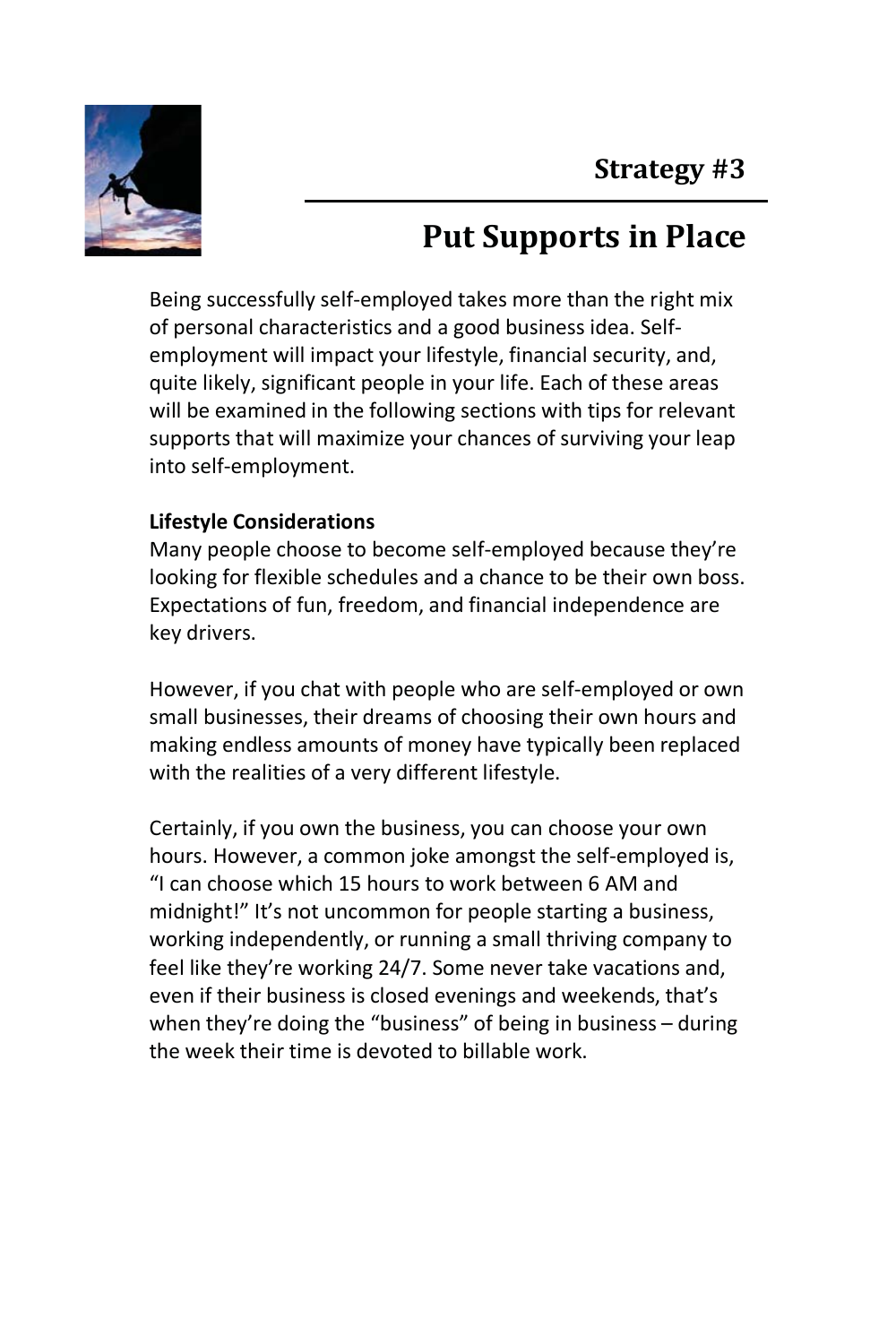## Strategy #3

# Put Supports in Place

Being successfully self-employed takes more than the right mix of personal characteristics and a good business idea. Self-employment will impact your lifestyle, financial security, and, quite likely, significant people in your life. Each of these areas will be examined in the following sections with tips for relevant supports that will maximize your chances of surviving your leap into self-employment.

**Lifestyle Considerations**

Many people choose to become self-employed because they're looking for flexible schedules and a chance to be their own boss. Expectations of fun, freedom, and financial independence are key drivers.

However, if you chat with people who are self-employed or own small businesses, their dreams of choosing their own hours and making endless amounts of money have typically been replaced with the realities of a very different lifestyle.

Certainly, if you own the business, you can choose your own hours. However, a common joke amongst the self-employed is, "I can choose which 15 hours to work between 6 AM and midnight!" It's not uncommon for people starting a business, working independently, or running a small thriving company to feel like they're working 24/7. Some never take vacations and, even if their business is closed evenings and weekends, that's when they're doing the "business" of being in business – during the week their time is devoted to billable work.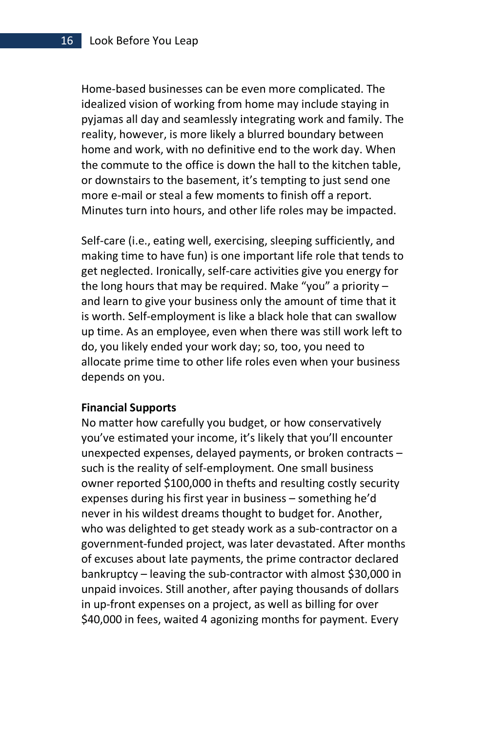Home-based businesses can be even more complicated. The idealized vision of working from home may include staying in pyjamas all day and seamlessly integrating work and family. The reality, however, is more likely a blurred boundary between home and work, with no definitive end to the work day. When the commute to the office is down the hall to the kitchen table, or downstairs to the basement, it's tempting to just send one more e-mail or steal a few moments to finish off a report. Minutes turn into hours, and other life roles may be impacted.

Self-care (i.e., eating well, exercising, sleeping sufficiently, and making time to have fun) is one important life role that tends to get neglected. Ironically, self-care activities give you energy for the long hours that may be required. Make "you" a priority – and learn to give your business only the amount of time that it is worth. Self-employment is like a black hole that can swallow up time. As an employee, even when there was still work left to do, you likely ended your work day; so, too, you need to allocate prime time to other life roles even when your business depends on you.

**Financial Supports**

No matter how carefully you budget, or how conservatively you've estimated your income, it's likely that you'll encounter unexpected expenses, delayed payments, or broken contracts – such is the reality of self-employment. One small business owner reported $100,000 in thefts and resulting costly security expenses during his first year in business – something he'd never in his wildest dreams thought to budget for. Another, who was delighted to get steady work as a sub-contractor on a government-funded project, was later devastated. After months of excuses about late payments, the prime contractor declared bankruptcy – leaving the sub-contractor with almost $30,000 in unpaid invoices. Still another, after paying thousands of dollars in up-front expenses on a project, as well as billing for over $40,000 in fees, waited 4 agonizing months for payment. Every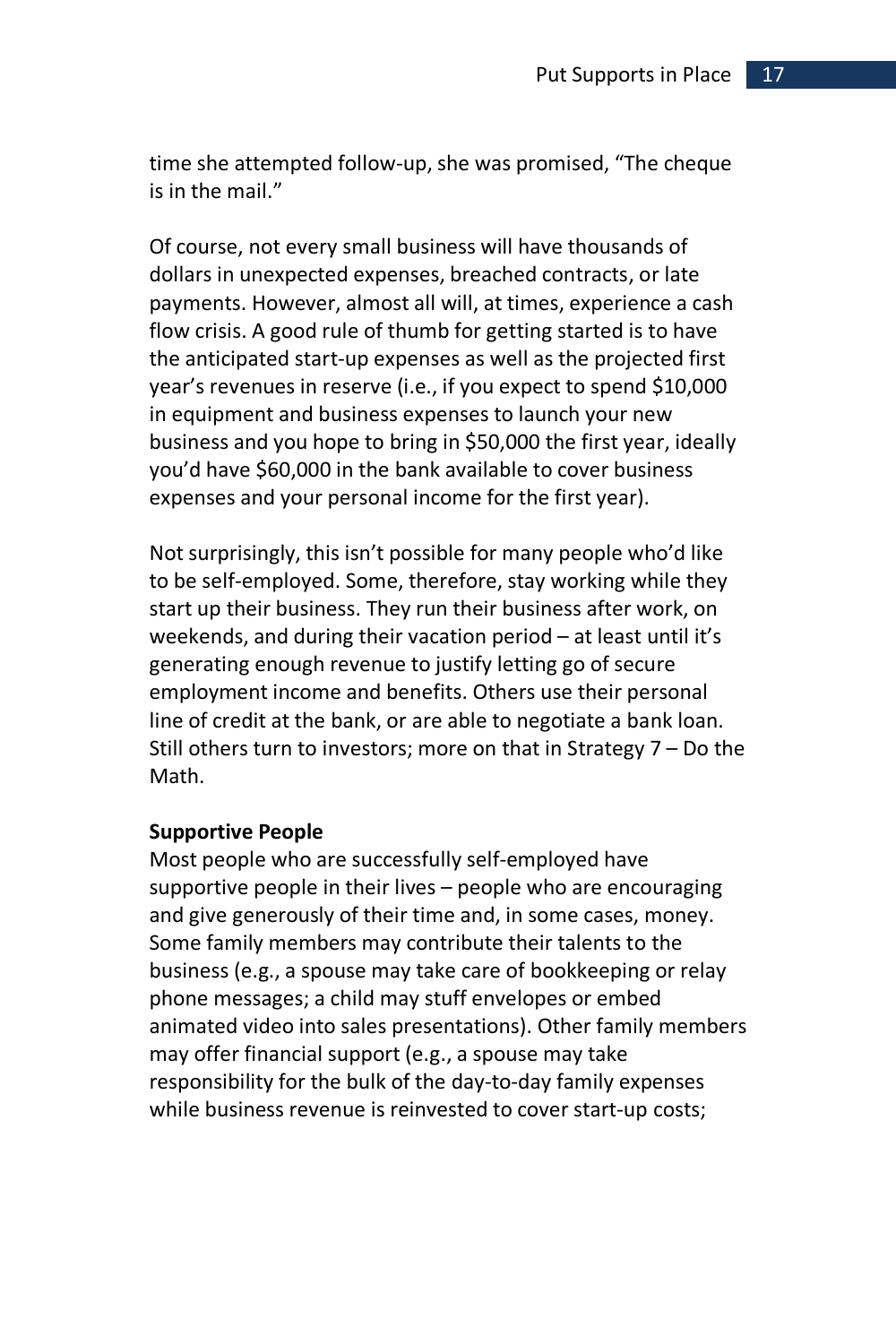time she attempted follow-up, she was promised, “The cheque is in the mail.”

Of course, not every small business will have thousands of dollars in unexpected expenses, breached contracts, or late payments. However, almost all will, at times, experience a cash flow crisis. A good rule of thumb for getting started is to have the anticipated start-up expenses as well as the projected first year’s revenues in reserve (i.e., if you expect to spend $10,000 in equipment and business expenses to launch your new business and you hope to bring in $50,000 the first year, ideally you’d have $60,000 in the bank available to cover business expenses and your personal income for the first year).

Not surprisingly, this isn’t possible for many people who’d like to be self-employed. Some, therefore, stay working while they start up their business. They run their business after work, on weekends, and during their vacation period – at least until it’s generating enough revenue to justify letting go of secure employment income and benefits. Others use their personal line of credit at the bank, or are able to negotiate a bank loan. Still others turn to investors; more on that in Strategy 7 – Do the Math.

**Supportive People**

Most people who are successfully self-employed have supportive people in their lives – people who are encouraging and give generously of their time and, in some cases, money. Some family members may contribute their talents to the business (e.g., a spouse may take care of bookkeeping or relay phone messages; a child may stuff envelopes or embed animated video into sales presentations). Other family members may offer financial support (e.g., a spouse may take responsibility for the bulk of the day-to-day family expenses while business revenue is reinvested to cover start-up costs;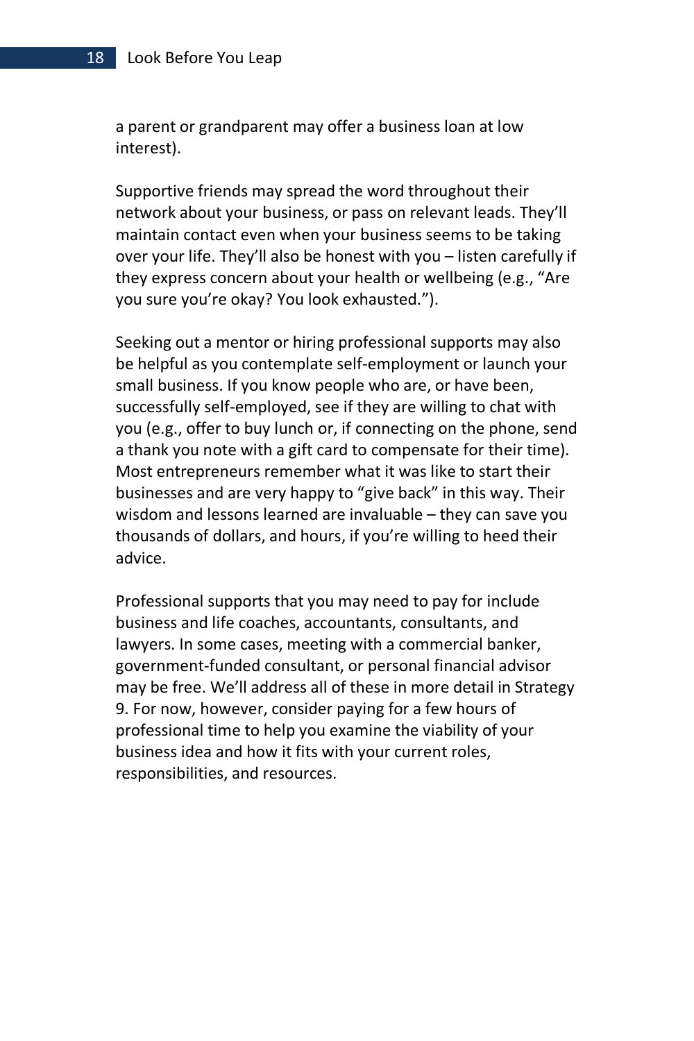a parent or grandparent may offer a business loan at low interest).

Supportive friends may spread the word throughout their network about your business, or pass on relevant leads. They'll maintain contact even when your business seems to be taking over your life. They'll also be honest with you – listen carefully if they express concern about your health or wellbeing (e.g., "Are you sure you're okay? You look exhausted.").

Seeking out a mentor or hiring professional supports may also be helpful as you contemplate self-employment or launch your small business. If you know people who are, or have been, successfully self-employed, see if they are willing to chat with you (e.g., offer to buy lunch or, if connecting on the phone, send a thank you note with a gift card to compensate for their time). Most entrepreneurs remember what it was like to start their businesses and are very happy to "give back" in this way. Their wisdom and lessons learned are invaluable – they can save you thousands of dollars, and hours, if you're willing to heed their advice.

Professional supports that you may need to pay for include business and life coaches, accountants, consultants, and lawyers. In some cases, meeting with a commercial banker, government-funded consultant, or personal financial advisor may be free. We'll address all of these in more detail in Strategy 9. For now, however, consider paying for a few hours of professional time to help you examine the viability of your business idea and how it fits with your current roles, responsibilities, and resources.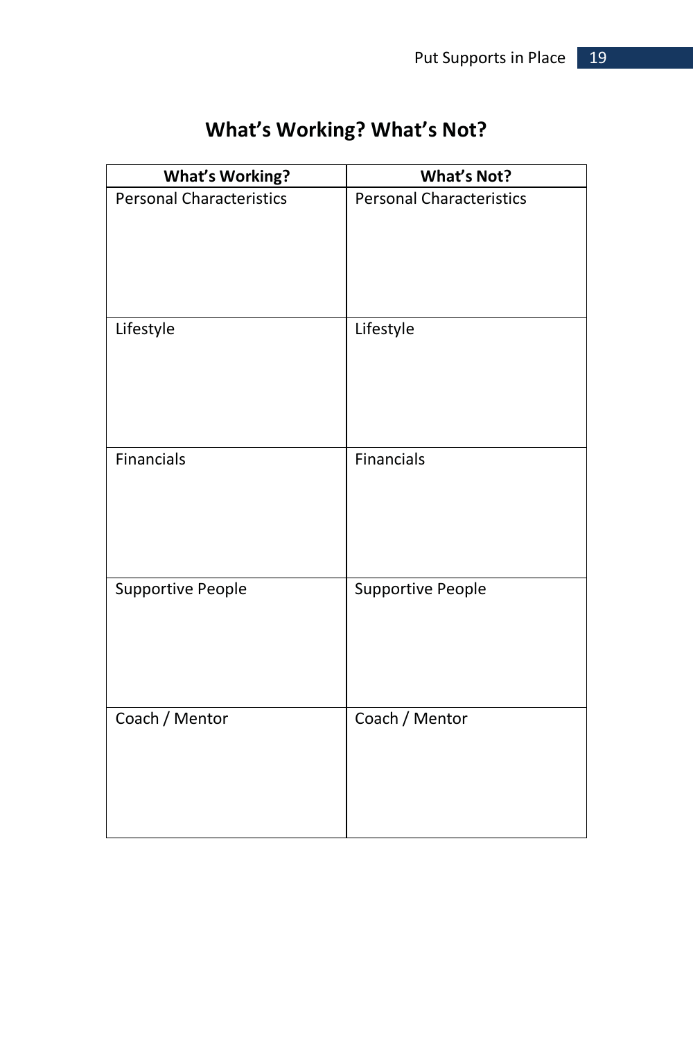# What's Working? What's Not?

| What's Working? | What's Not? |
|---|---|
| Personal Characteristics | Personal Characteristics |
| Lifestyle | Lifestyle |
| Financials | Financials |
| Supportive People | Supportive People |
| Coach / Mentor | Coach / Mentor |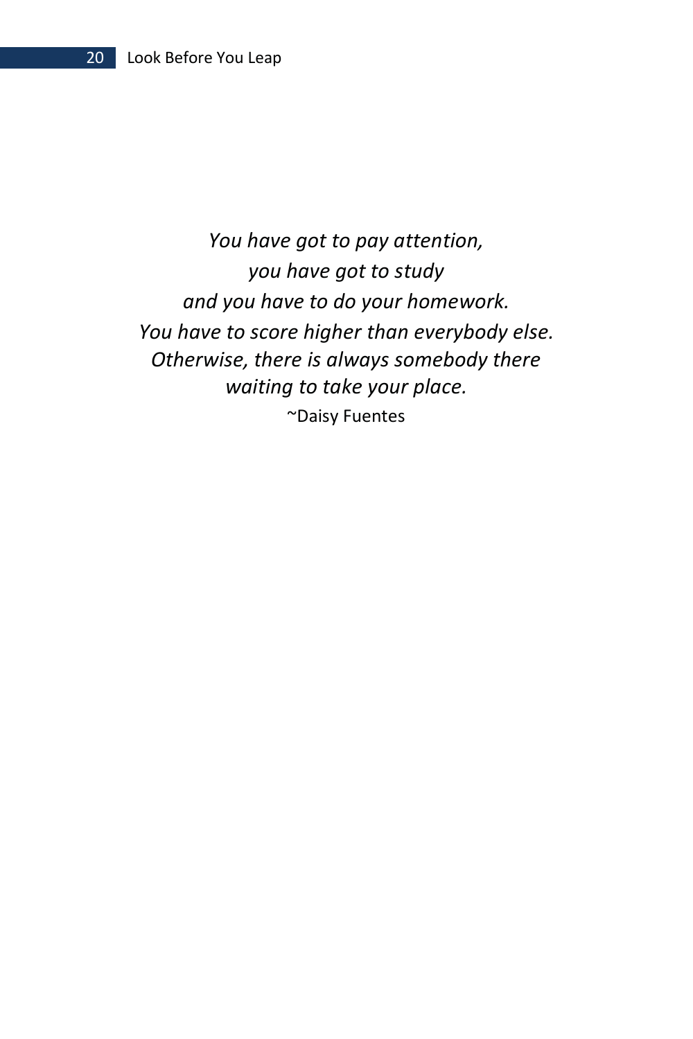*You have got to pay attention,*
*you have got to study*
*and you have to do your homework.*
*You have to score higher than everybody else.*
*Otherwise, there is always somebody there*
*waiting to take your place.*

~Daisy Fuentes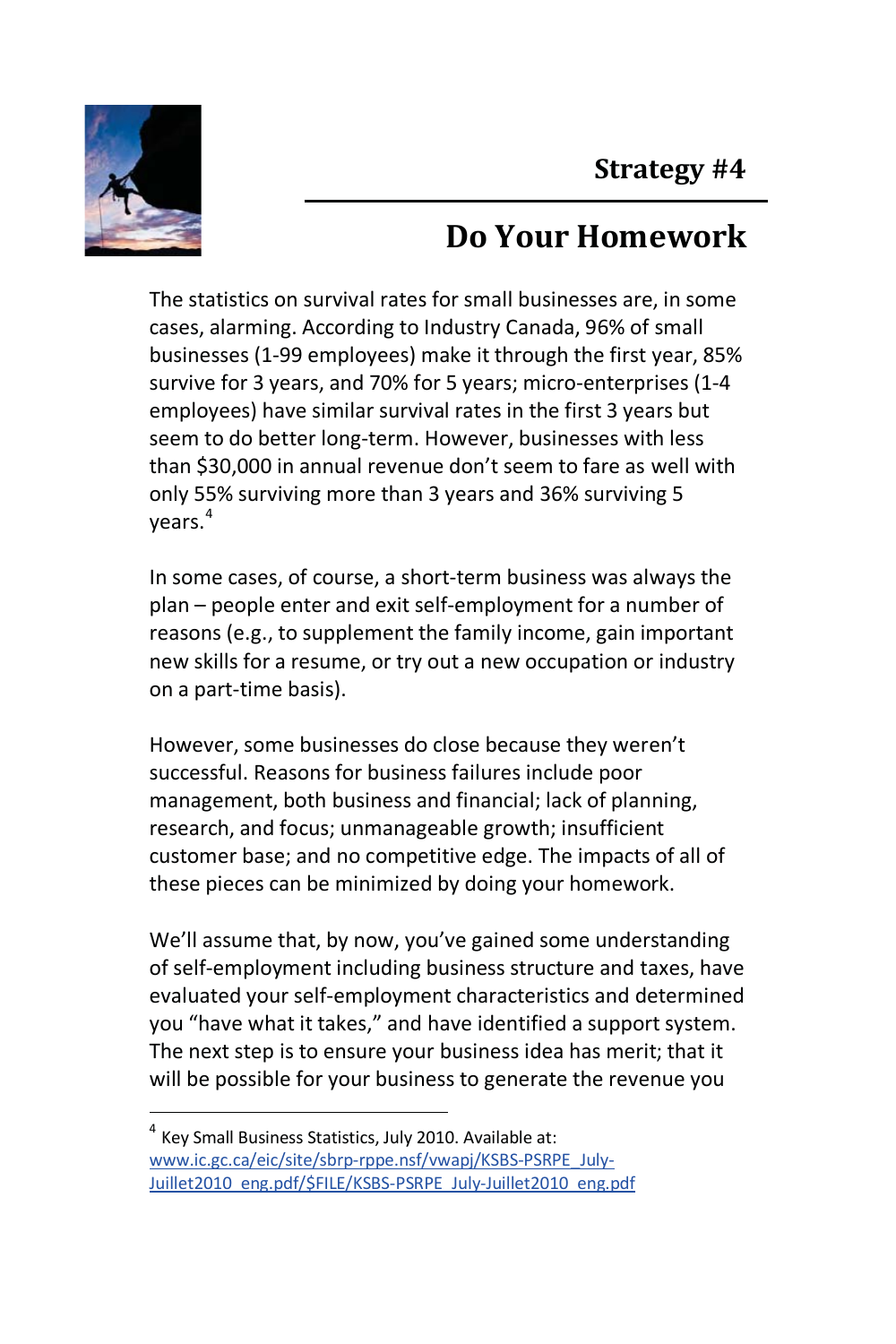## Strategy #4

# Do Your Homework

The statistics on survival rates for small businesses are, in some cases, alarming. According to Industry Canada, 96% of small businesses (1-99 employees) make it through the first year, 85% survive for 3 years, and 70% for 5 years; micro-enterprises (1-4 employees) have similar survival rates in the first 3 years but seem to do better long-term. However, businesses with less than $30,000 in annual revenue don't seem to fare as well with only 55% surviving more than 3 years and 36% surviving 5 years.[4]

In some cases, of course, a short-term business was always the plan – people enter and exit self-employment for a number of reasons (e.g., to supplement the family income, gain important new skills for a resume, or try out a new occupation or industry on a part-time basis).

However, some businesses do close because they weren't successful. Reasons for business failures include poor management, both business and financial; lack of planning, research, and focus; unmanageable growth; insufficient customer base; and no competitive edge. The impacts of all of these pieces can be minimized by doing your homework.

We'll assume that, by now, you've gained some understanding of self-employment including business structure and taxes, have evaluated your self-employment characteristics and determined you "have what it takes," and have identified a support system. The next step is to ensure your business idea has merit; that it will be possible for your business to generate the revenue you

---

[4] Key Small Business Statistics, July 2010. Available at: www.ic.gc.ca/eic/site/sbrp-rppe.nsf/vwapj/KSBS-PSRPE_July-Juillet2010_eng.pdf/$FILE/KSBS-PSRPE_July-Juillet2010_eng.pdf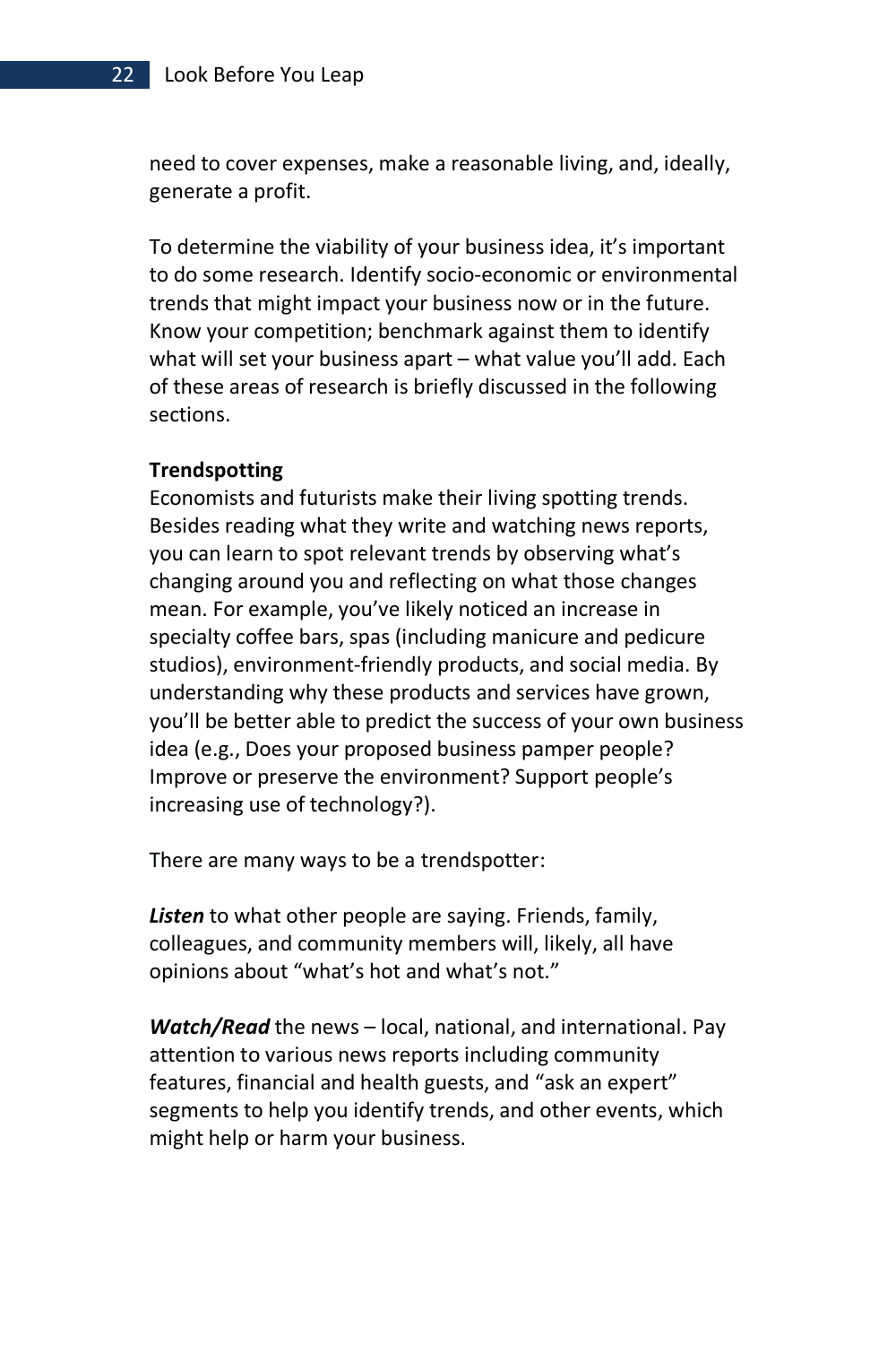need to cover expenses, make a reasonable living, and, ideally, generate a profit.

To determine the viability of your business idea, it's important to do some research. Identify socio-economic or environmental trends that might impact your business now or in the future. Know your competition; benchmark against them to identify what will set your business apart – what value you'll add. Each of these areas of research is briefly discussed in the following sections.

**Trendspotting**

Economists and futurists make their living spotting trends. Besides reading what they write and watching news reports, you can learn to spot relevant trends by observing what's changing around you and reflecting on what those changes mean. For example, you've likely noticed an increase in specialty coffee bars, spas (including manicure and pedicure studios), environment-friendly products, and social media. By understanding why these products and services have grown, you'll be better able to predict the success of your own business idea (e.g., Does your proposed business pamper people? Improve or preserve the environment? Support people's increasing use of technology?).

There are many ways to be a trendspotter:

***Listen*** to what other people are saying. Friends, family, colleagues, and community members will, likely, all have opinions about "what's hot and what's not."

***Watch/Read*** the news – local, national, and international. Pay attention to various news reports including community features, financial and health guests, and "ask an expert" segments to help you identify trends, and other events, which might help or harm your business.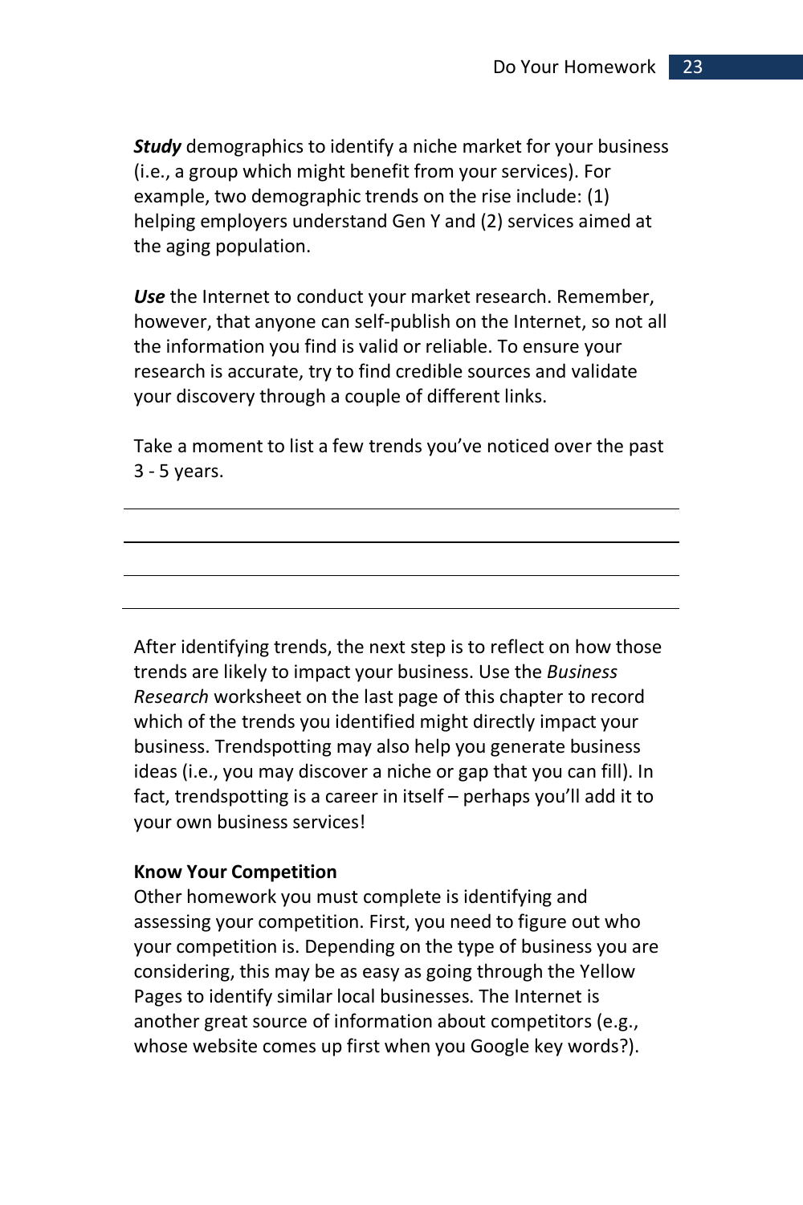***Study*** demographics to identify a niche market for your business (i.e., a group which might benefit from your services). For example, two demographic trends on the rise include: (1) helping employers understand Gen Y and (2) services aimed at the aging population.

***Use*** the Internet to conduct your market research. Remember, however, that anyone can self-publish on the Internet, so not all the information you find is valid or reliable. To ensure your research is accurate, try to find credible sources and validate your discovery through a couple of different links.

Take a moment to list a few trends you've noticed over the past 3 - 5 years.

---

---

---

---

After identifying trends, the next step is to reflect on how those trends are likely to impact your business. Use the *Business Research* worksheet on the last page of this chapter to record which of the trends you identified might directly impact your business. Trendspotting may also help you generate business ideas (i.e., you may discover a niche or gap that you can fill). In fact, trendspotting is a career in itself – perhaps you'll add it to your own business services!

**Know Your Competition**

Other homework you must complete is identifying and assessing your competition. First, you need to figure out who your competition is. Depending on the type of business you are considering, this may be as easy as going through the Yellow Pages to identify similar local businesses. The Internet is another great source of information about competitors (e.g., whose website comes up first when you Google key words?).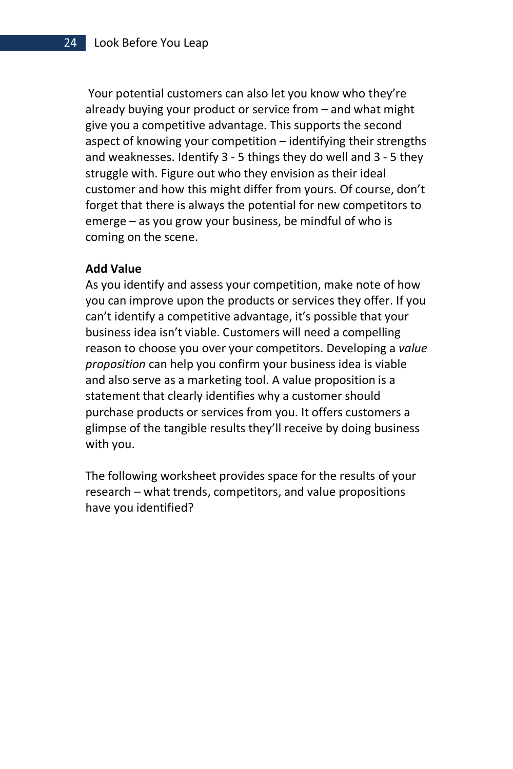Your potential customers can also let you know who they're already buying your product or service from – and what might give you a competitive advantage. This supports the second aspect of knowing your competition – identifying their strengths and weaknesses. Identify 3 - 5 things they do well and 3 - 5 they struggle with. Figure out who they envision as their ideal customer and how this might differ from yours. Of course, don't forget that there is always the potential for new competitors to emerge – as you grow your business, be mindful of who is coming on the scene.

**Add Value**

As you identify and assess your competition, make note of how you can improve upon the products or services they offer. If you can't identify a competitive advantage, it's possible that your business idea isn't viable. Customers will need a compelling reason to choose you over your competitors. Developing a *value proposition* can help you confirm your business idea is viable and also serve as a marketing tool. A value proposition is a statement that clearly identifies why a customer should purchase products or services from you. It offers customers a glimpse of the tangible results they'll receive by doing business with you.

The following worksheet provides space for the results of your research – what trends, competitors, and value propositions have you identified?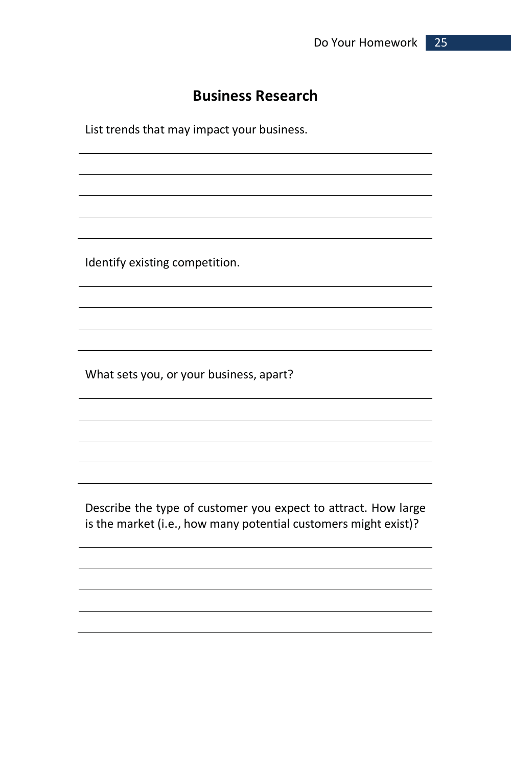# Business Research

List trends that may impact your business.

Identify existing competition.

What sets you, or your business, apart?

Describe the type of customer you expect to attract. How large is the market (i.e., how many potential customers might exist)?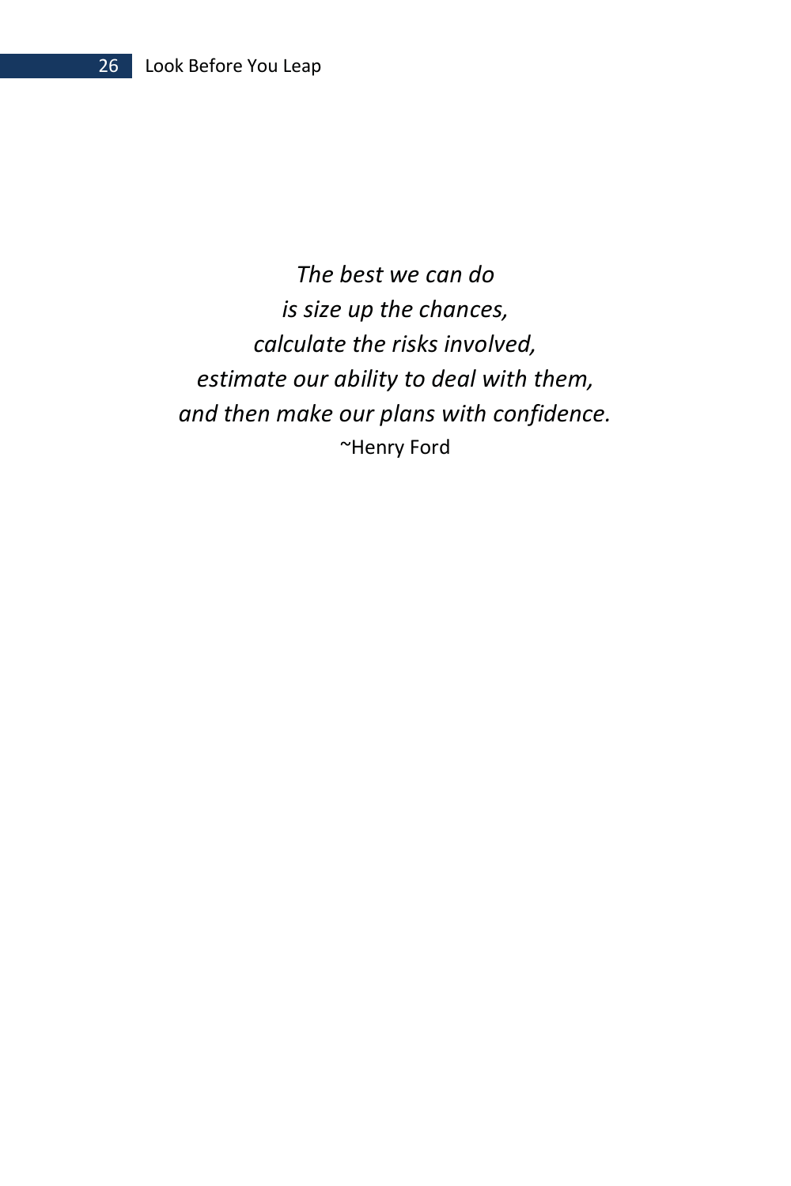*The best we can do*
*is size up the chances,*
*calculate the risks involved,*
*estimate our ability to deal with them,*
*and then make our plans with confidence.*
~Henry Ford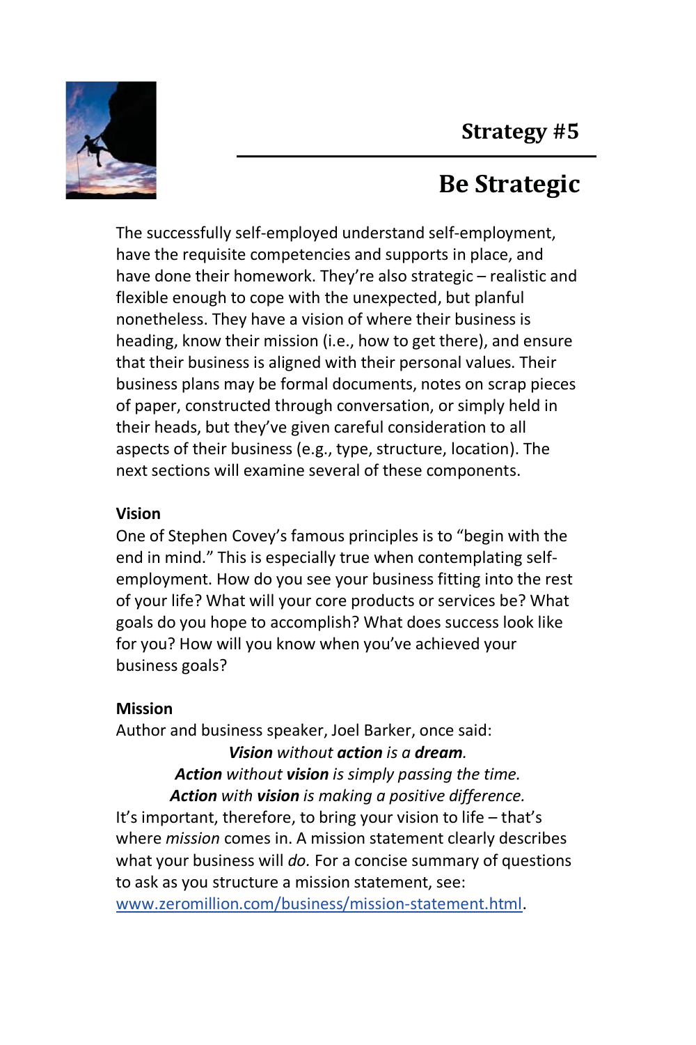## Strategy #5

# Be Strategic

The successfully self-employed understand self-employment, have the requisite competencies and supports in place, and have done their homework. They're also strategic – realistic and flexible enough to cope with the unexpected, but planful nonetheless. They have a vision of where their business is heading, know their mission (i.e., how to get there), and ensure that their business is aligned with their personal values. Their business plans may be formal documents, notes on scrap pieces of paper, constructed through conversation, or simply held in their heads, but they've given careful consideration to all aspects of their business (e.g., type, structure, location). The next sections will examine several of these components.

### Vision

One of Stephen Covey's famous principles is to "begin with the end in mind." This is especially true when contemplating self-employment. How do you see your business fitting into the rest of your life? What will your core products or services be? What goals do you hope to accomplish? What does success look like for you? How will you know when you've achieved your business goals?

### Mission

Author and business speaker, Joel Barker, once said:

***Vision*** *without* ***action*** *is a* ***dream****.*
***Action*** *without* ***vision*** *is simply passing the time.*
***Action*** *with* ***vision*** *is making a positive difference.*

It's important, therefore, to bring your vision to life – that's where *mission* comes in. A mission statement clearly describes what your business will *do.* For a concise summary of questions to ask as you structure a mission statement, see: [www.zeromillion.com/business/mission-statement.html](http://www.zeromillion.com/business/mission-statement.html).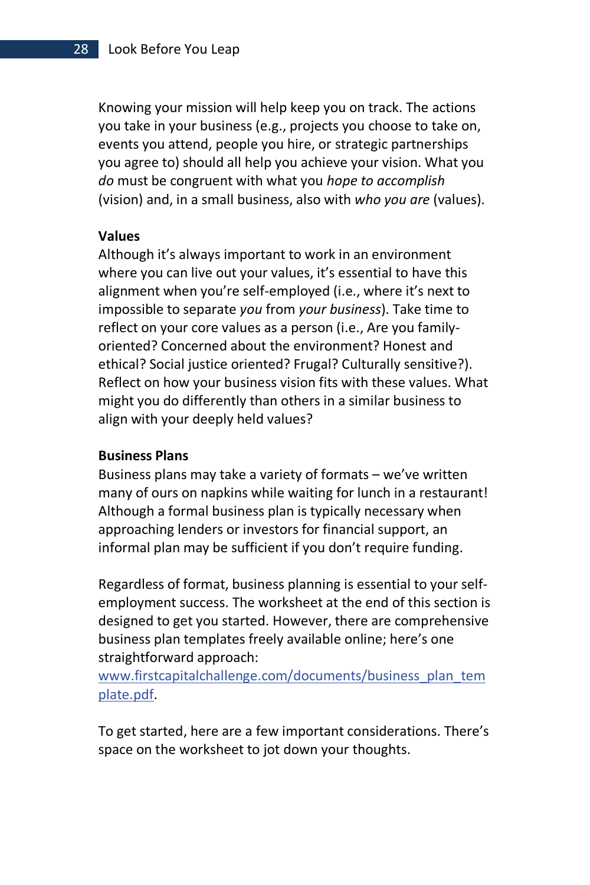Knowing your mission will help keep you on track. The actions you take in your business (e.g., projects you choose to take on, events you attend, people you hire, or strategic partnerships you agree to) should all help you achieve your vision. What you *do* must be congruent with what you *hope to accomplish* (vision) and, in a small business, also with *who you are* (values).

**Values**

Although it's always important to work in an environment where you can live out your values, it's essential to have this alignment when you're self-employed (i.e., where it's next to impossible to separate *you* from *your business*). Take time to reflect on your core values as a person (i.e., Are you family-oriented? Concerned about the environment? Honest and ethical? Social justice oriented? Frugal? Culturally sensitive?). Reflect on how your business vision fits with these values. What might you do differently than others in a similar business to align with your deeply held values?

**Business Plans**

Business plans may take a variety of formats – we've written many of ours on napkins while waiting for lunch in a restaurant! Although a formal business plan is typically necessary when approaching lenders or investors for financial support, an informal plan may be sufficient if you don't require funding.

Regardless of format, business planning is essential to your self-employment success. The worksheet at the end of this section is designed to get you started. However, there are comprehensive business plan templates freely available online; here's one straightforward approach: [www.firstcapitalchallenge.com/documents/business_plan_template.pdf](www.firstcapitalchallenge.com/documents/business_plan_template.pdf).

To get started, here are a few important considerations. There's space on the worksheet to jot down your thoughts.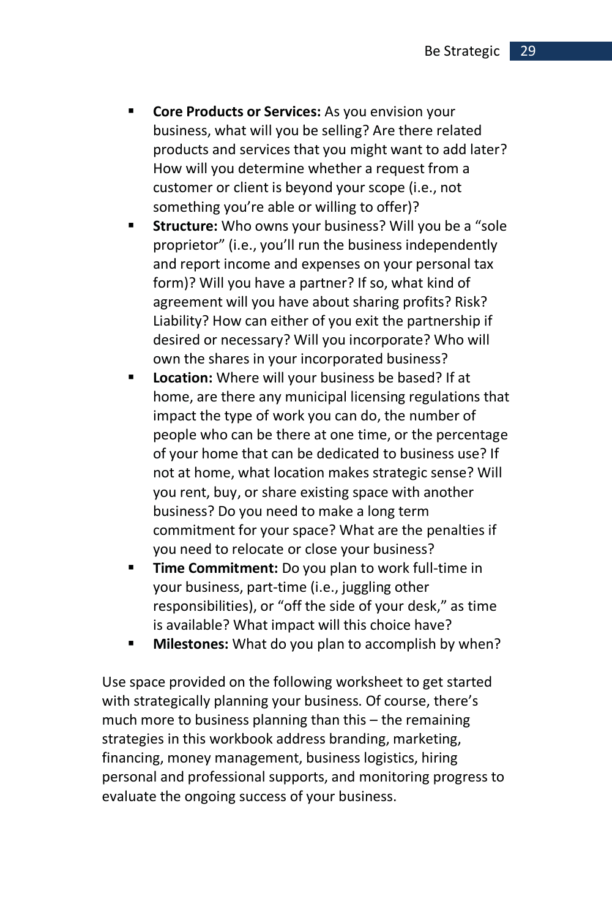- **Core Products or Services:** As you envision your business, what will you be selling? Are there related products and services that you might want to add later? How will you determine whether a request from a customer or client is beyond your scope (i.e., not something you're able or willing to offer)?
- **Structure:** Who owns your business? Will you be a "sole proprietor" (i.e., you'll run the business independently and report income and expenses on your personal tax form)? Will you have a partner? If so, what kind of agreement will you have about sharing profits? Risk? Liability? How can either of you exit the partnership if desired or necessary? Will you incorporate? Who will own the shares in your incorporated business?
- **Location:** Where will your business be based? If at home, are there any municipal licensing regulations that impact the type of work you can do, the number of people who can be there at one time, or the percentage of your home that can be dedicated to business use? If not at home, what location makes strategic sense? Will you rent, buy, or share existing space with another business? Do you need to make a long term commitment for your space? What are the penalties if you need to relocate or close your business?
- **Time Commitment:** Do you plan to work full-time in your business, part-time (i.e., juggling other responsibilities), or "off the side of your desk," as time is available? What impact will this choice have?
- **Milestones:** What do you plan to accomplish by when?

Use space provided on the following worksheet to get started with strategically planning your business. Of course, there's much more to business planning than this – the remaining strategies in this workbook address branding, marketing, financing, money management, business logistics, hiring personal and professional supports, and monitoring progress to evaluate the ongoing success of your business.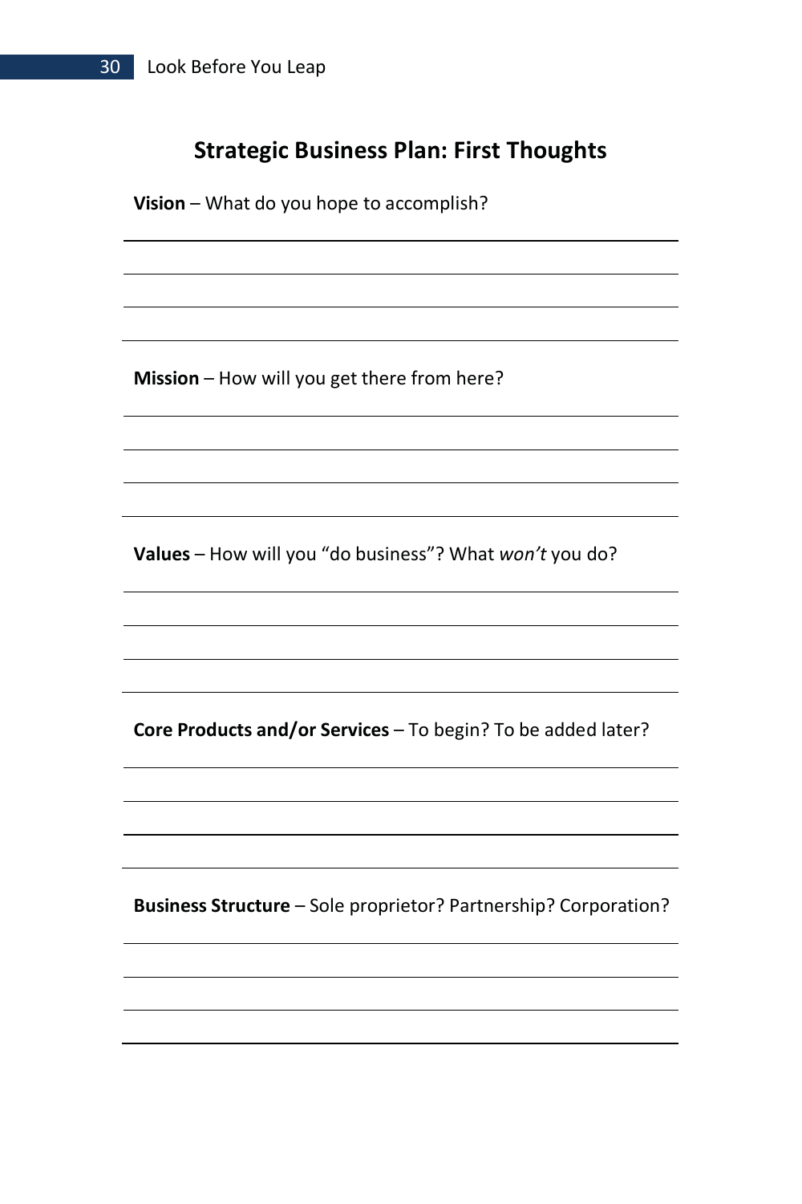## Strategic Business Plan: First Thoughts

**Vision** – What do you hope to accomplish?

**Mission** – How will you get there from here?

**Values** – How will you "do business"? What *won't* you do?

**Core Products and/or Services** – To begin? To be added later?

**Business Structure** – Sole proprietor? Partnership? Corporation?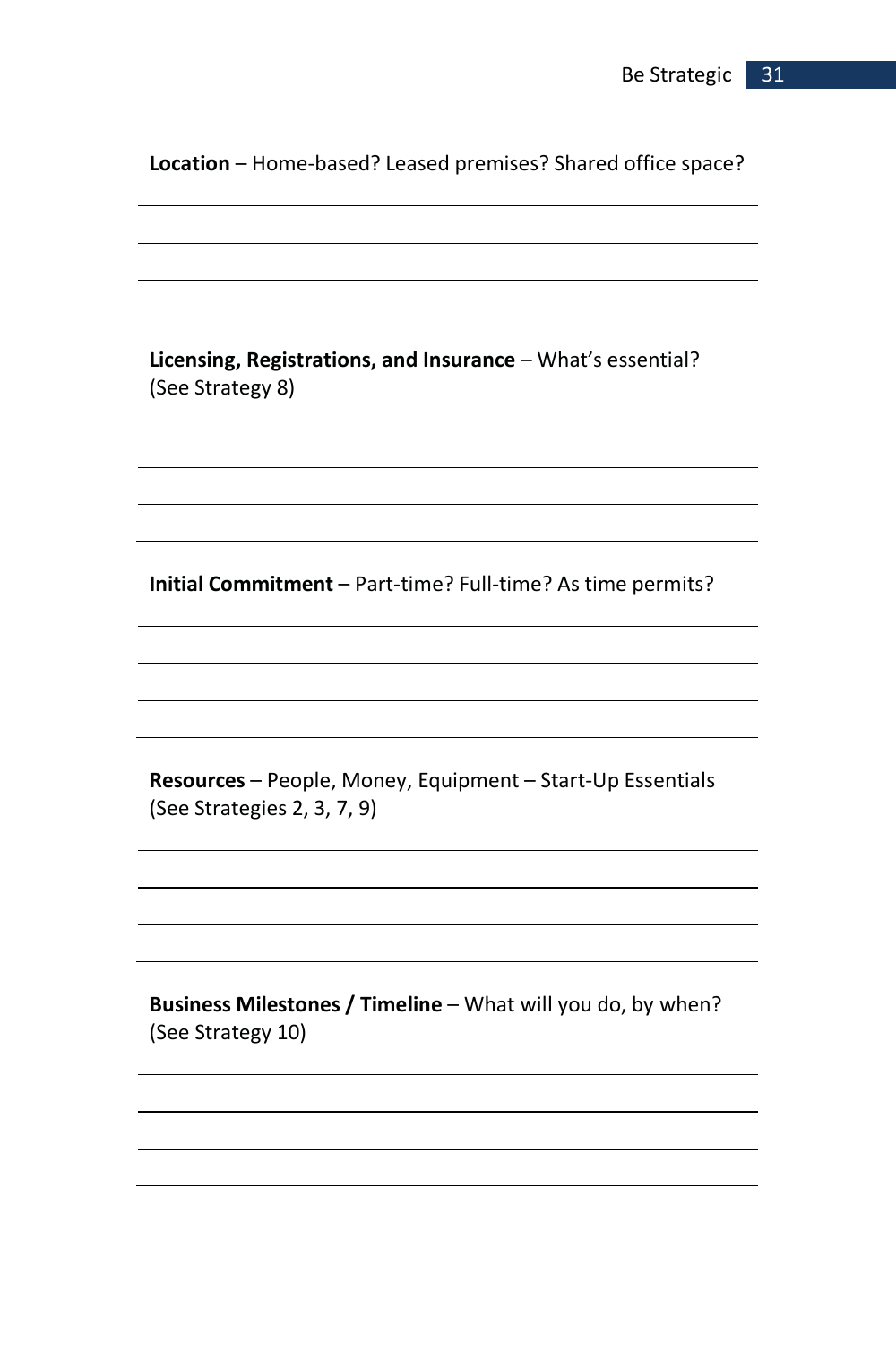**Location** – Home-based? Leased premises? Shared office space?

**Licensing, Registrations, and Insurance** – What's essential? (See Strategy 8)

**Initial Commitment** – Part-time? Full-time? As time permits?

**Resources** – People, Money, Equipment – Start-Up Essentials (See Strategies 2, 3, 7, 9)

**Business Milestones / Timeline** – What will you do, by when? (See Strategy 10)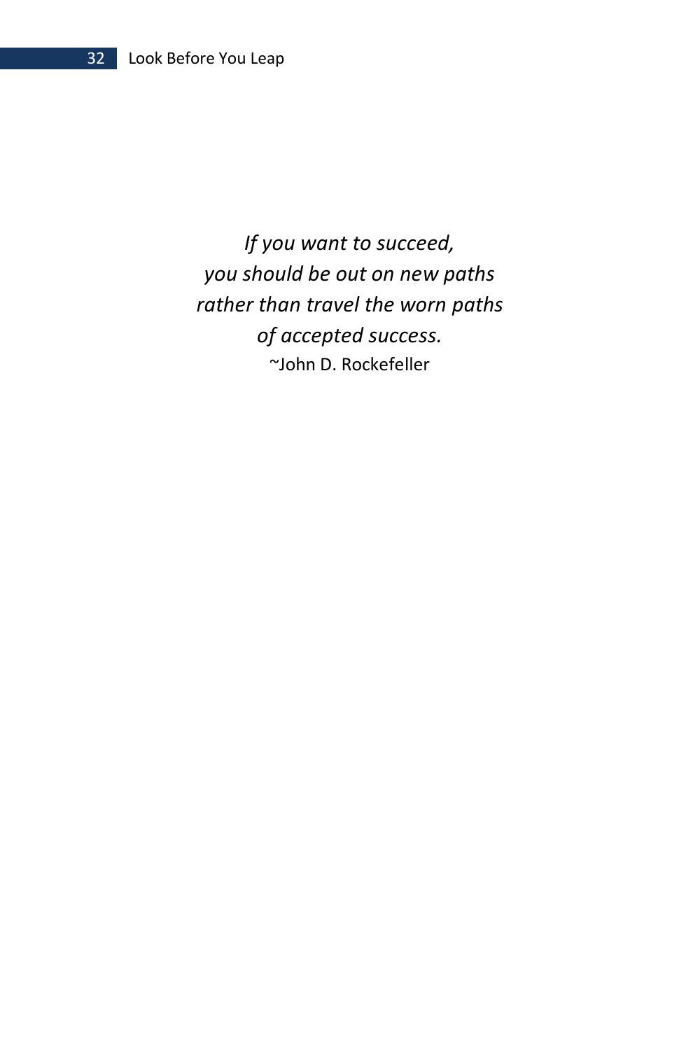*If you want to succeed,*
*you should be out on new paths*
*rather than travel the worn paths*
*of accepted success.*

~John D. Rockefeller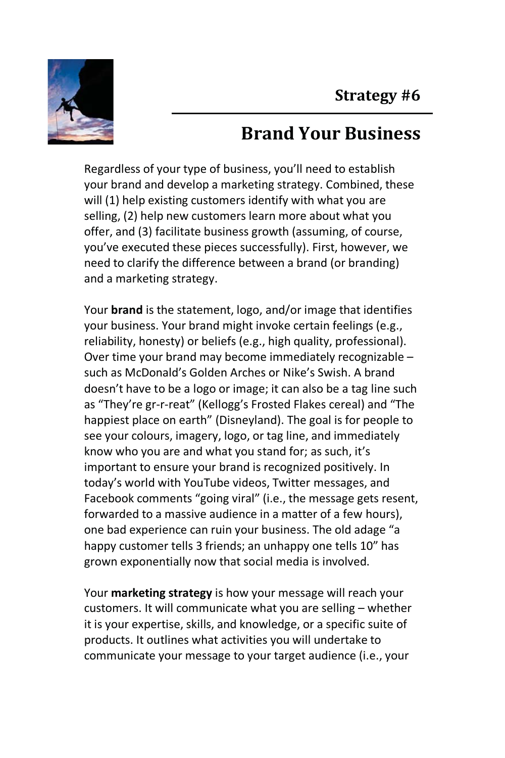## Strategy #6

# Brand Your Business

Regardless of your type of business, you'll need to establish your brand and develop a marketing strategy. Combined, these will (1) help existing customers identify with what you are selling, (2) help new customers learn more about what you offer, and (3) facilitate business growth (assuming, of course, you've executed these pieces successfully). First, however, we need to clarify the difference between a brand (or branding) and a marketing strategy.

Your **brand** is the statement, logo, and/or image that identifies your business. Your brand might invoke certain feelings (e.g., reliability, honesty) or beliefs (e.g., high quality, professional). Over time your brand may become immediately recognizable – such as McDonald's Golden Arches or Nike's Swish. A brand doesn't have to be a logo or image; it can also be a tag line such as "They're gr-r-reat" (Kellogg's Frosted Flakes cereal) and "The happiest place on earth" (Disneyland). The goal is for people to see your colours, imagery, logo, or tag line, and immediately know who you are and what you stand for; as such, it's important to ensure your brand is recognized positively. In today's world with YouTube videos, Twitter messages, and Facebook comments "going viral" (i.e., the message gets resent, forwarded to a massive audience in a matter of a few hours), one bad experience can ruin your business. The old adage "a happy customer tells 3 friends; an unhappy one tells 10" has grown exponentially now that social media is involved.

Your **marketing strategy** is how your message will reach your customers. It will communicate what you are selling – whether it is your expertise, skills, and knowledge, or a specific suite of products. It outlines what activities you will undertake to communicate your message to your target audience (i.e., your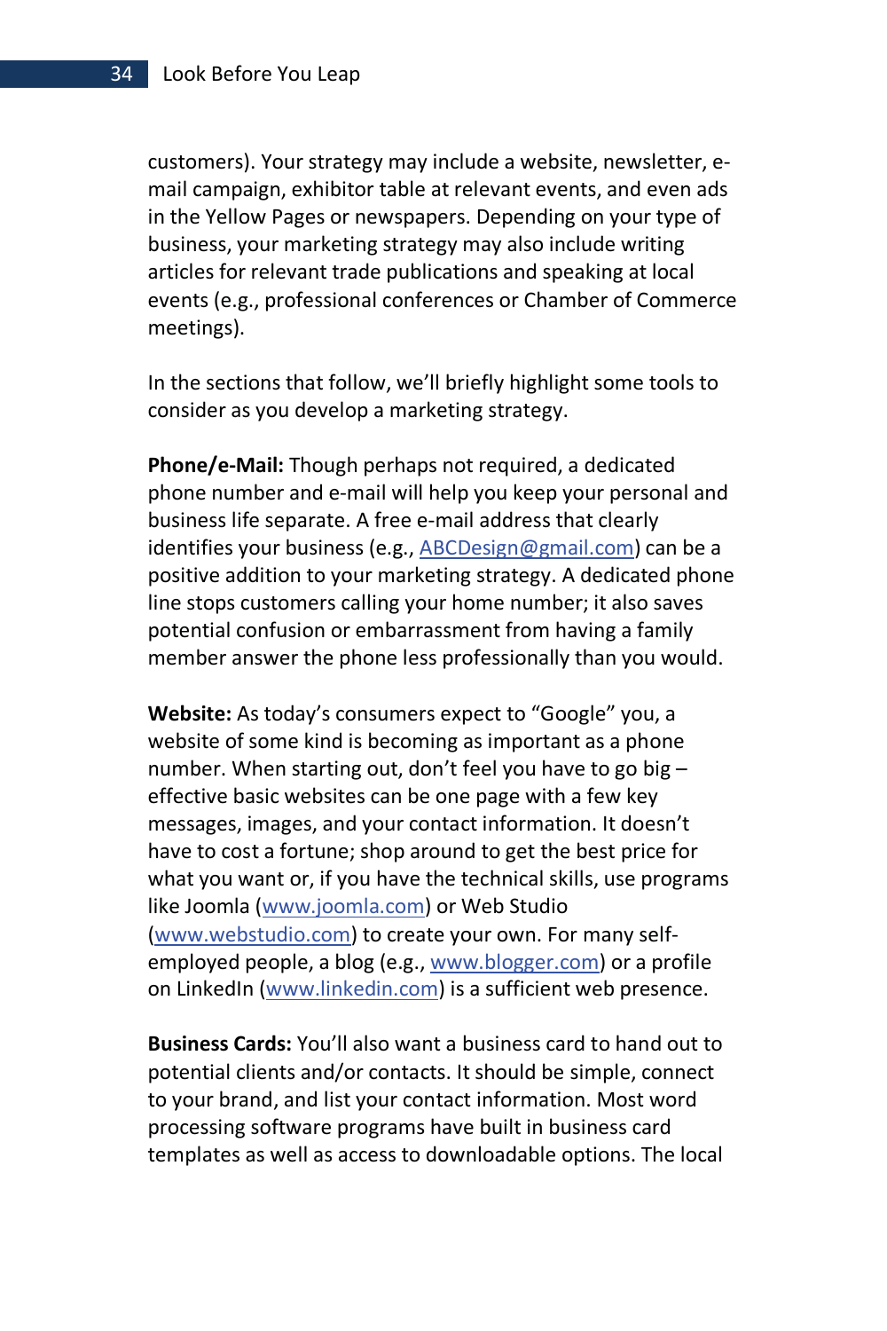customers). Your strategy may include a website, newsletter, e-mail campaign, exhibitor table at relevant events, and even ads in the Yellow Pages or newspapers. Depending on your type of business, your marketing strategy may also include writing articles for relevant trade publications and speaking at local events (e.g., professional conferences or Chamber of Commerce meetings).

In the sections that follow, we'll briefly highlight some tools to consider as you develop a marketing strategy.

**Phone/e-Mail:** Though perhaps not required, a dedicated phone number and e-mail will help you keep your personal and business life separate. A free e-mail address that clearly identifies your business (e.g., ABCDesign@gmail.com) can be a positive addition to your marketing strategy. A dedicated phone line stops customers calling your home number; it also saves potential confusion or embarrassment from having a family member answer the phone less professionally than you would.

**Website:** As today's consumers expect to "Google" you, a website of some kind is becoming as important as a phone number. When starting out, don't feel you have to go big – effective basic websites can be one page with a few key messages, images, and your contact information. It doesn't have to cost a fortune; shop around to get the best price for what you want or, if you have the technical skills, use programs like Joomla (www.joomla.com) or Web Studio (www.webstudio.com) to create your own. For many self-employed people, a blog (e.g., www.blogger.com) or a profile on LinkedIn (www.linkedin.com) is a sufficient web presence.

**Business Cards:** You'll also want a business card to hand out to potential clients and/or contacts. It should be simple, connect to your brand, and list your contact information. Most word processing software programs have built in business card templates as well as access to downloadable options. The local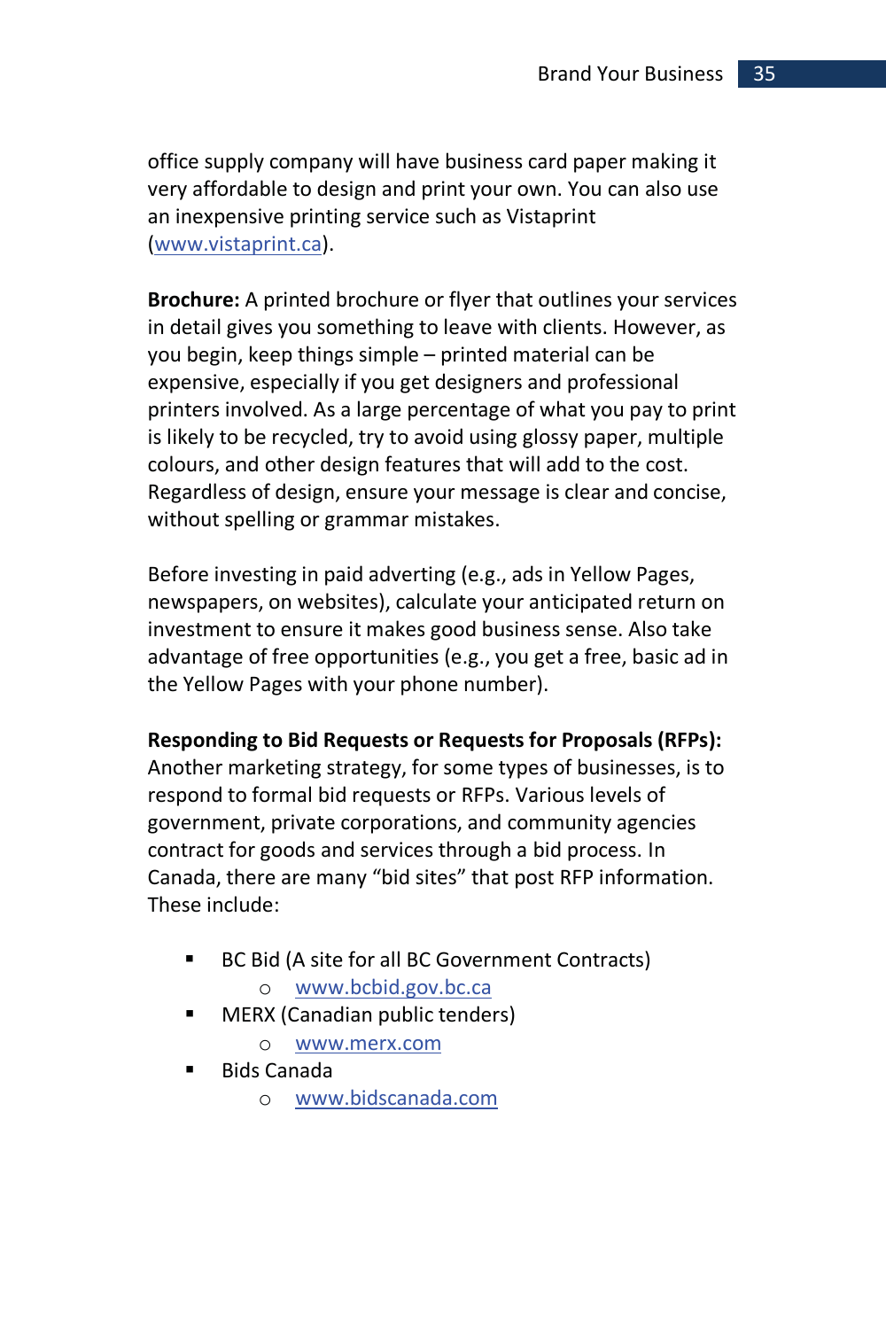office supply company will have business card paper making it very affordable to design and print your own. You can also use an inexpensive printing service such as Vistaprint (www.vistaprint.ca).

**Brochure:** A printed brochure or flyer that outlines your services in detail gives you something to leave with clients. However, as you begin, keep things simple – printed material can be expensive, especially if you get designers and professional printers involved. As a large percentage of what you pay to print is likely to be recycled, try to avoid using glossy paper, multiple colours, and other design features that will add to the cost. Regardless of design, ensure your message is clear and concise, without spelling or grammar mistakes.

Before investing in paid adverting (e.g., ads in Yellow Pages, newspapers, on websites), calculate your anticipated return on investment to ensure it makes good business sense. Also take advantage of free opportunities (e.g., you get a free, basic ad in the Yellow Pages with your phone number).

**Responding to Bid Requests or Requests for Proposals (RFPs):** Another marketing strategy, for some types of businesses, is to respond to formal bid requests or RFPs. Various levels of government, private corporations, and community agencies contract for goods and services through a bid process. In Canada, there are many "bid sites" that post RFP information. These include:

- BC Bid (A site for all BC Government Contracts)
    - www.bcbid.gov.bc.ca
- MERX (Canadian public tenders)
    - www.merx.com
- Bids Canada
    - www.bidscanada.com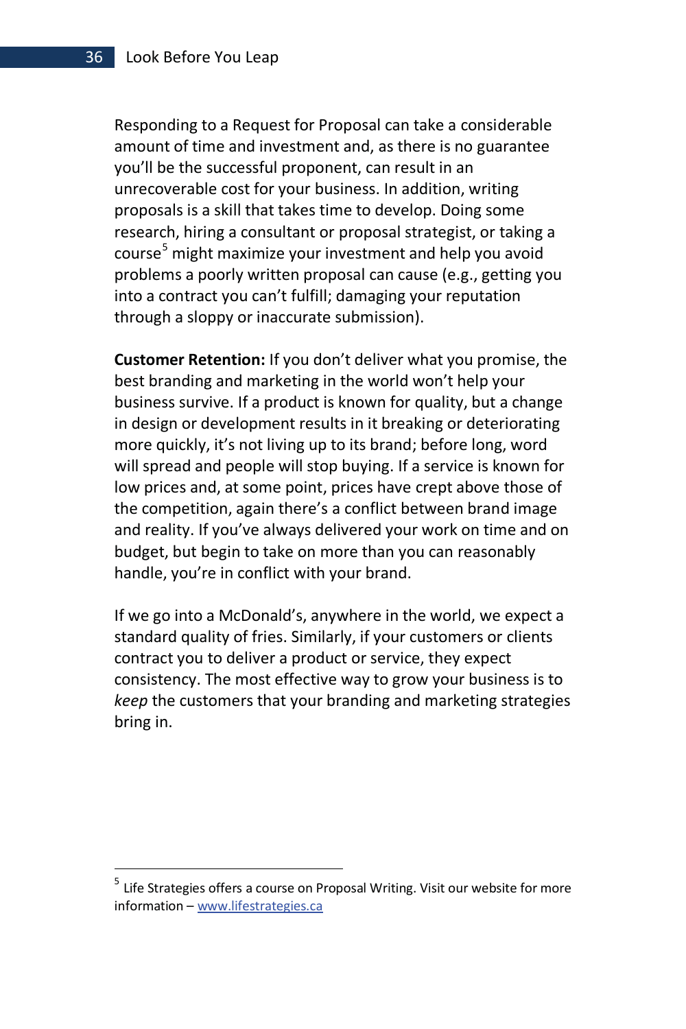Responding to a Request for Proposal can take a considerable amount of time and investment and, as there is no guarantee you'll be the successful proponent, can result in an unrecoverable cost for your business. In addition, writing proposals is a skill that takes time to develop. Doing some research, hiring a consultant or proposal strategist, or taking a course[5] might maximize your investment and help you avoid problems a poorly written proposal can cause (e.g., getting you into a contract you can't fulfill; damaging your reputation through a sloppy or inaccurate submission).

**Customer Retention:** If you don't deliver what you promise, the best branding and marketing in the world won't help your business survive. If a product is known for quality, but a change in design or development results in it breaking or deteriorating more quickly, it's not living up to its brand; before long, word will spread and people will stop buying. If a service is known for low prices and, at some point, prices have crept above those of the competition, again there's a conflict between brand image and reality. If you've always delivered your work on time and on budget, but begin to take on more than you can reasonably handle, you're in conflict with your brand.

If we go into a McDonald's, anywhere in the world, we expect a standard quality of fries. Similarly, if your customers or clients contract you to deliver a product or service, they expect consistency. The most effective way to grow your business is to *keep* the customers that your branding and marketing strategies bring in.

---

[5] Life Strategies offers a course on Proposal Writing. Visit our website for more information – [www.lifestrategies.ca](http://www.lifestrategies.ca)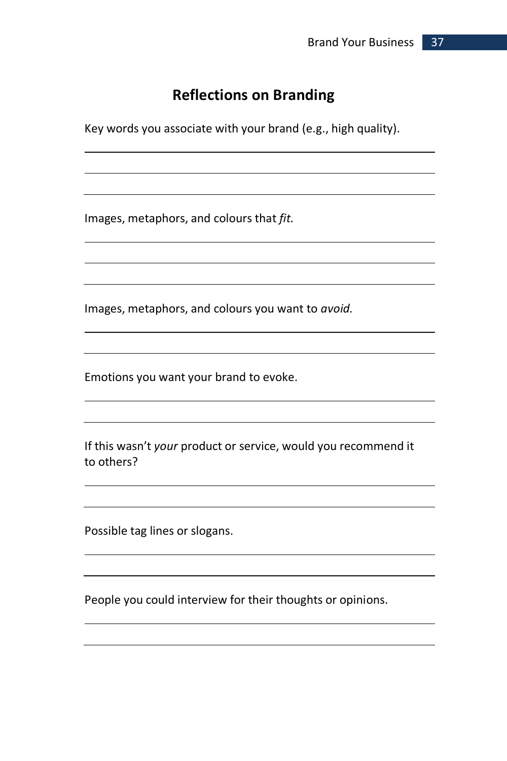## Reflections on Branding

Key words you associate with your brand (e.g., high quality).

Images, metaphors, and colours that *fit.*

Images, metaphors, and colours you want to *avoid.*

Emotions you want your brand to evoke.

If this wasn't *your* product or service, would you recommend it to others?

Possible tag lines or slogans.

People you could interview for their thoughts or opinions.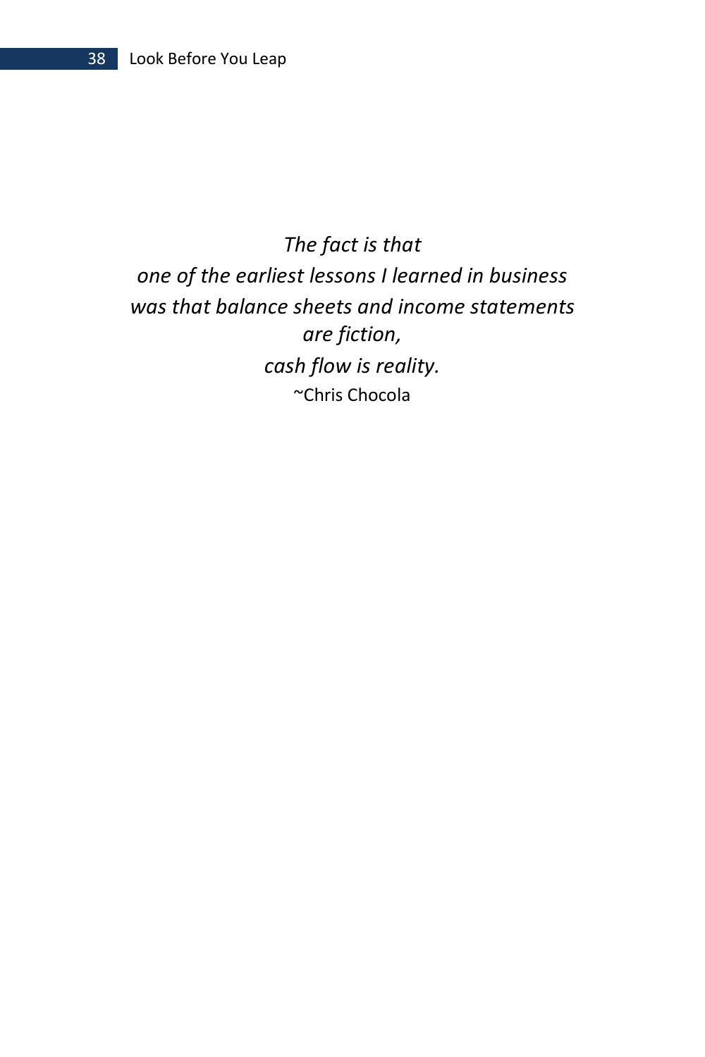*The fact is that*
*one of the earliest lessons I learned in business*
*was that balance sheets and income statements*
*are fiction,*
*cash flow is reality.*
~Chris Chocola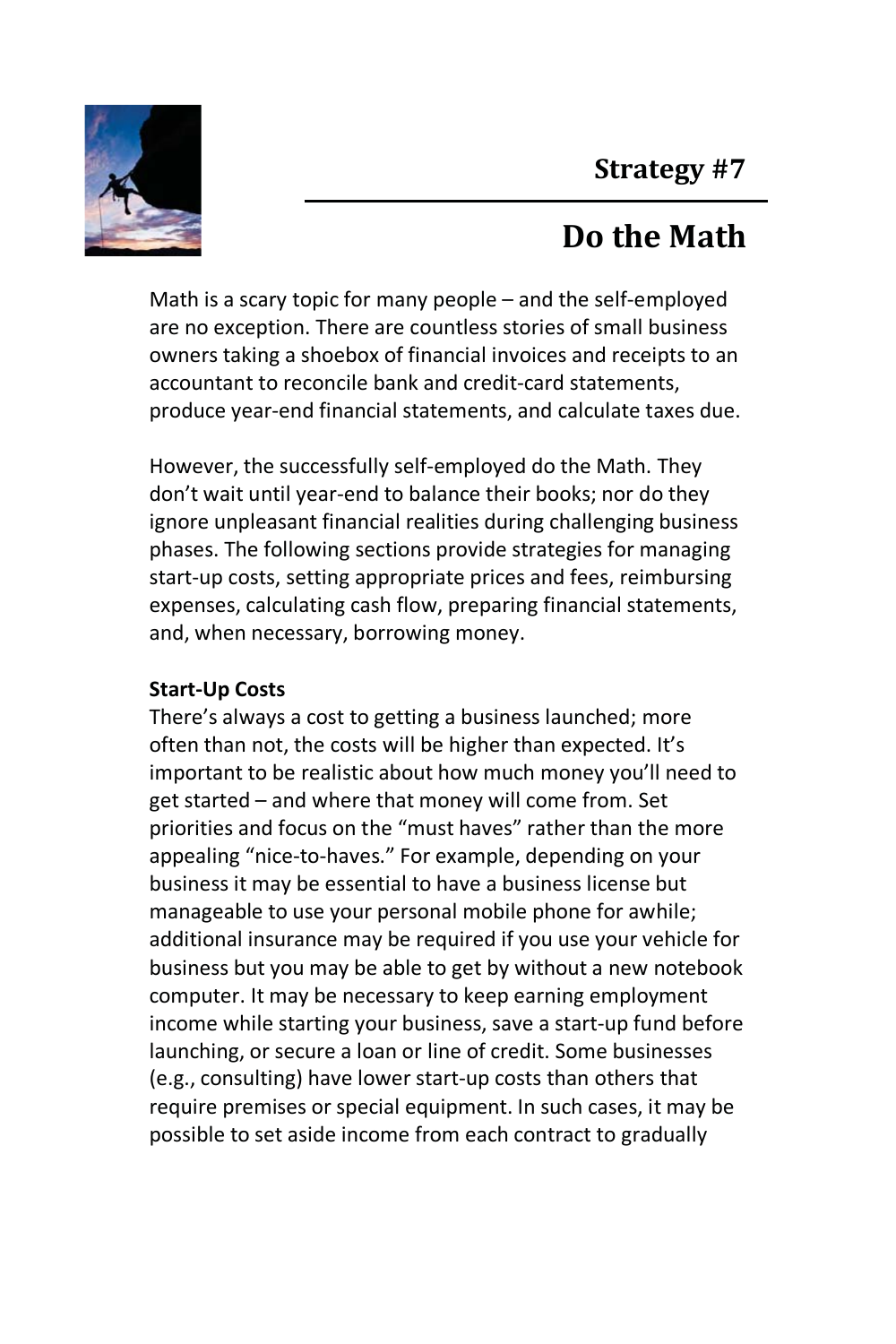## Strategy #7

# Do the Math

Math is a scary topic for many people – and the self-employed are no exception. There are countless stories of small business owners taking a shoebox of financial invoices and receipts to an accountant to reconcile bank and credit-card statements, produce year-end financial statements, and calculate taxes due.

However, the successfully self-employed do the Math. They don't wait until year-end to balance their books; nor do they ignore unpleasant financial realities during challenging business phases. The following sections provide strategies for managing start-up costs, setting appropriate prices and fees, reimbursing expenses, calculating cash flow, preparing financial statements, and, when necessary, borrowing money.

**Start-Up Costs**

There's always a cost to getting a business launched; more often than not, the costs will be higher than expected. It's important to be realistic about how much money you'll need to get started – and where that money will come from. Set priorities and focus on the "must haves" rather than the more appealing "nice-to-haves." For example, depending on your business it may be essential to have a business license but manageable to use your personal mobile phone for awhile; additional insurance may be required if you use your vehicle for business but you may be able to get by without a new notebook computer. It may be necessary to keep earning employment income while starting your business, save a start-up fund before launching, or secure a loan or line of credit. Some businesses (e.g., consulting) have lower start-up costs than others that require premises or special equipment. In such cases, it may be possible to set aside income from each contract to gradually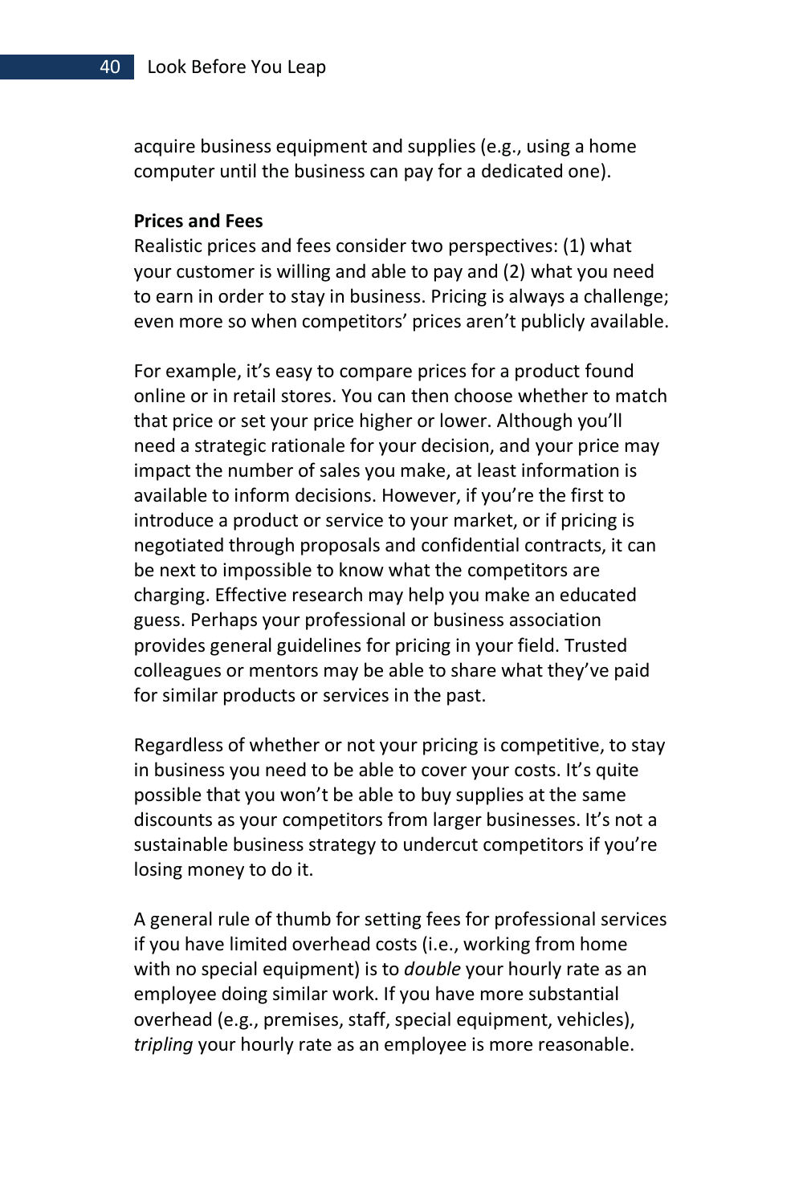acquire business equipment and supplies (e.g., using a home computer until the business can pay for a dedicated one).

**Prices and Fees**

Realistic prices and fees consider two perspectives: (1) what your customer is willing and able to pay and (2) what you need to earn in order to stay in business. Pricing is always a challenge; even more so when competitors' prices aren't publicly available.

For example, it's easy to compare prices for a product found online or in retail stores. You can then choose whether to match that price or set your price higher or lower. Although you'll need a strategic rationale for your decision, and your price may impact the number of sales you make, at least information is available to inform decisions. However, if you're the first to introduce a product or service to your market, or if pricing is negotiated through proposals and confidential contracts, it can be next to impossible to know what the competitors are charging. Effective research may help you make an educated guess. Perhaps your professional or business association provides general guidelines for pricing in your field. Trusted colleagues or mentors may be able to share what they've paid for similar products or services in the past.

Regardless of whether or not your pricing is competitive, to stay in business you need to be able to cover your costs. It's quite possible that you won't be able to buy supplies at the same discounts as your competitors from larger businesses. It's not a sustainable business strategy to undercut competitors if you're losing money to do it.

A general rule of thumb for setting fees for professional services if you have limited overhead costs (i.e., working from home with no special equipment) is to *double* your hourly rate as an employee doing similar work. If you have more substantial overhead (e.g., premises, staff, special equipment, vehicles), *tripling* your hourly rate as an employee is more reasonable.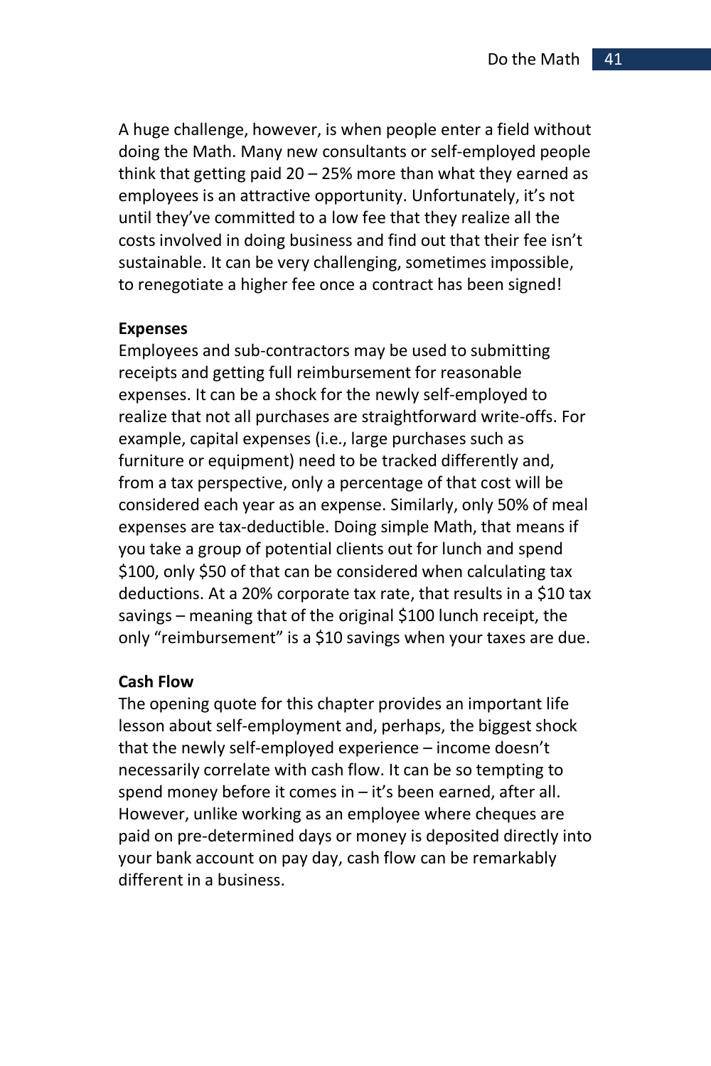A huge challenge, however, is when people enter a field without doing the Math. Many new consultants or self-employed people think that getting paid 20 – 25% more than what they earned as employees is an attractive opportunity. Unfortunately, it's not until they've committed to a low fee that they realize all the costs involved in doing business and find out that their fee isn't sustainable. It can be very challenging, sometimes impossible, to renegotiate a higher fee once a contract has been signed!

**Expenses**

Employees and sub-contractors may be used to submitting receipts and getting full reimbursement for reasonable expenses. It can be a shock for the newly self-employed to realize that not all purchases are straightforward write-offs. For example, capital expenses (i.e., large purchases such as furniture or equipment) need to be tracked differently and, from a tax perspective, only a percentage of that cost will be considered each year as an expense. Similarly, only 50% of meal expenses are tax-deductible. Doing simple Math, that means if you take a group of potential clients out for lunch and spend $100, only $50 of that can be considered when calculating tax deductions. At a 20% corporate tax rate, that results in a $10 tax savings – meaning that of the original $100 lunch receipt, the only "reimbursement" is a $10 savings when your taxes are due.

**Cash Flow**

The opening quote for this chapter provides an important life lesson about self-employment and, perhaps, the biggest shock that the newly self-employed experience – income doesn't necessarily correlate with cash flow. It can be so tempting to spend money before it comes in – it's been earned, after all. However, unlike working as an employee where cheques are paid on pre-determined days or money is deposited directly into your bank account on pay day, cash flow can be remarkably different in a business.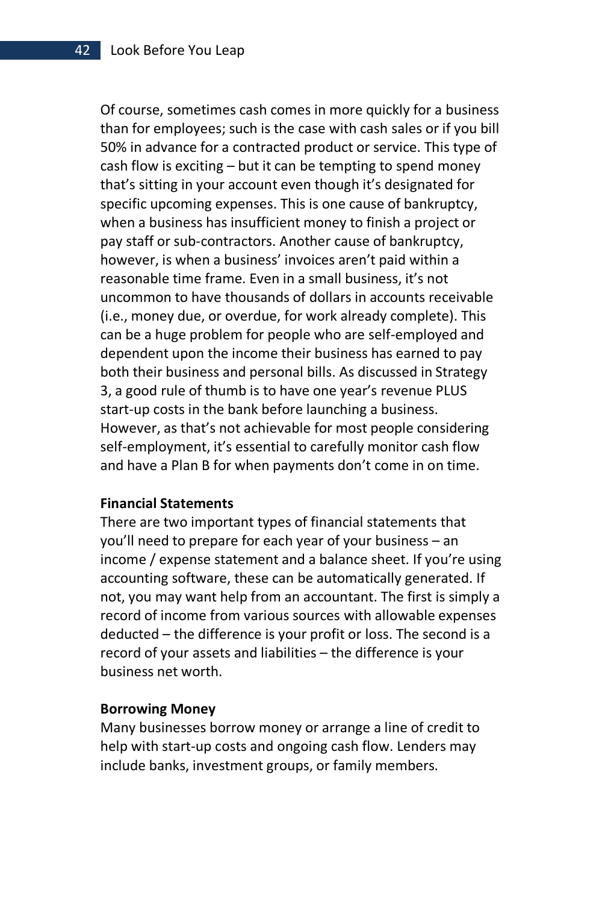Of course, sometimes cash comes in more quickly for a business than for employees; such is the case with cash sales or if you bill 50% in advance for a contracted product or service. This type of cash flow is exciting – but it can be tempting to spend money that's sitting in your account even though it's designated for specific upcoming expenses. This is one cause of bankruptcy, when a business has insufficient money to finish a project or pay staff or sub-contractors. Another cause of bankruptcy, however, is when a business' invoices aren't paid within a reasonable time frame. Even in a small business, it's not uncommon to have thousands of dollars in accounts receivable (i.e., money due, or overdue, for work already complete). This can be a huge problem for people who are self-employed and dependent upon the income their business has earned to pay both their business and personal bills. As discussed in Strategy 3, a good rule of thumb is to have one year's revenue PLUS start-up costs in the bank before launching a business. However, as that's not achievable for most people considering self-employment, it's essential to carefully monitor cash flow and have a Plan B for when payments don't come in on time.

**Financial Statements**

There are two important types of financial statements that you'll need to prepare for each year of your business – an income / expense statement and a balance sheet. If you're using accounting software, these can be automatically generated. If not, you may want help from an accountant. The first is simply a record of income from various sources with allowable expenses deducted – the difference is your profit or loss. The second is a record of your assets and liabilities – the difference is your business net worth.

**Borrowing Money**

Many businesses borrow money or arrange a line of credit to help with start-up costs and ongoing cash flow. Lenders may include banks, investment groups, or family members.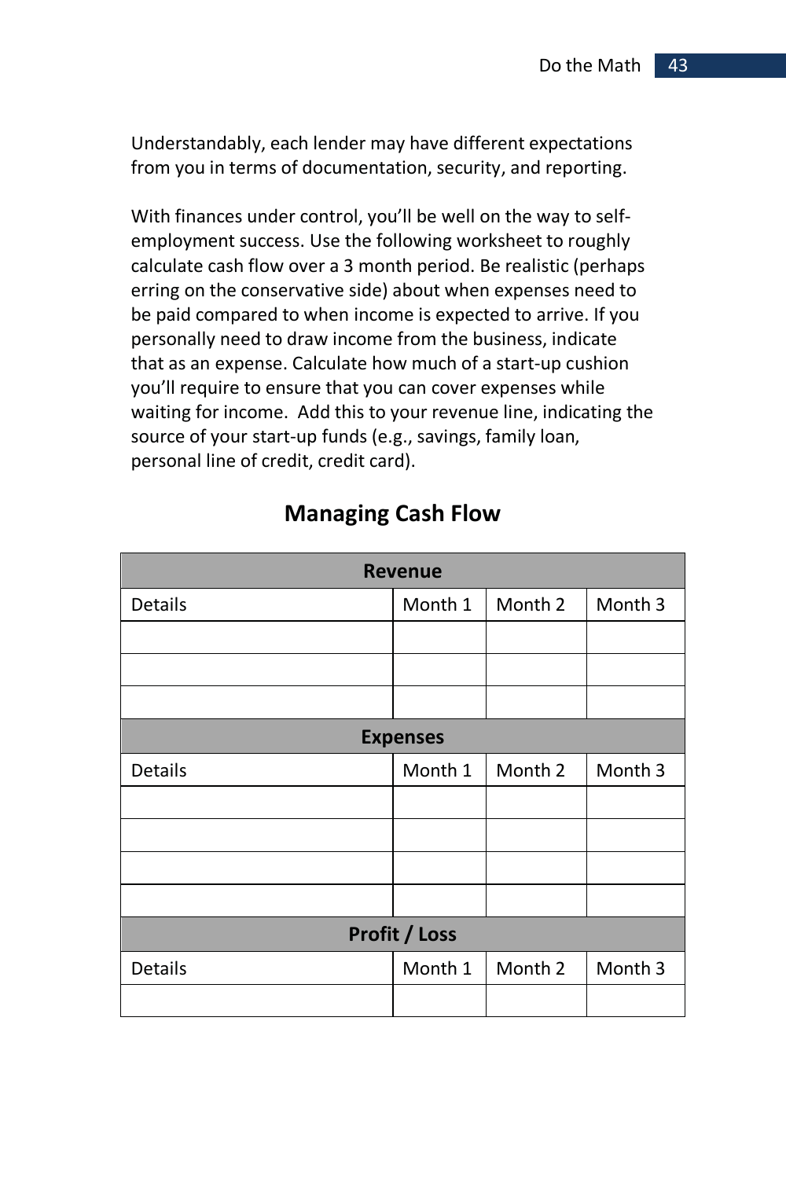Understandably, each lender may have different expectations from you in terms of documentation, security, and reporting.

With finances under control, you'll be well on the way to self-employment success. Use the following worksheet to roughly calculate cash flow over a 3 month period. Be realistic (perhaps erring on the conservative side) about when expenses need to be paid compared to when income is expected to arrive. If you personally need to draw income from the business, indicate that as an expense. Calculate how much of a start-up cushion you'll require to ensure that you can cover expenses while waiting for income. Add this to your revenue line, indicating the source of your start-up funds (e.g., savings, family loan, personal line of credit, credit card).

## Managing Cash Flow

| **Revenue** | | | |
|---|---|---|---|
| Details | Month 1 | Month 2 | Month 3 |
| | | | |
| | | | |
| | | | |
| **Expenses** | | | |
| Details | Month 1 | Month 2 | Month 3 |
| | | | |
| | | | |
| | | | |
| | | | |
| **Profit / Loss** | | | |
| Details | Month 1 | Month 2 | Month 3 |
| | | | |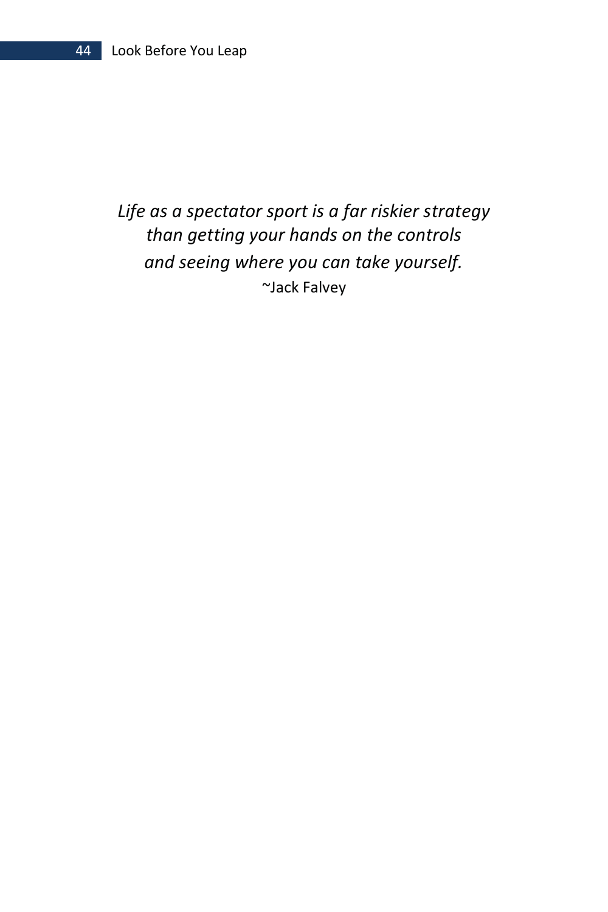*Life as a spectator sport is a far riskier strategy*
*than getting your hands on the controls*
*and seeing where you can take yourself.*

~Jack Falvey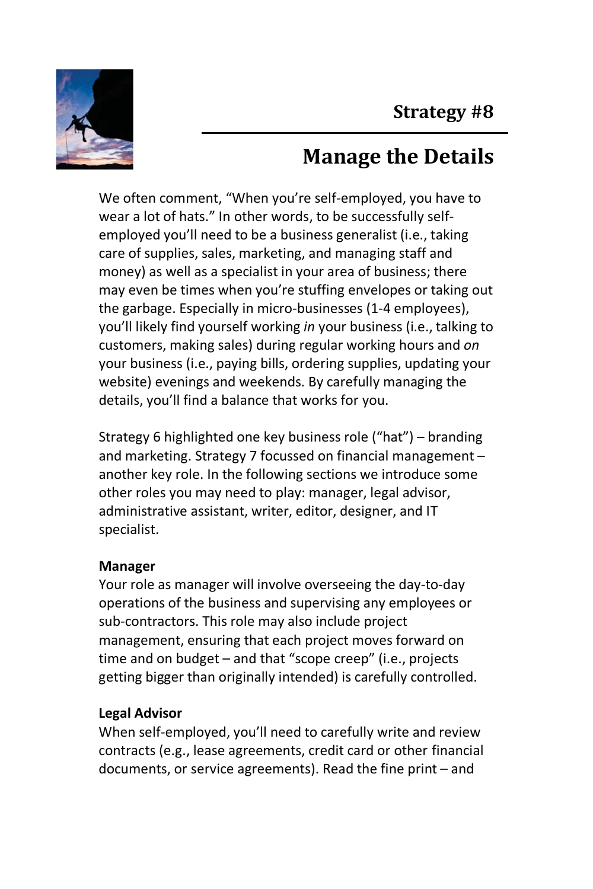## Strategy #8

# Manage the Details

We often comment, "When you're self-employed, you have to wear a lot of hats." In other words, to be successfully self-employed you'll need to be a business generalist (i.e., taking care of supplies, sales, marketing, and managing staff and money) as well as a specialist in your area of business; there may even be times when you're stuffing envelopes or taking out the garbage. Especially in micro-businesses (1-4 employees), you'll likely find yourself working *in* your business (i.e., talking to customers, making sales) during regular working hours and *on* your business (i.e., paying bills, ordering supplies, updating your website) evenings and weekends. By carefully managing the details, you'll find a balance that works for you.

Strategy 6 highlighted one key business role ("hat") – branding and marketing. Strategy 7 focussed on financial management – another key role. In the following sections we introduce some other roles you may need to play: manager, legal advisor, administrative assistant, writer, editor, designer, and IT specialist.

**Manager**
Your role as manager will involve overseeing the day-to-day operations of the business and supervising any employees or sub-contractors. This role may also include project management, ensuring that each project moves forward on time and on budget – and that "scope creep" (i.e., projects getting bigger than originally intended) is carefully controlled.

**Legal Advisor**
When self-employed, you'll need to carefully write and review contracts (e.g., lease agreements, credit card or other financial documents, or service agreements). Read the fine print – and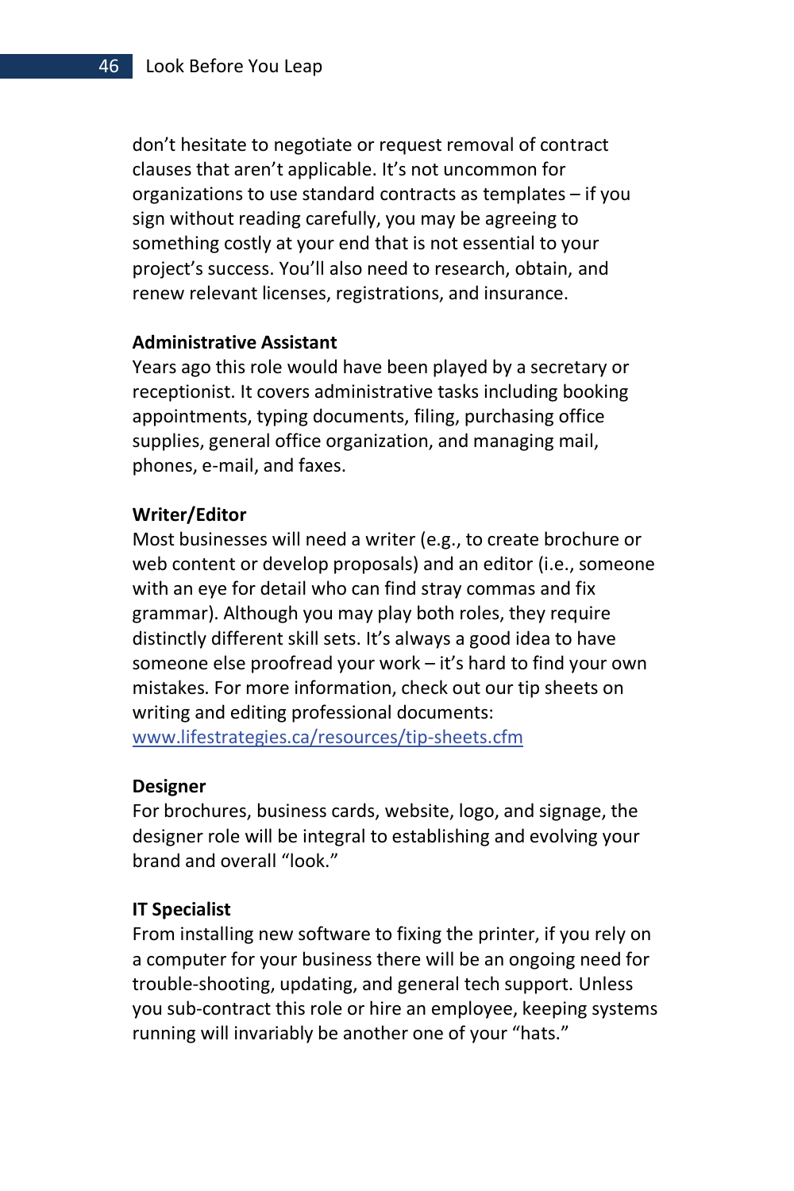don't hesitate to negotiate or request removal of contract clauses that aren't applicable. It's not uncommon for organizations to use standard contracts as templates – if you sign without reading carefully, you may be agreeing to something costly at your end that is not essential to your project's success. You'll also need to research, obtain, and renew relevant licenses, registrations, and insurance.

**Administrative Assistant**
Years ago this role would have been played by a secretary or receptionist. It covers administrative tasks including booking appointments, typing documents, filing, purchasing office supplies, general office organization, and managing mail, phones, e-mail, and faxes.

**Writer/Editor**
Most businesses will need a writer (e.g., to create brochure or web content or develop proposals) and an editor (i.e., someone with an eye for detail who can find stray commas and fix grammar). Although you may play both roles, they require distinctly different skill sets. It's always a good idea to have someone else proofread your work – it's hard to find your own mistakes. For more information, check out our tip sheets on writing and editing professional documents:
[www.lifestrategies.ca/resources/tip-sheets.cfm](www.lifestrategies.ca/resources/tip-sheets.cfm)

**Designer**
For brochures, business cards, website, logo, and signage, the designer role will be integral to establishing and evolving your brand and overall "look."

**IT Specialist**
From installing new software to fixing the printer, if you rely on a computer for your business there will be an ongoing need for trouble-shooting, updating, and general tech support. Unless you sub-contract this role or hire an employee, keeping systems running will invariably be another one of your "hats."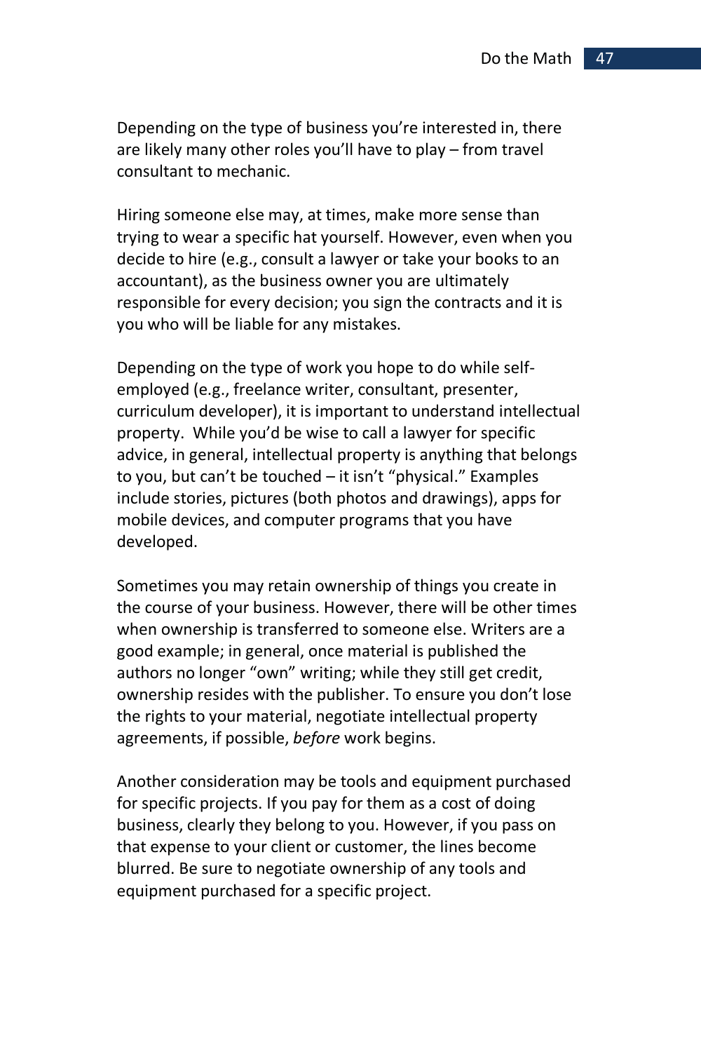Depending on the type of business you're interested in, there are likely many other roles you'll have to play – from travel consultant to mechanic.

Hiring someone else may, at times, make more sense than trying to wear a specific hat yourself. However, even when you decide to hire (e.g., consult a lawyer or take your books to an accountant), as the business owner you are ultimately responsible for every decision; you sign the contracts and it is you who will be liable for any mistakes.

Depending on the type of work you hope to do while self-employed (e.g., freelance writer, consultant, presenter, curriculum developer), it is important to understand intellectual property. While you'd be wise to call a lawyer for specific advice, in general, intellectual property is anything that belongs to you, but can't be touched – it isn't "physical." Examples include stories, pictures (both photos and drawings), apps for mobile devices, and computer programs that you have developed.

Sometimes you may retain ownership of things you create in the course of your business. However, there will be other times when ownership is transferred to someone else. Writers are a good example; in general, once material is published the authors no longer "own" writing; while they still get credit, ownership resides with the publisher. To ensure you don't lose the rights to your material, negotiate intellectual property agreements, if possible, *before* work begins.

Another consideration may be tools and equipment purchased for specific projects. If you pay for them as a cost of doing business, clearly they belong to you. However, if you pass on that expense to your client or customer, the lines become blurred. Be sure to negotiate ownership of any tools and equipment purchased for a specific project.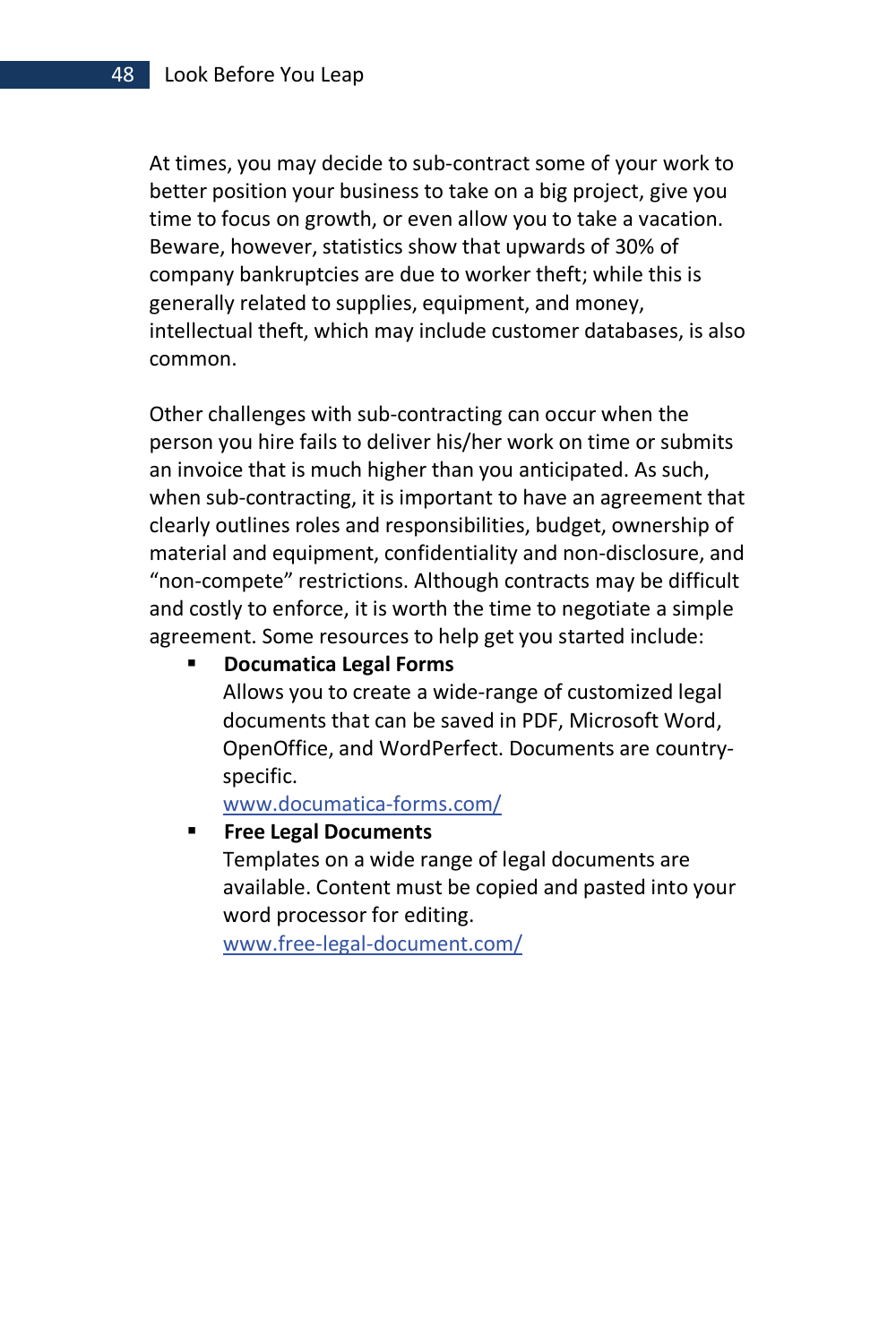At times, you may decide to sub-contract some of your work to better position your business to take on a big project, give you time to focus on growth, or even allow you to take a vacation. Beware, however, statistics show that upwards of 30% of company bankruptcies are due to worker theft; while this is generally related to supplies, equipment, and money, intellectual theft, which may include customer databases, is also common.

Other challenges with sub-contracting can occur when the person you hire fails to deliver his/her work on time or submits an invoice that is much higher than you anticipated. As such, when sub-contracting, it is important to have an agreement that clearly outlines roles and responsibilities, budget, ownership of material and equipment, confidentiality and non-disclosure, and "non-compete" restrictions. Although contracts may be difficult and costly to enforce, it is worth the time to negotiate a simple agreement. Some resources to help get you started include:

- **Documatica Legal Forms**
  Allows you to create a wide-range of customized legal documents that can be saved in PDF, Microsoft Word, OpenOffice, and WordPerfect. Documents are country-specific.
  [www.documatica-forms.com/](http://www.documatica-forms.com/)
- **Free Legal Documents**
  Templates on a wide range of legal documents are available. Content must be copied and pasted into your word processor for editing.
  [www.free-legal-document.com/](http://www.free-legal-document.com/)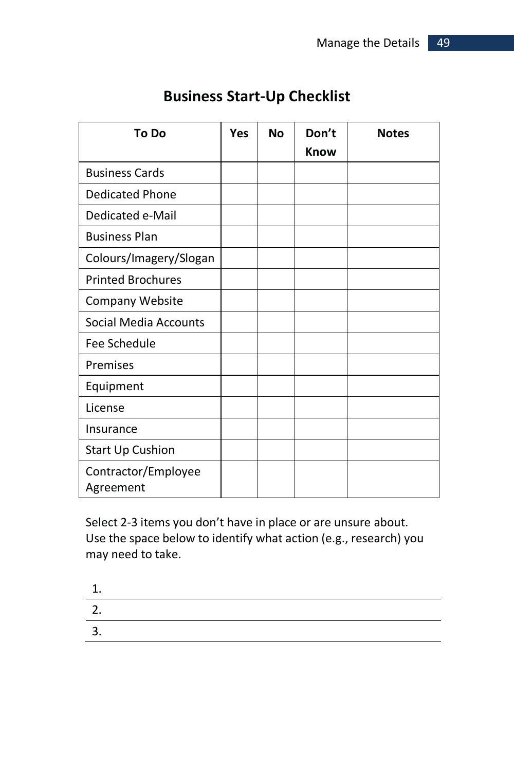## Business Start-Up Checklist

| To Do | Yes | No | Don't Know | Notes |
|---|---|---|---|---|
| Business Cards | | | | |
| Dedicated Phone | | | | |
| Dedicated e-Mail | | | | |
| Business Plan | | | | |
| Colours/Imagery/Slogan | | | | |
| Printed Brochures | | | | |
| Company Website | | | | |
| Social Media Accounts | | | | |
| Fee Schedule | | | | |
| Premises | | | | |
| Equipment | | | | |
| License | | | | |
| Insurance | | | | |
| Start Up Cushion | | | | |
| Contractor/Employee Agreement | | | | |

Select 2-3 items you don't have in place or are unsure about. Use the space below to identify what action (e.g., research) you may need to take.

1. 
2. 
3.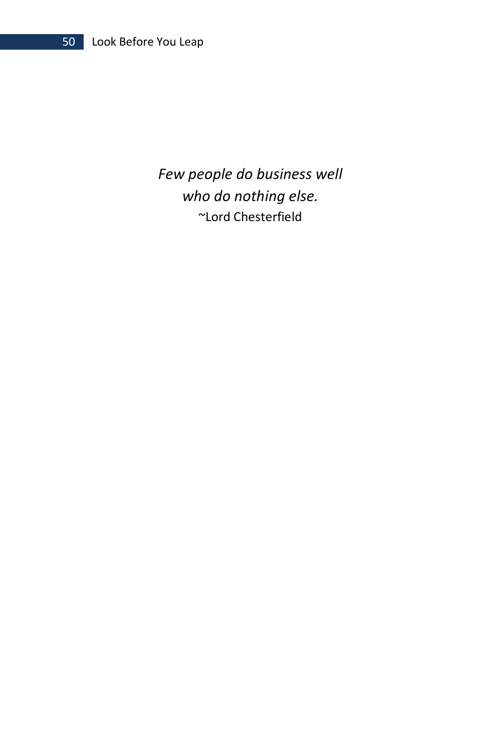*Few people do business well*
*who do nothing else.*
~Lord Chesterfield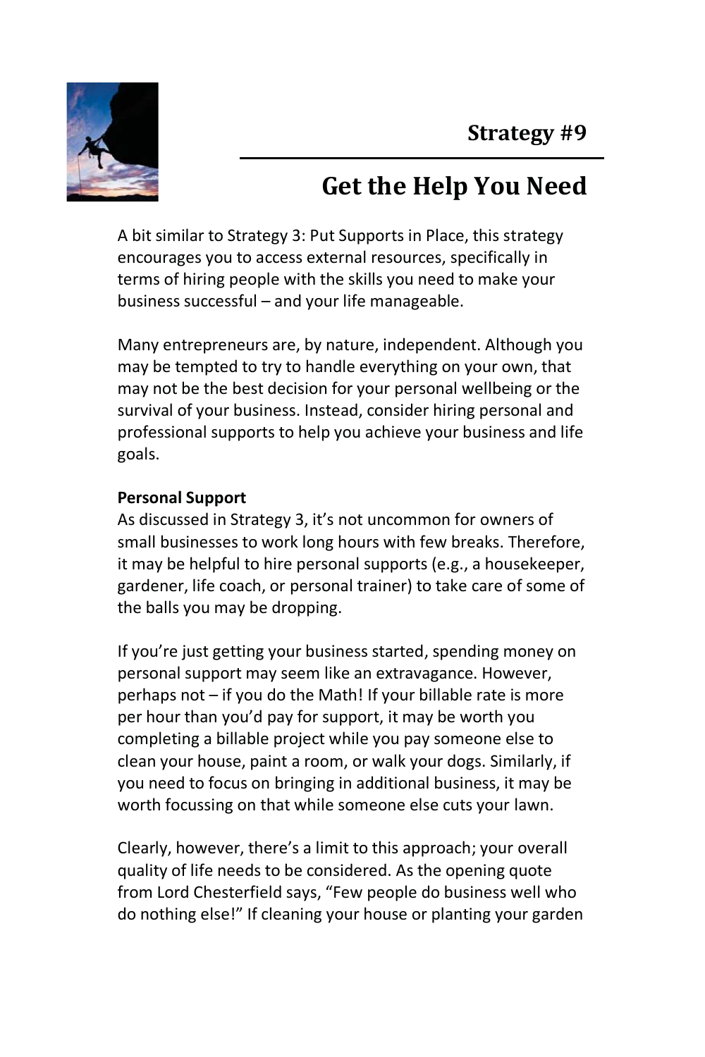## Strategy #9

# Get the Help You Need

A bit similar to Strategy 3: Put Supports in Place, this strategy encourages you to access external resources, specifically in terms of hiring people with the skills you need to make your business successful – and your life manageable.

Many entrepreneurs are, by nature, independent. Although you may be tempted to try to handle everything on your own, that may not be the best decision for your personal wellbeing or the survival of your business. Instead, consider hiring personal and professional supports to help you achieve your business and life goals.

**Personal Support**

As discussed in Strategy 3, it's not uncommon for owners of small businesses to work long hours with few breaks. Therefore, it may be helpful to hire personal supports (e.g., a housekeeper, gardener, life coach, or personal trainer) to take care of some of the balls you may be dropping.

If you're just getting your business started, spending money on personal support may seem like an extravagance. However, perhaps not – if you do the Math! If your billable rate is more per hour than you'd pay for support, it may be worth you completing a billable project while you pay someone else to clean your house, paint a room, or walk your dogs. Similarly, if you need to focus on bringing in additional business, it may be worth focussing on that while someone else cuts your lawn.

Clearly, however, there's a limit to this approach; your overall quality of life needs to be considered. As the opening quote from Lord Chesterfield says, "Few people do business well who do nothing else!" If cleaning your house or planting your garden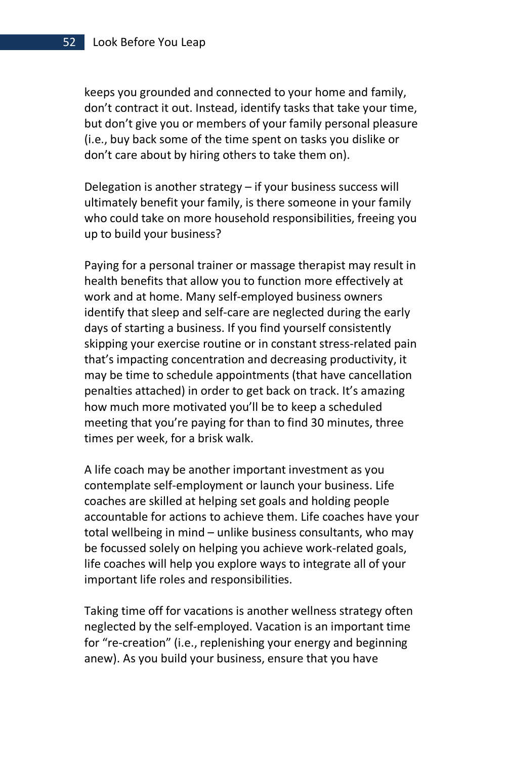keeps you grounded and connected to your home and family, don't contract it out. Instead, identify tasks that take your time, but don't give you or members of your family personal pleasure (i.e., buy back some of the time spent on tasks you dislike or don't care about by hiring others to take them on).

Delegation is another strategy – if your business success will ultimately benefit your family, is there someone in your family who could take on more household responsibilities, freeing you up to build your business?

Paying for a personal trainer or massage therapist may result in health benefits that allow you to function more effectively at work and at home. Many self-employed business owners identify that sleep and self-care are neglected during the early days of starting a business. If you find yourself consistently skipping your exercise routine or in constant stress-related pain that's impacting concentration and decreasing productivity, it may be time to schedule appointments (that have cancellation penalties attached) in order to get back on track. It's amazing how much more motivated you'll be to keep a scheduled meeting that you're paying for than to find 30 minutes, three times per week, for a brisk walk.

A life coach may be another important investment as you contemplate self-employment or launch your business. Life coaches are skilled at helping set goals and holding people accountable for actions to achieve them. Life coaches have your total wellbeing in mind – unlike business consultants, who may be focussed solely on helping you achieve work-related goals, life coaches will help you explore ways to integrate all of your important life roles and responsibilities.

Taking time off for vacations is another wellness strategy often neglected by the self-employed. Vacation is an important time for "re-creation" (i.e., replenishing your energy and beginning anew). As you build your business, ensure that you have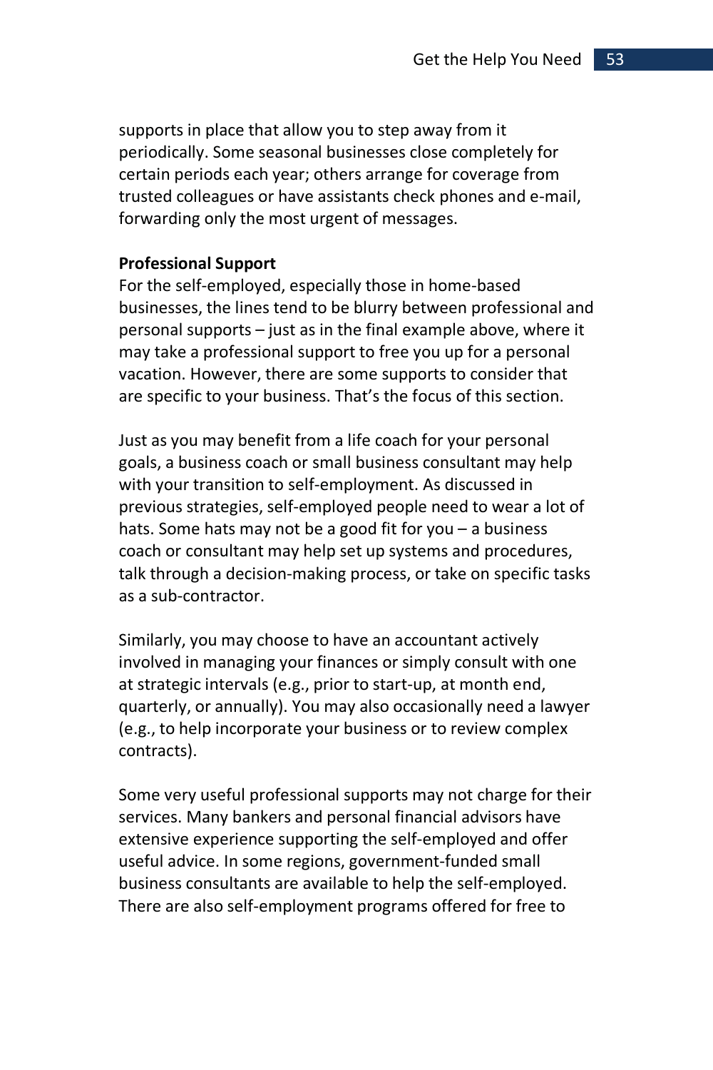supports in place that allow you to step away from it periodically. Some seasonal businesses close completely for certain periods each year; others arrange for coverage from trusted colleagues or have assistants check phones and e-mail, forwarding only the most urgent of messages.

**Professional Support**

For the self-employed, especially those in home-based businesses, the lines tend to be blurry between professional and personal supports – just as in the final example above, where it may take a professional support to free you up for a personal vacation. However, there are some supports to consider that are specific to your business. That's the focus of this section.

Just as you may benefit from a life coach for your personal goals, a business coach or small business consultant may help with your transition to self-employment. As discussed in previous strategies, self-employed people need to wear a lot of hats. Some hats may not be a good fit for you – a business coach or consultant may help set up systems and procedures, talk through a decision-making process, or take on specific tasks as a sub-contractor.

Similarly, you may choose to have an accountant actively involved in managing your finances or simply consult with one at strategic intervals (e.g., prior to start-up, at month end, quarterly, or annually). You may also occasionally need a lawyer (e.g., to help incorporate your business or to review complex contracts).

Some very useful professional supports may not charge for their services. Many bankers and personal financial advisors have extensive experience supporting the self-employed and offer useful advice. In some regions, government-funded small business consultants are available to help the self-employed. There are also self-employment programs offered for free to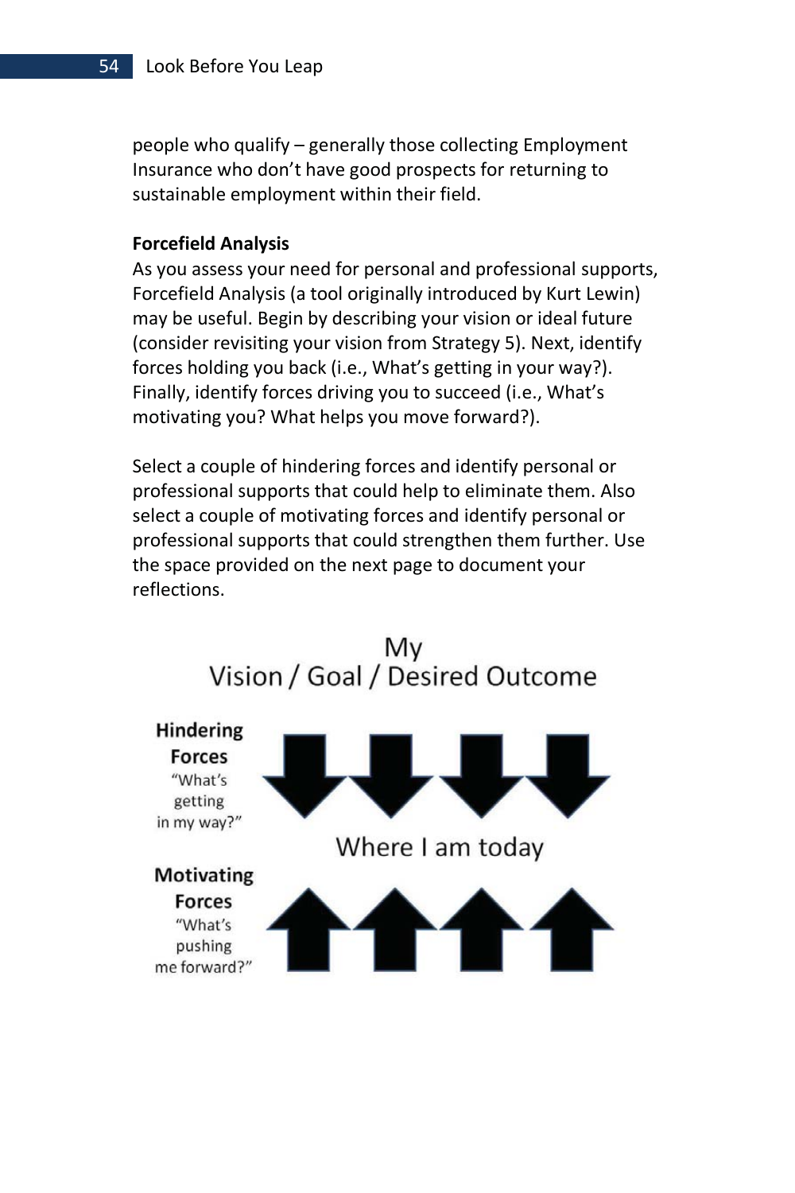people who qualify – generally those collecting Employment Insurance who don't have good prospects for returning to sustainable employment within their field.

**Forcefield Analysis**

As you assess your need for personal and professional supports, Forcefield Analysis (a tool originally introduced by Kurt Lewin) may be useful. Begin by describing your vision or ideal future (consider revisiting your vision from Strategy 5). Next, identify forces holding you back (i.e., What's getting in your way?). Finally, identify forces driving you to succeed (i.e., What's motivating you? What helps you move forward?).

Select a couple of hindering forces and identify personal or professional supports that could help to eliminate them. Also select a couple of motivating forces and identify personal or professional supports that could strengthen them further. Use the space provided on the next page to document your reflections.

My
Vision / Goal / Desired Outcome

**Hindering Forces**
"What's getting in my way?"

Where I am today

**Motivating Forces**
"What's pushing me forward?"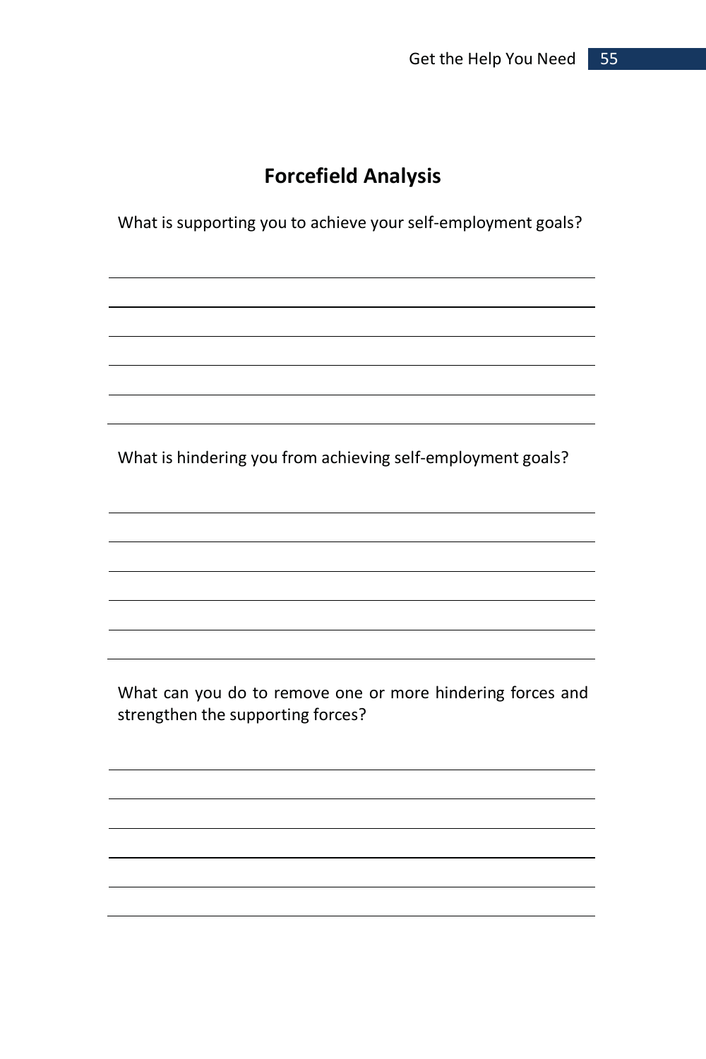## Forcefield Analysis

What is supporting you to achieve your self-employment goals?

What is hindering you from achieving self-employment goals?

What can you do to remove one or more hindering forces and strengthen the supporting forces?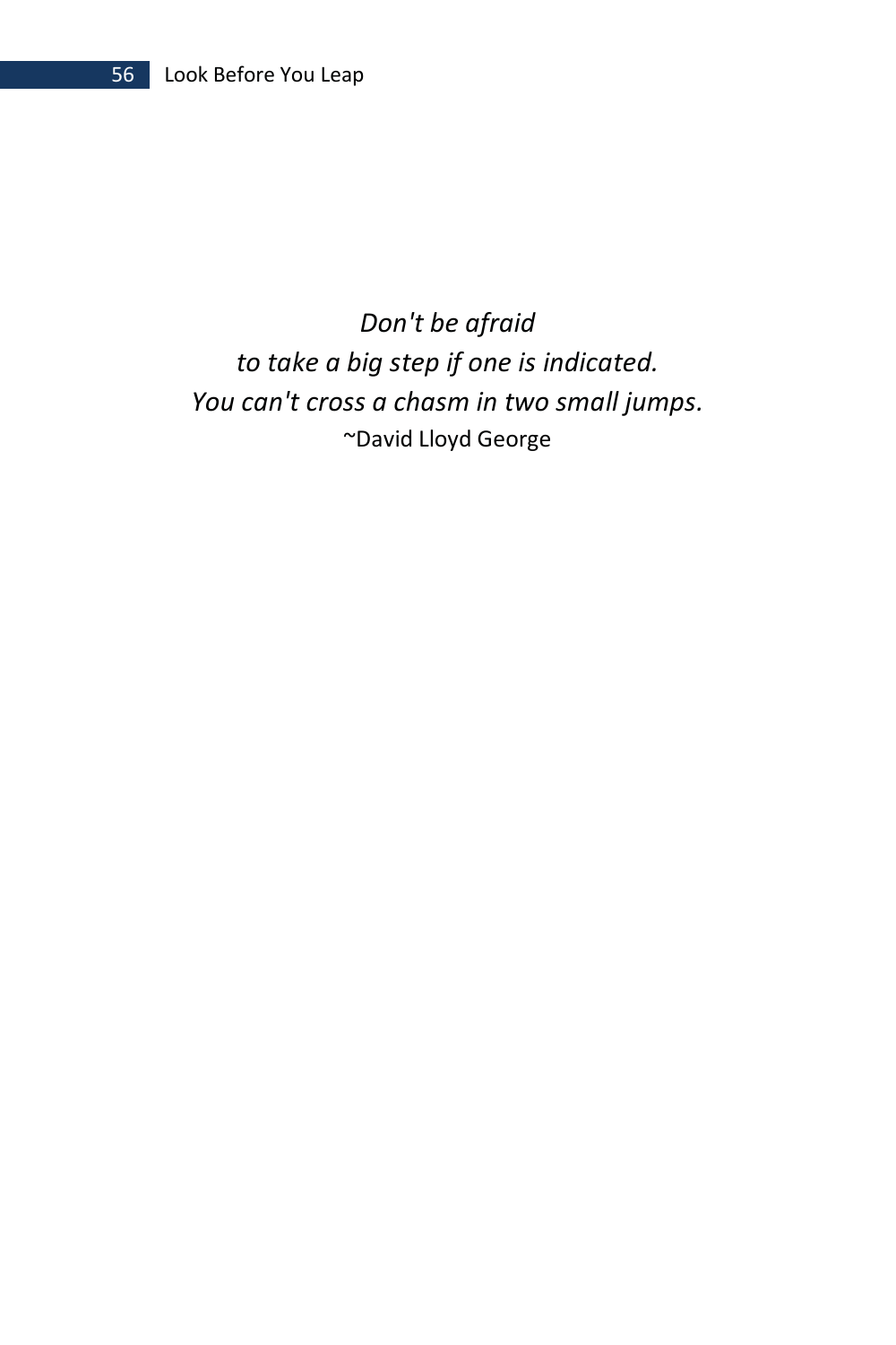*Don't be afraid*
*to take a big step if one is indicated.*
*You can't cross a chasm in two small jumps.*
~David Lloyd George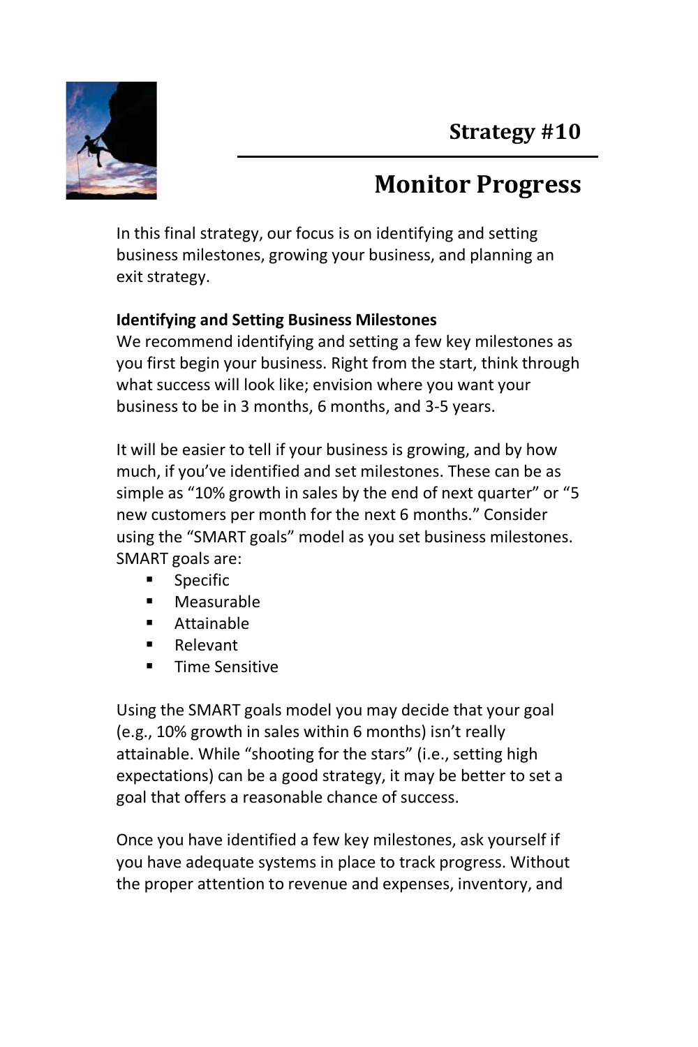## Strategy #10

# Monitor Progress

In this final strategy, our focus is on identifying and setting business milestones, growing your business, and planning an exit strategy.

**Identifying and Setting Business Milestones**

We recommend identifying and setting a few key milestones as you first begin your business. Right from the start, think through what success will look like; envision where you want your business to be in 3 months, 6 months, and 3-5 years.

It will be easier to tell if your business is growing, and by how much, if you've identified and set milestones. These can be as simple as "10% growth in sales by the end of next quarter" or "5 new customers per month for the next 6 months." Consider using the "SMART goals" model as you set business milestones. SMART goals are:

- Specific
- Measurable
- Attainable
- Relevant
- Time Sensitive

Using the SMART goals model you may decide that your goal (e.g., 10% growth in sales within 6 months) isn't really attainable. While "shooting for the stars" (i.e., setting high expectations) can be a good strategy, it may be better to set a goal that offers a reasonable chance of success.

Once you have identified a few key milestones, ask yourself if you have adequate systems in place to track progress. Without the proper attention to revenue and expenses, inventory, and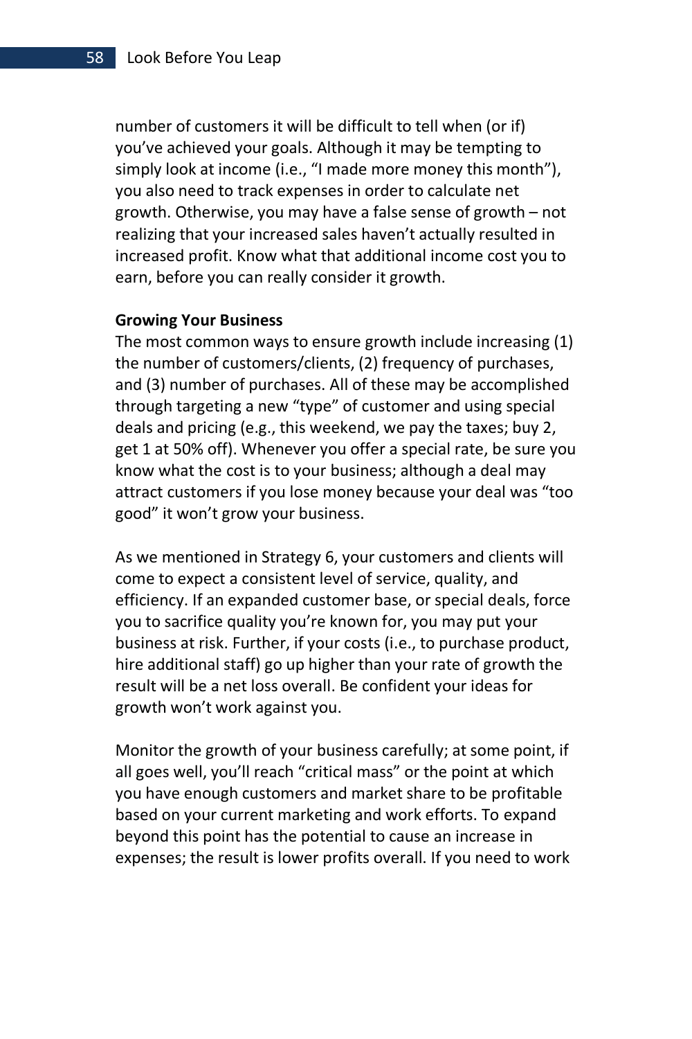number of customers it will be difficult to tell when (or if) you've achieved your goals. Although it may be tempting to simply look at income (i.e., "I made more money this month"), you also need to track expenses in order to calculate net growth. Otherwise, you may have a false sense of growth – not realizing that your increased sales haven't actually resulted in increased profit. Know what that additional income cost you to earn, before you can really consider it growth.

**Growing Your Business**

The most common ways to ensure growth include increasing (1) the number of customers/clients, (2) frequency of purchases, and (3) number of purchases. All of these may be accomplished through targeting a new "type" of customer and using special deals and pricing (e.g., this weekend, we pay the taxes; buy 2, get 1 at 50% off). Whenever you offer a special rate, be sure you know what the cost is to your business; although a deal may attract customers if you lose money because your deal was "too good" it won't grow your business.

As we mentioned in Strategy 6, your customers and clients will come to expect a consistent level of service, quality, and efficiency. If an expanded customer base, or special deals, force you to sacrifice quality you're known for, you may put your business at risk. Further, if your costs (i.e., to purchase product, hire additional staff) go up higher than your rate of growth the result will be a net loss overall. Be confident your ideas for growth won't work against you.

Monitor the growth of your business carefully; at some point, if all goes well, you'll reach "critical mass" or the point at which you have enough customers and market share to be profitable based on your current marketing and work efforts. To expand beyond this point has the potential to cause an increase in expenses; the result is lower profits overall. If you need to work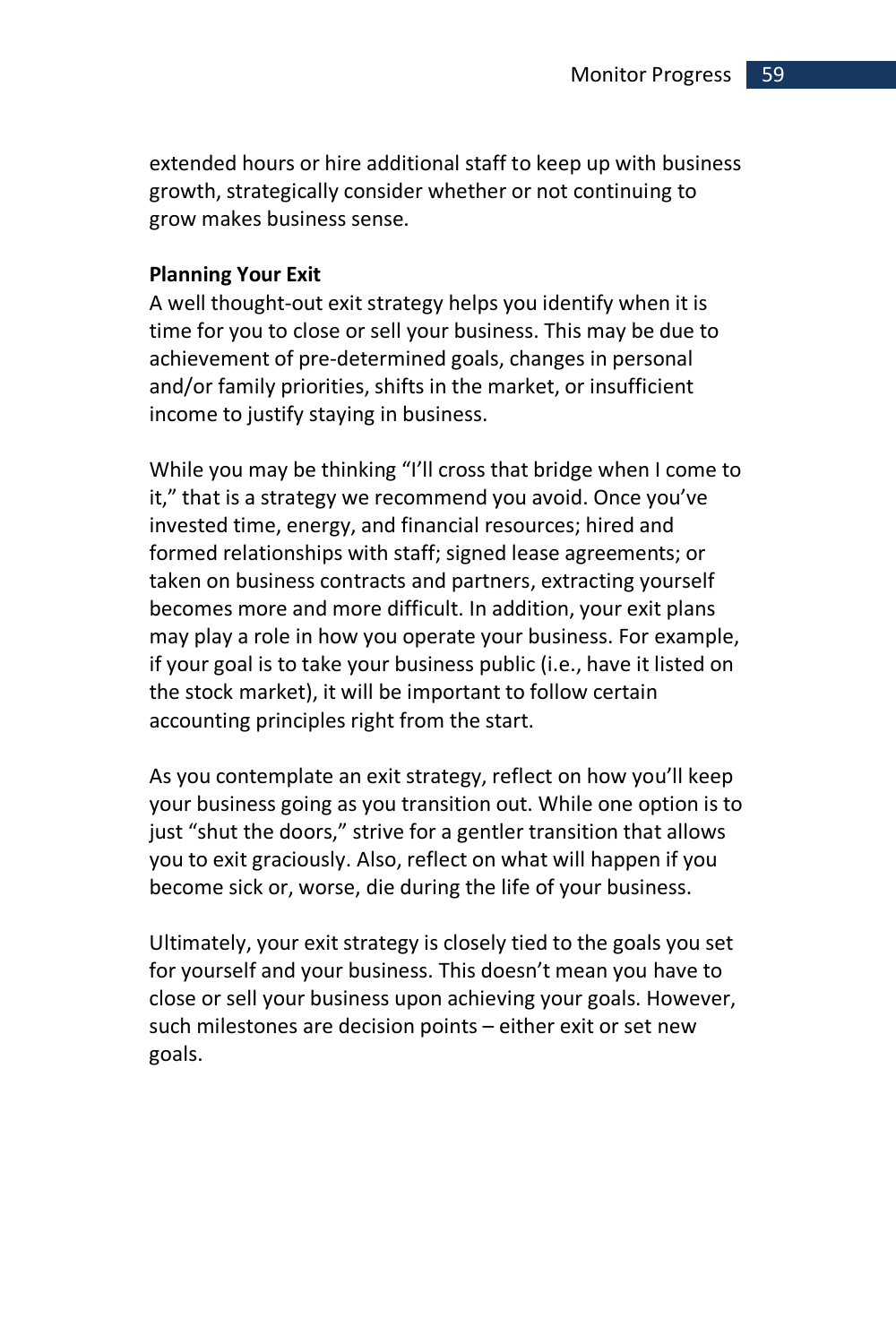extended hours or hire additional staff to keep up with business growth, strategically consider whether or not continuing to grow makes business sense.

**Planning Your Exit**

A well thought-out exit strategy helps you identify when it is time for you to close or sell your business. This may be due to achievement of pre-determined goals, changes in personal and/or family priorities, shifts in the market, or insufficient income to justify staying in business.

While you may be thinking "I'll cross that bridge when I come to it," that is a strategy we recommend you avoid. Once you've invested time, energy, and financial resources; hired and formed relationships with staff; signed lease agreements; or taken on business contracts and partners, extracting yourself becomes more and more difficult. In addition, your exit plans may play a role in how you operate your business. For example, if your goal is to take your business public (i.e., have it listed on the stock market), it will be important to follow certain accounting principles right from the start.

As you contemplate an exit strategy, reflect on how you'll keep your business going as you transition out. While one option is to just "shut the doors," strive for a gentler transition that allows you to exit graciously. Also, reflect on what will happen if you become sick or, worse, die during the life of your business.

Ultimately, your exit strategy is closely tied to the goals you set for yourself and your business. This doesn't mean you have to close or sell your business upon achieving your goals. However, such milestones are decision points – either exit or set new goals.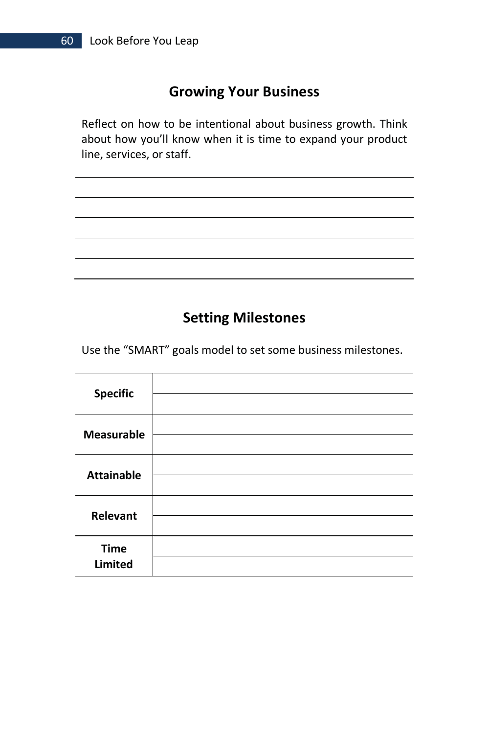## Growing Your Business

Reflect on how to be intentional about business growth. Think about how you'll know when it is time to expand your product line, services, or staff.

## Setting Milestones

Use the "SMART" goals model to set some business milestones.

| | |
|---|---|
| **Specific** | |
| **Measurable** | |
| **Attainable** | |
| **Relevant** | |
| **Time Limited** | |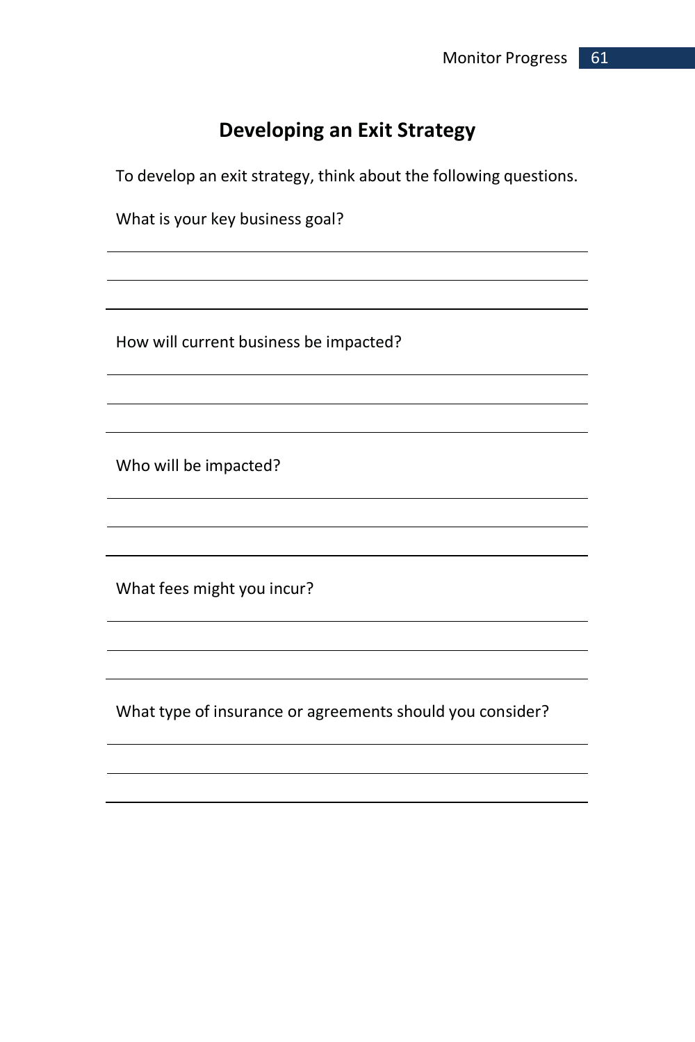## Developing an Exit Strategy

To develop an exit strategy, think about the following questions.

What is your key business goal?

How will current business be impacted?

Who will be impacted?

What fees might you incur?

What type of insurance or agreements should you consider?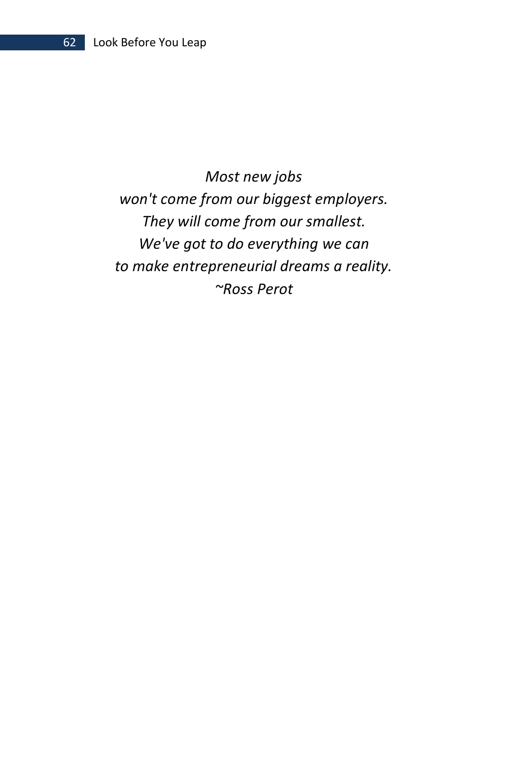*Most new jobs*
*won't come from our biggest employers.*
*They will come from our smallest.*
*We've got to do everything we can*
*to make entrepreneurial dreams a reality.*
*~Ross Perot*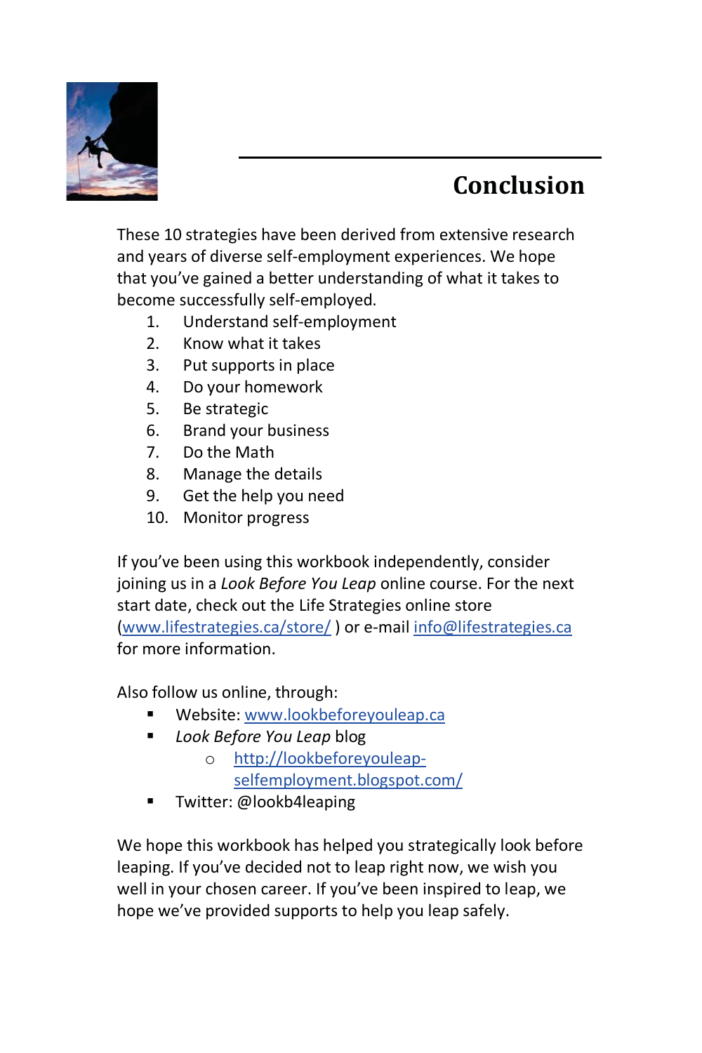# Conclusion

These 10 strategies have been derived from extensive research and years of diverse self-employment experiences. We hope that you've gained a better understanding of what it takes to become successfully self-employed.

1. Understand self-employment
2. Know what it takes
3. Put supports in place
4. Do your homework
5. Be strategic
6. Brand your business
7. Do the Math
8. Manage the details
9. Get the help you need
10. Monitor progress

If you've been using this workbook independently, consider joining us in a *Look Before You Leap* online course. For the next start date, check out the Life Strategies online store (www.lifestrategies.ca/store/ ) or e-mail info@lifestrategies.ca for more information.

Also follow us online, through:

- Website: www.lookbeforeyouleap.ca
- *Look Before You Leap* blog
    - http://lookbeforeyouleap-selfemployment.blogspot.com/
- Twitter: @lookb4leaping

We hope this workbook has helped you strategically look before leaping. If you've decided not to leap right now, we wish you well in your chosen career. If you've been inspired to leap, we hope we've provided supports to help you leap safely.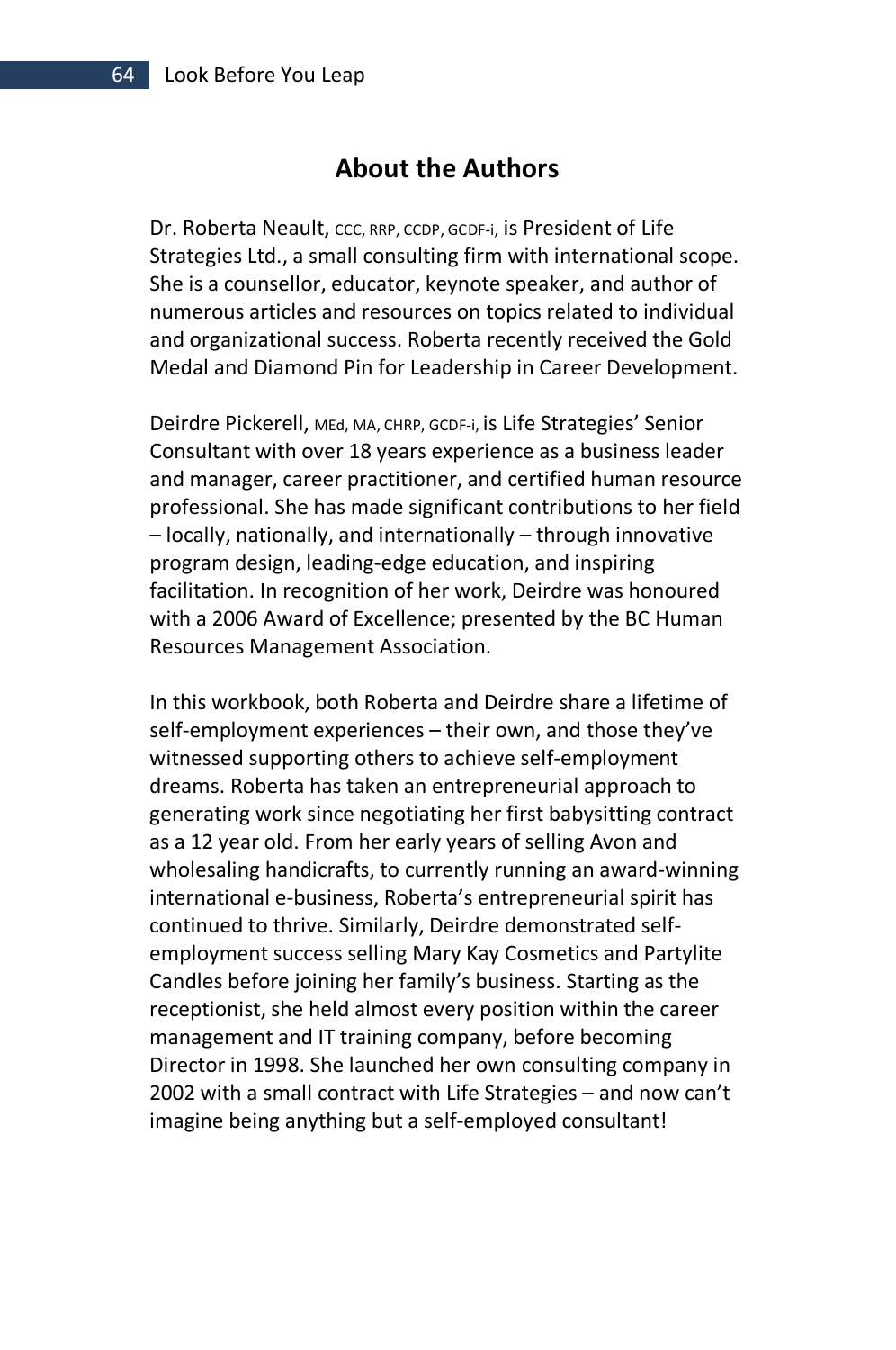## About the Authors

Dr. Roberta Neault, CCC, RRP, CCDP, GCDF-i, is President of Life Strategies Ltd., a small consulting firm with international scope. She is a counsellor, educator, keynote speaker, and author of numerous articles and resources on topics related to individual and organizational success. Roberta recently received the Gold Medal and Diamond Pin for Leadership in Career Development.

Deirdre Pickerell, MEd, MA, CHRP, GCDF-i, is Life Strategies' Senior Consultant with over 18 years experience as a business leader and manager, career practitioner, and certified human resource professional. She has made significant contributions to her field – locally, nationally, and internationally – through innovative program design, leading-edge education, and inspiring facilitation. In recognition of her work, Deirdre was honoured with a 2006 Award of Excellence; presented by the BC Human Resources Management Association.

In this workbook, both Roberta and Deirdre share a lifetime of self-employment experiences – their own, and those they've witnessed supporting others to achieve self-employment dreams. Roberta has taken an entrepreneurial approach to generating work since negotiating her first babysitting contract as a 12 year old. From her early years of selling Avon and wholesaling handicrafts, to currently running an award-winning international e-business, Roberta's entrepreneurial spirit has continued to thrive. Similarly, Deirdre demonstrated self-employment success selling Mary Kay Cosmetics and Partylite Candles before joining her family's business. Starting as the receptionist, she held almost every position within the career management and IT training company, before becoming Director in 1998. She launched her own consulting company in 2002 with a small contract with Life Strategies – and now can't imagine being anything but a self-employed consultant!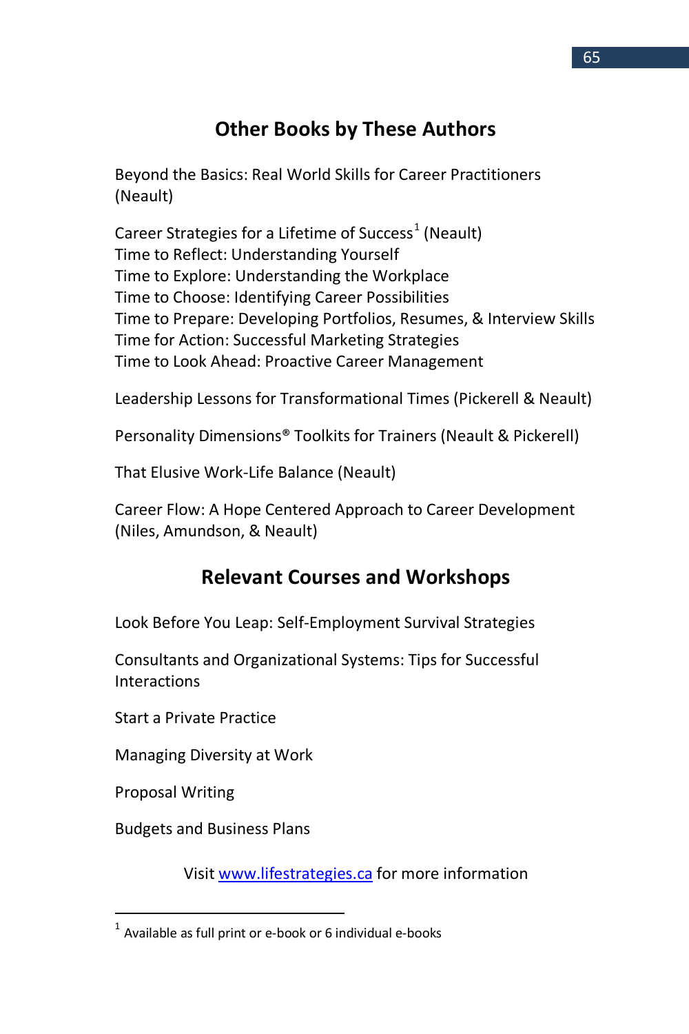## Other Books by These Authors

Beyond the Basics: Real World Skills for Career Practitioners (Neault)

Career Strategies for a Lifetime of Success[1] (Neault)
Time to Reflect: Understanding Yourself
Time to Explore: Understanding the Workplace
Time to Choose: Identifying Career Possibilities
Time to Prepare: Developing Portfolios, Resumes, & Interview Skills
Time for Action: Successful Marketing Strategies
Time to Look Ahead: Proactive Career Management

Leadership Lessons for Transformational Times (Pickerell & Neault)

Personality Dimensions® Toolkits for Trainers (Neault & Pickerell)

That Elusive Work-Life Balance (Neault)

Career Flow: A Hope Centered Approach to Career Development (Niles, Amundson, & Neault)

## Relevant Courses and Workshops

Look Before You Leap: Self-Employment Survival Strategies

Consultants and Organizational Systems: Tips for Successful Interactions

Start a Private Practice

Managing Diversity at Work

Proposal Writing

Budgets and Business Plans

Visit www.lifestrategies.ca for more information

---

[1] Available as full print or e-book or 6 individual e-books